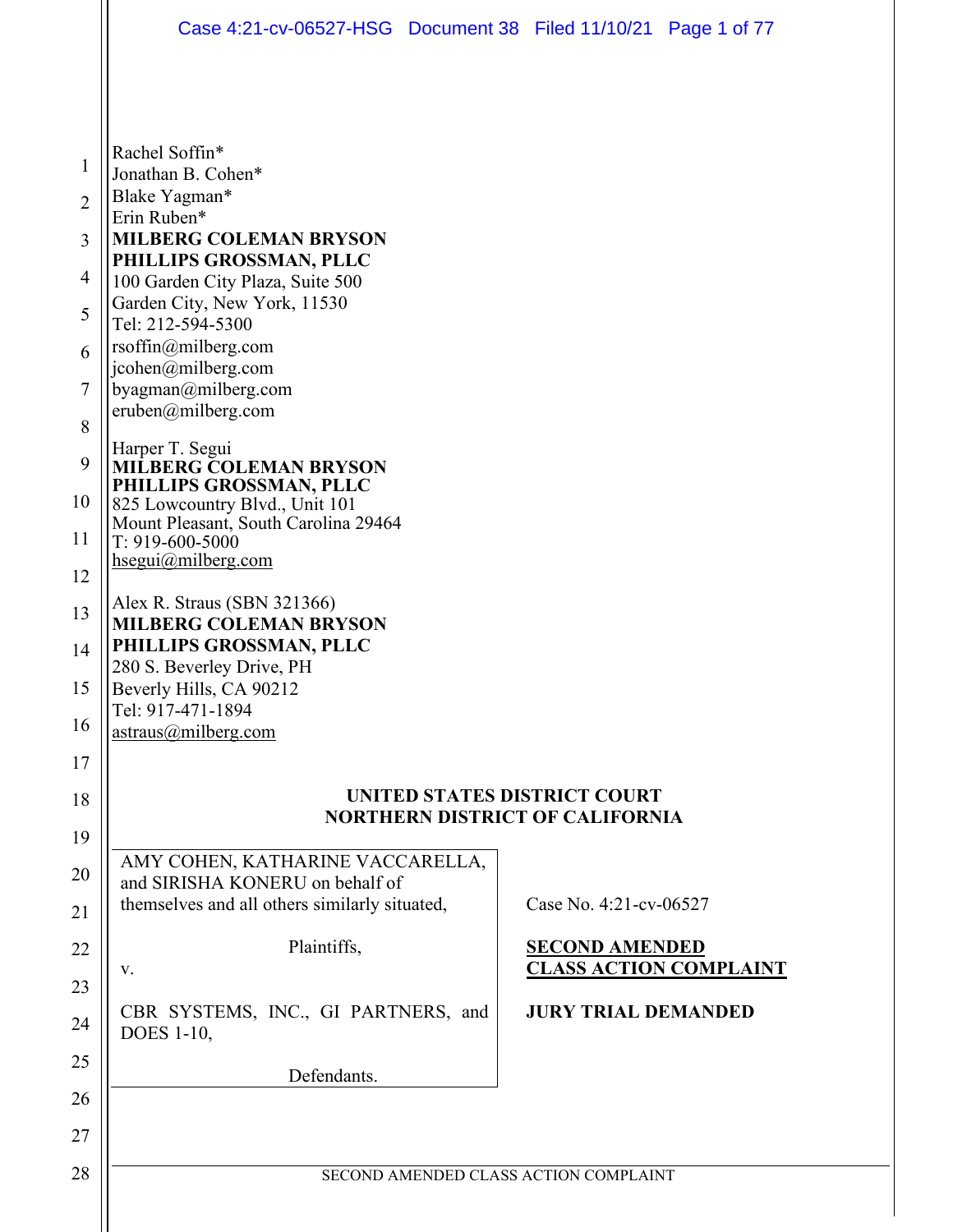Rachel Soffin*
Jonathan B. Cohen*
Blake Yagman*
Erin Ruben*
**MILBERG COLEMAN BRYSON PHILLIPS GROSSMAN, PLLC**
100 Garden City Plaza, Suite 500
Garden City, New York, 11530
Tel: 212-594-5300
rsoffin@milberg.com
jcohen@milberg.com
byagman@milberg.com
eruben@milberg.com

Harper T. Segui
**MILBERG COLEMAN BRYSON PHILLIPS GROSSMAN, PLLC**
825 Lowcountry Blvd., Unit 101
Mount Pleasant, South Carolina 29464
T: 919-600-5000
hsegui@milberg.com

Alex R. Straus (SBN 321366)
**MILBERG COLEMAN BRYSON PHILLIPS GROSSMAN, PLLC**
280 S. Beverley Drive, PH
Beverly Hills, CA 90212
Tel: 917-471-1894
astraus@milberg.com

**UNITED STATES DISTRICT COURT**
**NORTHERN DISTRICT OF CALIFORNIA**

AMY COHEN, KATHARINE VACCARELLA, and SIRISHA KONERU on behalf of themselves and all others similarly situated,

Plaintiffs,

v.

CBR SYSTEMS, INC., GI PARTNERS, and DOES 1-10,

Defendants.

Case No. 4:21-cv-06527

**SECOND AMENDED CLASS ACTION COMPLAINT**

**JURY TRIAL DEMANDED**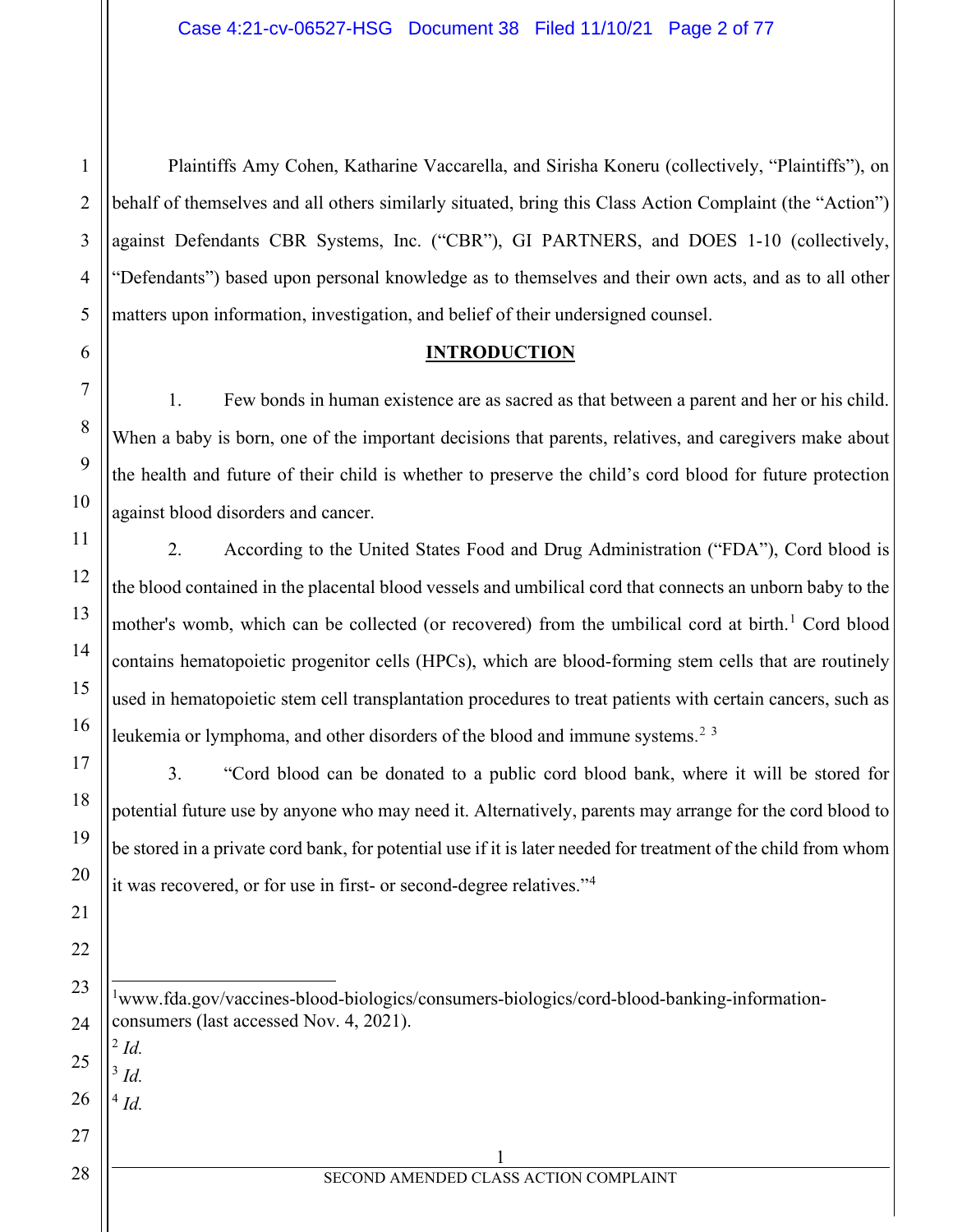Plaintiffs Amy Cohen, Katharine Vaccarella, and Sirisha Koneru (collectively, "Plaintiffs"), on behalf of themselves and all others similarly situated, bring this Class Action Complaint (the "Action") against Defendants CBR Systems, Inc. ("CBR"), GI PARTNERS, and DOES 1-10 (collectively, "Defendants") based upon personal knowledge as to themselves and their own acts, and as to all other matters upon information, investigation, and belief of their undersigned counsel.

## INTRODUCTION

1. Few bonds in human existence are as sacred as that between a parent and her or his child. When a baby is born, one of the important decisions that parents, relatives, and caregivers make about the health and future of their child is whether to preserve the child's cord blood for future protection against blood disorders and cancer.

2. According to the United States Food and Drug Administration ("FDA"), Cord blood is the blood contained in the placental blood vessels and umbilical cord that connects an unborn baby to the mother's womb, which can be collected (or recovered) from the umbilical cord at birth.[1] Cord blood contains hematopoietic progenitor cells (HPCs), which are blood-forming stem cells that are routinely used in hematopoietic stem cell transplantation procedures to treat patients with certain cancers, such as leukemia or lymphoma, and other disorders of the blood and immune systems.[2] [3]

3. "Cord blood can be donated to a public cord blood bank, where it will be stored for potential future use by anyone who may need it. Alternatively, parents may arrange for the cord blood to be stored in a private cord bank, for potential use if it is later needed for treatment of the child from whom it was recovered, or for use in first- or second-degree relatives."[4]

---

[1] www.fda.gov/vaccines-blood-biologics/consumers-biologics/cord-blood-banking-information-consumers (last accessed Nov. 4, 2021).

[2] *Id.*

[3] *Id.*

[4] *Id.*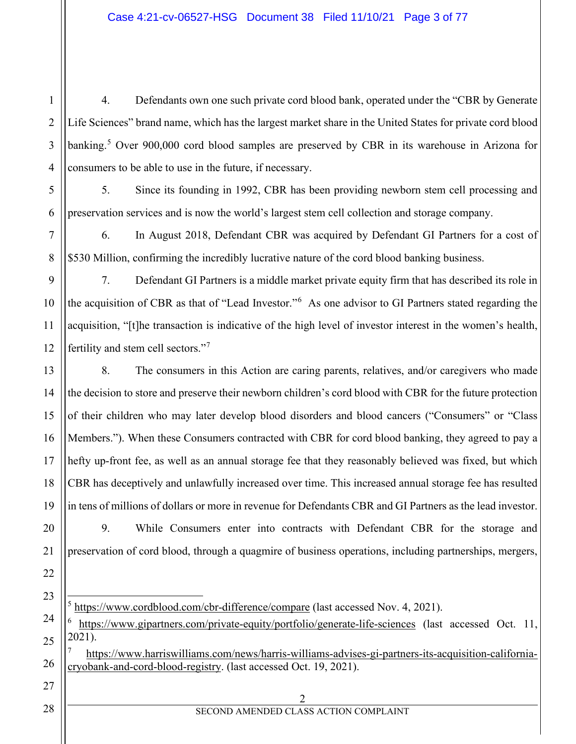4. Defendants own one such private cord blood bank, operated under the "CBR by Generate Life Sciences" brand name, which has the largest market share in the United States for private cord blood banking.[5] Over 900,000 cord blood samples are preserved by CBR in its warehouse in Arizona for consumers to be able to use in the future, if necessary.

5. Since its founding in 1992, CBR has been providing newborn stem cell processing and preservation services and is now the world's largest stem cell collection and storage company.

6. In August 2018, Defendant CBR was acquired by Defendant GI Partners for a cost of $530 Million, confirming the incredibly lucrative nature of the cord blood banking business.

7. Defendant GI Partners is a middle market private equity firm that has described its role in the acquisition of CBR as that of "Lead Investor."[6] As one advisor to GI Partners stated regarding the acquisition, "[t]he transaction is indicative of the high level of investor interest in the women's health, fertility and stem cell sectors."[7]

8. The consumers in this Action are caring parents, relatives, and/or caregivers who made the decision to store and preserve their newborn children's cord blood with CBR for the future protection of their children who may later develop blood disorders and blood cancers ("Consumers" or "Class Members."). When these Consumers contracted with CBR for cord blood banking, they agreed to pay a hefty up-front fee, as well as an annual storage fee that they reasonably believed was fixed, but which CBR has deceptively and unlawfully increased over time. This increased annual storage fee has resulted in tens of millions of dollars or more in revenue for Defendants CBR and GI Partners as the lead investor.

9. While Consumers enter into contracts with Defendant CBR for the storage and preservation of cord blood, through a quagmire of business operations, including partnerships, mergers,

---

[5] https://www.cordblood.com/cbr-difference/compare (last accessed Nov. 4, 2021).

[6] https://www.gipartners.com/private-equity/portfolio/generate-life-sciences (last accessed Oct. 11, 2021).

[7] https://www.harriswilliams.com/news/harris-williams-advises-gi-partners-its-acquisition-california-cryobank-and-cord-blood-registry. (last accessed Oct. 19, 2021).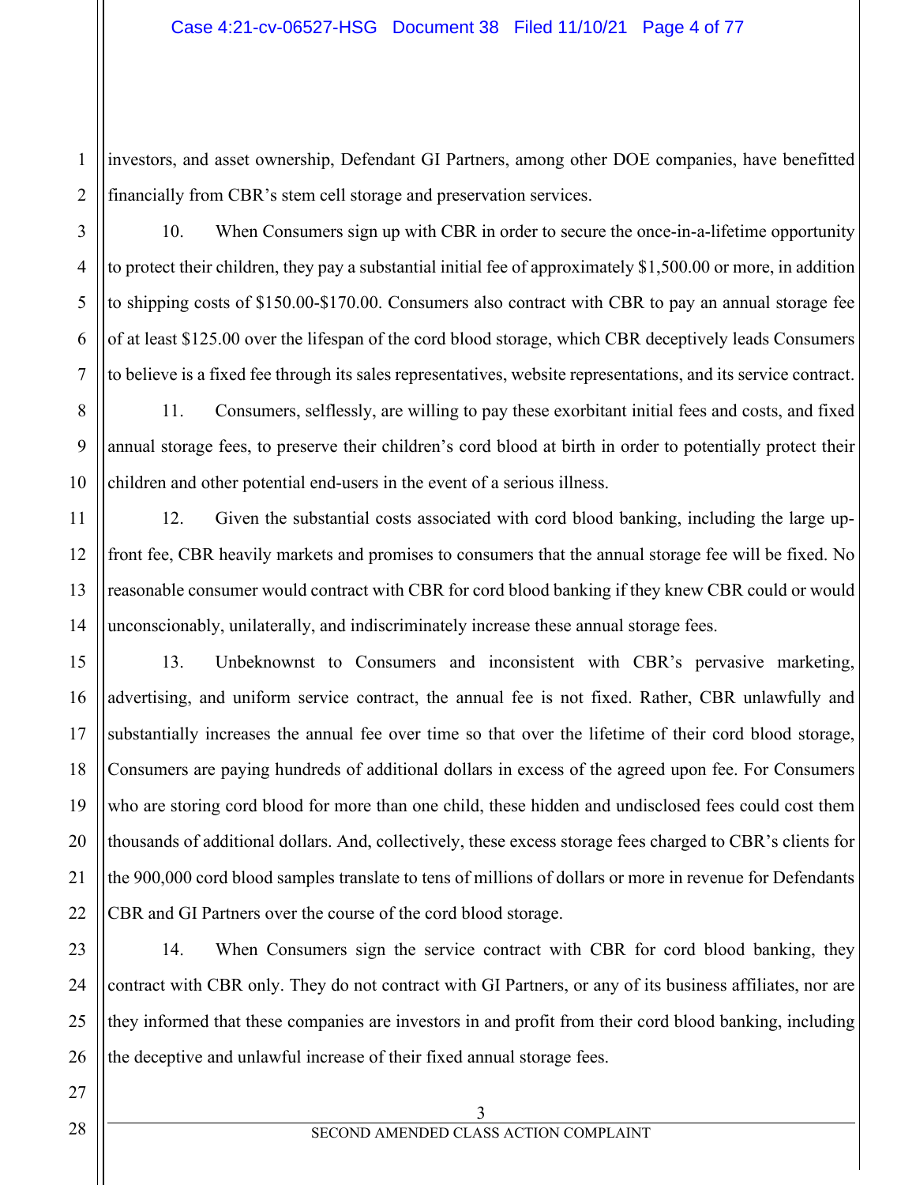investors, and asset ownership, Defendant GI Partners, among other DOE companies, have benefitted financially from CBR's stem cell storage and preservation services.

10. When Consumers sign up with CBR in order to secure the once-in-a-lifetime opportunity to protect their children, they pay a substantial initial fee of approximately $1,500.00 or more, in addition to shipping costs of $150.00-$170.00. Consumers also contract with CBR to pay an annual storage fee of at least $125.00 over the lifespan of the cord blood storage, which CBR deceptively leads Consumers to believe is a fixed fee through its sales representatives, website representations, and its service contract.

11. Consumers, selflessly, are willing to pay these exorbitant initial fees and costs, and fixed annual storage fees, to preserve their children's cord blood at birth in order to potentially protect their children and other potential end-users in the event of a serious illness.

12. Given the substantial costs associated with cord blood banking, including the large up-front fee, CBR heavily markets and promises to consumers that the annual storage fee will be fixed. No reasonable consumer would contract with CBR for cord blood banking if they knew CBR could or would unconscionably, unilaterally, and indiscriminately increase these annual storage fees.

13. Unbeknownst to Consumers and inconsistent with CBR's pervasive marketing, advertising, and uniform service contract, the annual fee is not fixed. Rather, CBR unlawfully and substantially increases the annual fee over time so that over the lifetime of their cord blood storage, Consumers are paying hundreds of additional dollars in excess of the agreed upon fee. For Consumers who are storing cord blood for more than one child, these hidden and undisclosed fees could cost them thousands of additional dollars. And, collectively, these excess storage fees charged to CBR's clients for the 900,000 cord blood samples translate to tens of millions of dollars or more in revenue for Defendants CBR and GI Partners over the course of the cord blood storage.

14. When Consumers sign the service contract with CBR for cord blood banking, they contract with CBR only. They do not contract with GI Partners, or any of its business affiliates, nor are they informed that these companies are investors in and profit from their cord blood banking, including the deceptive and unlawful increase of their fixed annual storage fees.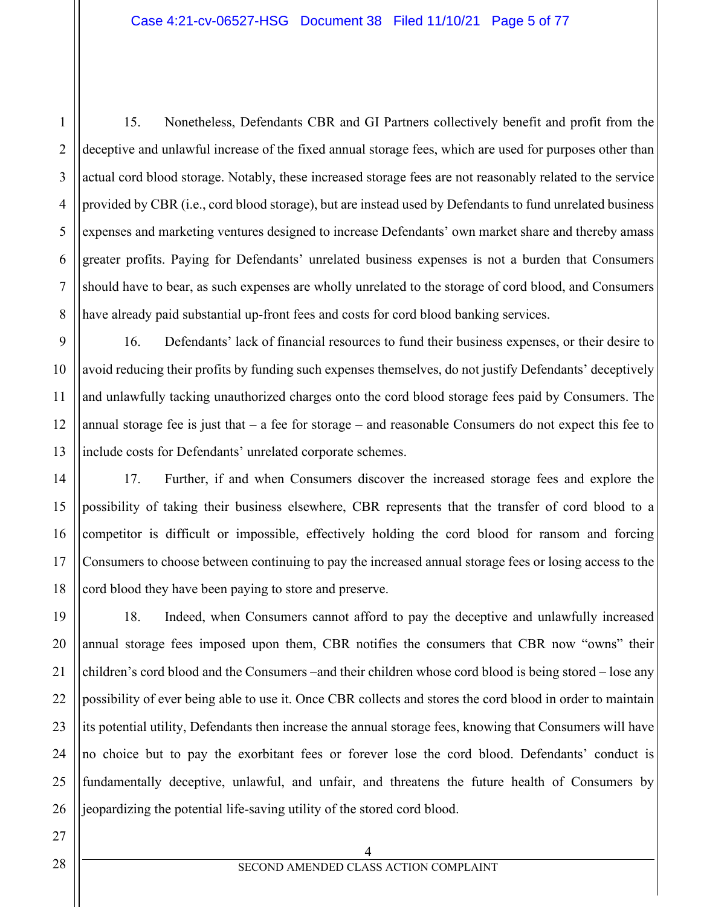15. Nonetheless, Defendants CBR and GI Partners collectively benefit and profit from the deceptive and unlawful increase of the fixed annual storage fees, which are used for purposes other than actual cord blood storage. Notably, these increased storage fees are not reasonably related to the service provided by CBR (i.e., cord blood storage), but are instead used by Defendants to fund unrelated business expenses and marketing ventures designed to increase Defendants' own market share and thereby amass greater profits. Paying for Defendants' unrelated business expenses is not a burden that Consumers should have to bear, as such expenses are wholly unrelated to the storage of cord blood, and Consumers have already paid substantial up-front fees and costs for cord blood banking services.

16. Defendants' lack of financial resources to fund their business expenses, or their desire to avoid reducing their profits by funding such expenses themselves, do not justify Defendants' deceptively and unlawfully tacking unauthorized charges onto the cord blood storage fees paid by Consumers. The annual storage fee is just that – a fee for storage – and reasonable Consumers do not expect this fee to include costs for Defendants' unrelated corporate schemes.

17. Further, if and when Consumers discover the increased storage fees and explore the possibility of taking their business elsewhere, CBR represents that the transfer of cord blood to a competitor is difficult or impossible, effectively holding the cord blood for ransom and forcing Consumers to choose between continuing to pay the increased annual storage fees or losing access to the cord blood they have been paying to store and preserve.

18. Indeed, when Consumers cannot afford to pay the deceptive and unlawfully increased annual storage fees imposed upon them, CBR notifies the consumers that CBR now "owns" their children's cord blood and the Consumers –and their children whose cord blood is being stored – lose any possibility of ever being able to use it. Once CBR collects and stores the cord blood in order to maintain its potential utility, Defendants then increase the annual storage fees, knowing that Consumers will have no choice but to pay the exorbitant fees or forever lose the cord blood. Defendants' conduct is fundamentally deceptive, unlawful, and unfair, and threatens the future health of Consumers by jeopardizing the potential life-saving utility of the stored cord blood.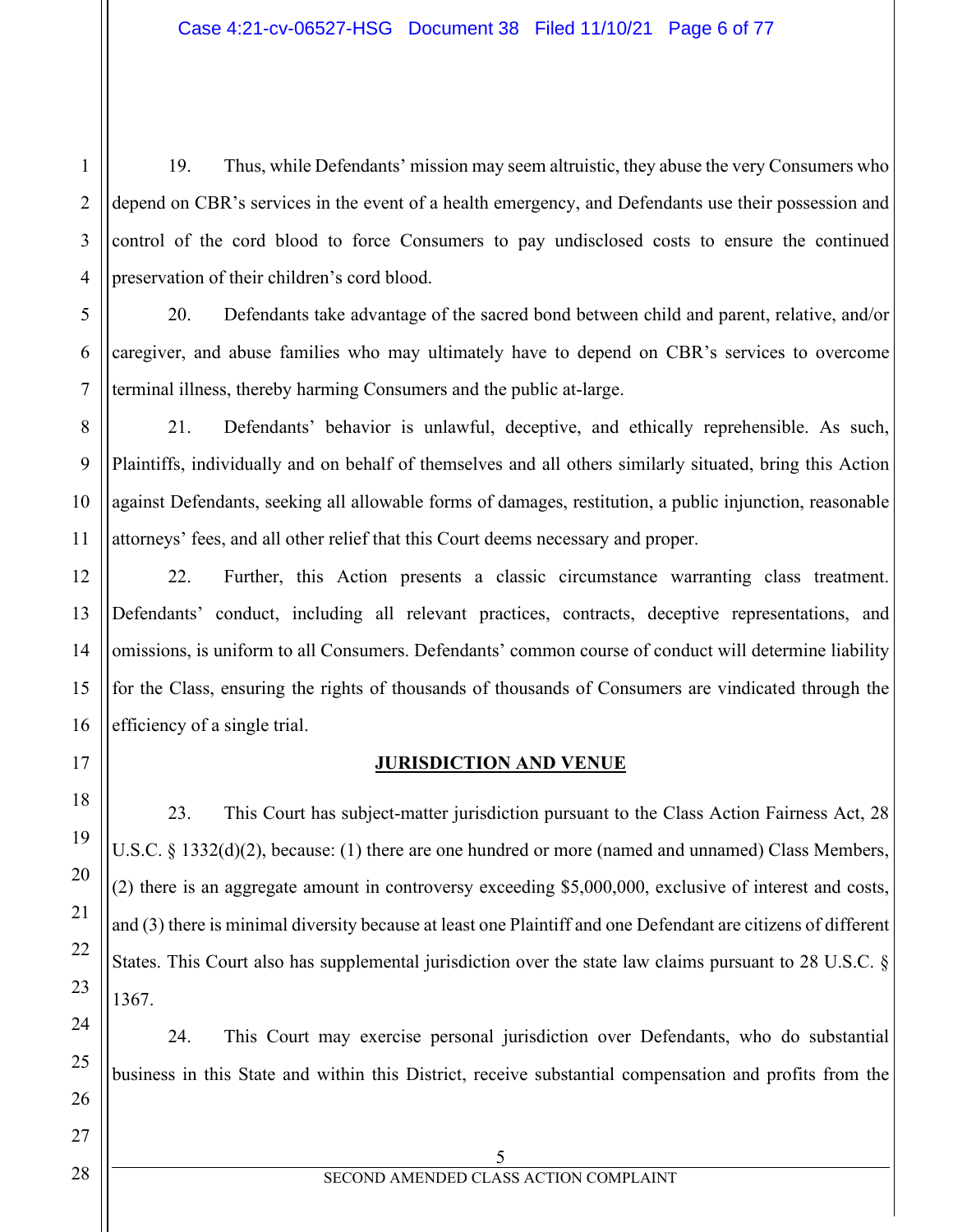19. Thus, while Defendants' mission may seem altruistic, they abuse the very Consumers who depend on CBR's services in the event of a health emergency, and Defendants use their possession and control of the cord blood to force Consumers to pay undisclosed costs to ensure the continued preservation of their children's cord blood.

20. Defendants take advantage of the sacred bond between child and parent, relative, and/or caregiver, and abuse families who may ultimately have to depend on CBR's services to overcome terminal illness, thereby harming Consumers and the public at-large.

21. Defendants' behavior is unlawful, deceptive, and ethically reprehensible. As such, Plaintiffs, individually and on behalf of themselves and all others similarly situated, bring this Action against Defendants, seeking all allowable forms of damages, restitution, a public injunction, reasonable attorneys' fees, and all other relief that this Court deems necessary and proper.

22. Further, this Action presents a classic circumstance warranting class treatment. Defendants' conduct, including all relevant practices, contracts, deceptive representations, and omissions, is uniform to all Consumers. Defendants' common course of conduct will determine liability for the Class, ensuring the rights of thousands of thousands of Consumers are vindicated through the efficiency of a single trial.

## JURISDICTION AND VENUE

23. This Court has subject-matter jurisdiction pursuant to the Class Action Fairness Act, 28 U.S.C. § 1332(d)(2), because: (1) there are one hundred or more (named and unnamed) Class Members, (2) there is an aggregate amount in controversy exceeding $5,000,000, exclusive of interest and costs, and (3) there is minimal diversity because at least one Plaintiff and one Defendant are citizens of different States. This Court also has supplemental jurisdiction over the state law claims pursuant to 28 U.S.C. § 1367.

24. This Court may exercise personal jurisdiction over Defendants, who do substantial business in this State and within this District, receive substantial compensation and profits from the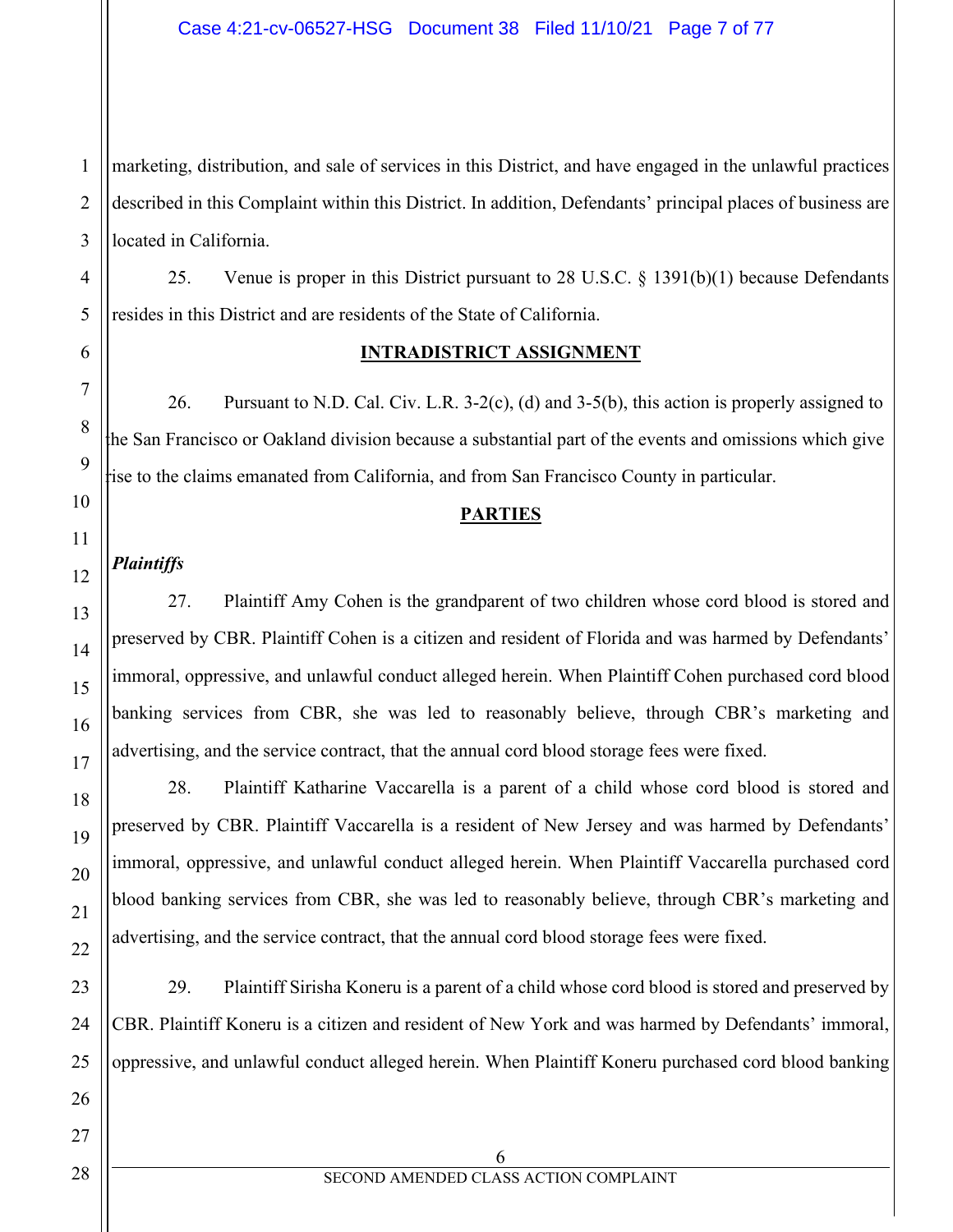marketing, distribution, and sale of services in this District, and have engaged in the unlawful practices described in this Complaint within this District. In addition, Defendants' principal places of business are located in California.

25. Venue is proper in this District pursuant to 28 U.S.C. § 1391(b)(1) because Defendants resides in this District and are residents of the State of California.

## INTRADISTRICT ASSIGNMENT

26. Pursuant to N.D. Cal. Civ. L.R. 3-2(c), (d) and 3-5(b), this action is properly assigned to the San Francisco or Oakland division because a substantial part of the events and omissions which give rise to the claims emanated from California, and from San Francisco County in particular.

## PARTIES

***Plaintiffs***

27. Plaintiff Amy Cohen is the grandparent of two children whose cord blood is stored and preserved by CBR. Plaintiff Cohen is a citizen and resident of Florida and was harmed by Defendants' immoral, oppressive, and unlawful conduct alleged herein. When Plaintiff Cohen purchased cord blood banking services from CBR, she was led to reasonably believe, through CBR's marketing and advertising, and the service contract, that the annual cord blood storage fees were fixed.

28. Plaintiff Katharine Vaccarella is a parent of a child whose cord blood is stored and preserved by CBR. Plaintiff Vaccarella is a resident of New Jersey and was harmed by Defendants' immoral, oppressive, and unlawful conduct alleged herein. When Plaintiff Vaccarella purchased cord blood banking services from CBR, she was led to reasonably believe, through CBR's marketing and advertising, and the service contract, that the annual cord blood storage fees were fixed.

29. Plaintiff Sirisha Koneru is a parent of a child whose cord blood is stored and preserved by CBR. Plaintiff Koneru is a citizen and resident of New York and was harmed by Defendants' immoral, oppressive, and unlawful conduct alleged herein. When Plaintiff Koneru purchased cord blood banking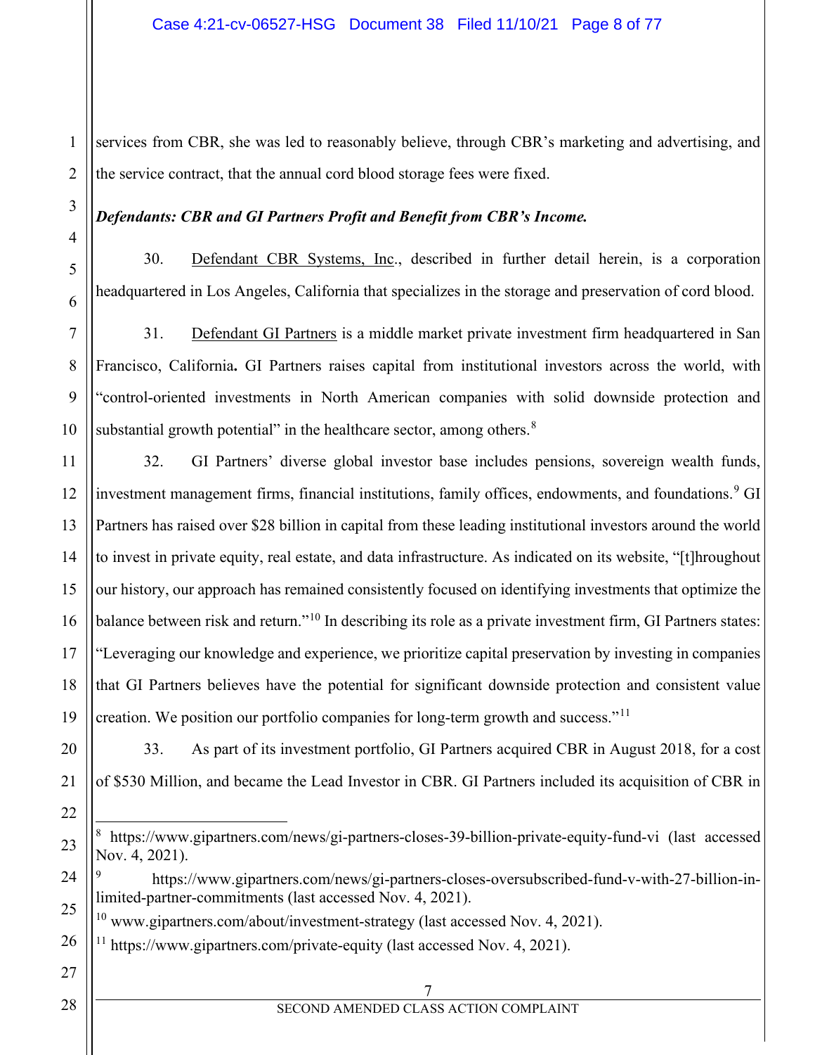services from CBR, she was led to reasonably believe, through CBR's marketing and advertising, and the service contract, that the annual cord blood storage fees were fixed.

***Defendants: CBR and GI Partners Profit and Benefit from CBR's Income.***

30. Defendant CBR Systems, Inc., described in further detail herein, is a corporation headquartered in Los Angeles, California that specializes in the storage and preservation of cord blood.

31. Defendant GI Partners is a middle market private investment firm headquartered in San Francisco, California**.** GI Partners raises capital from institutional investors across the world, with "control-oriented investments in North American companies with solid downside protection and substantial growth potential" in the healthcare sector, among others.[8]

32. GI Partners' diverse global investor base includes pensions, sovereign wealth funds, investment management firms, financial institutions, family offices, endowments, and foundations.[9] GI Partners has raised over $28 billion in capital from these leading institutional investors around the world to invest in private equity, real estate, and data infrastructure. As indicated on its website, "[t]hroughout our history, our approach has remained consistently focused on identifying investments that optimize the balance between risk and return."[10] In describing its role as a private investment firm, GI Partners states: "Leveraging our knowledge and experience, we prioritize capital preservation by investing in companies that GI Partners believes have the potential for significant downside protection and consistent value creation. We position our portfolio companies for long-term growth and success."[11]

33. As part of its investment portfolio, GI Partners acquired CBR in August 2018, for a cost of $530 Million, and became the Lead Investor in CBR. GI Partners included its acquisition of CBR in

---

[8] https://www.gipartners.com/news/gi-partners-closes-39-billion-private-equity-fund-vi (last accessed Nov. 4, 2021).

[9] https://www.gipartners.com/news/gi-partners-closes-oversubscribed-fund-v-with-27-billion-in-limited-partner-commitments (last accessed Nov. 4, 2021).

[10] www.gipartners.com/about/investment-strategy (last accessed Nov. 4, 2021).

[11] https://www.gipartners.com/private-equity (last accessed Nov. 4, 2021).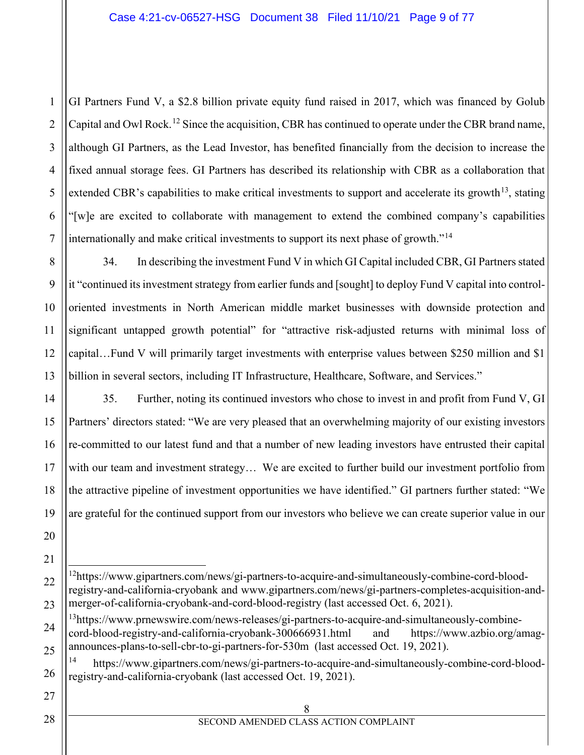GI Partners Fund V, a $2.8 billion private equity fund raised in 2017, which was financed by Golub Capital and Owl Rock.[12] Since the acquisition, CBR has continued to operate under the CBR brand name, although GI Partners, as the Lead Investor, has benefited financially from the decision to increase the fixed annual storage fees. GI Partners has described its relationship with CBR as a collaboration that extended CBR's capabilities to make critical investments to support and accelerate its growth[13], stating "[w]e are excited to collaborate with management to extend the combined company's capabilities internationally and make critical investments to support its next phase of growth."[14]

34. In describing the investment Fund V in which GI Capital included CBR, GI Partners stated it "continued its investment strategy from earlier funds and [sought] to deploy Fund V capital into control-oriented investments in North American middle market businesses with downside protection and significant untapped growth potential" for "attractive risk-adjusted returns with minimal loss of capital…Fund V will primarily target investments with enterprise values between $250 million and $1 billion in several sectors, including IT Infrastructure, Healthcare, Software, and Services."

35. Further, noting its continued investors who chose to invest in and profit from Fund V, GI Partners' directors stated: "We are very pleased that an overwhelming majority of our existing investors re-committed to our latest fund and that a number of new leading investors have entrusted their capital with our team and investment strategy… We are excited to further build our investment portfolio from the attractive pipeline of investment opportunities we have identified." GI partners further stated: "We are grateful for the continued support from our investors who believe we can create superior value in our

---

[12] https://www.gipartners.com/news/gi-partners-to-acquire-and-simultaneously-combine-cord-blood-registry-and-california-cryobank and www.gipartners.com/news/gi-partners-completes-acquisition-and-merger-of-california-cryobank-and-cord-blood-registry (last accessed Oct. 6, 2021).

[13] https://www.prnewswire.com/news-releases/gi-partners-to-acquire-and-simultaneously-combine-cord-blood-registry-and-california-cryobank-300666931.html and https://www.azbio.org/amag-announces-plans-to-sell-cbr-to-gi-partners-for-530m (last accessed Oct. 19, 2021).

[14] https://www.gipartners.com/news/gi-partners-to-acquire-and-simultaneously-combine-cord-blood-registry-and-california-cryobank (last accessed Oct. 19, 2021).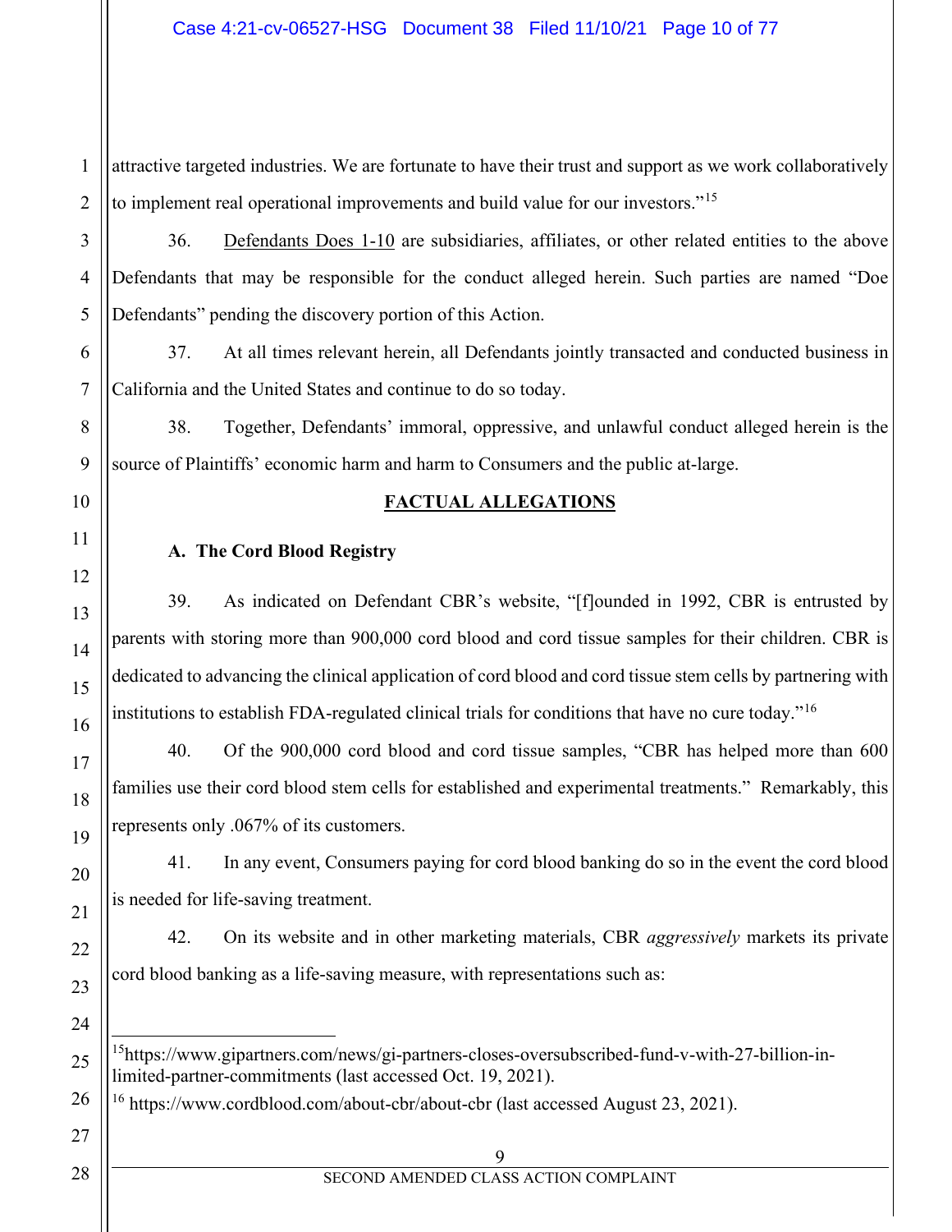attractive targeted industries. We are fortunate to have their trust and support as we work collaboratively to implement real operational improvements and build value for our investors."[15]

36. Defendants Does 1-10 are subsidiaries, affiliates, or other related entities to the above Defendants that may be responsible for the conduct alleged herein. Such parties are named "Doe Defendants" pending the discovery portion of this Action.

37. At all times relevant herein, all Defendants jointly transacted and conducted business in California and the United States and continue to do so today.

38. Together, Defendants' immoral, oppressive, and unlawful conduct alleged herein is the source of Plaintiffs' economic harm and harm to Consumers and the public at-large.

## FACTUAL ALLEGATIONS

### A. The Cord Blood Registry

39. As indicated on Defendant CBR's website, "[f]ounded in 1992, CBR is entrusted by parents with storing more than 900,000 cord blood and cord tissue samples for their children. CBR is dedicated to advancing the clinical application of cord blood and cord tissue stem cells by partnering with institutions to establish FDA-regulated clinical trials for conditions that have no cure today."[16]

40. Of the 900,000 cord blood and cord tissue samples, "CBR has helped more than 600 families use their cord blood stem cells for established and experimental treatments." Remarkably, this represents only .067% of its customers.

41. In any event, Consumers paying for cord blood banking do so in the event the cord blood is needed for life-saving treatment.

42. On its website and in other marketing materials, CBR *aggressively* markets its private cord blood banking as a life-saving measure, with representations such as:

---

[15] https://www.gipartners.com/news/gi-partners-closes-oversubscribed-fund-v-with-27-billion-in-limited-partner-commitments (last accessed Oct. 19, 2021).

[16] https://www.cordblood.com/about-cbr/about-cbr (last accessed August 23, 2021).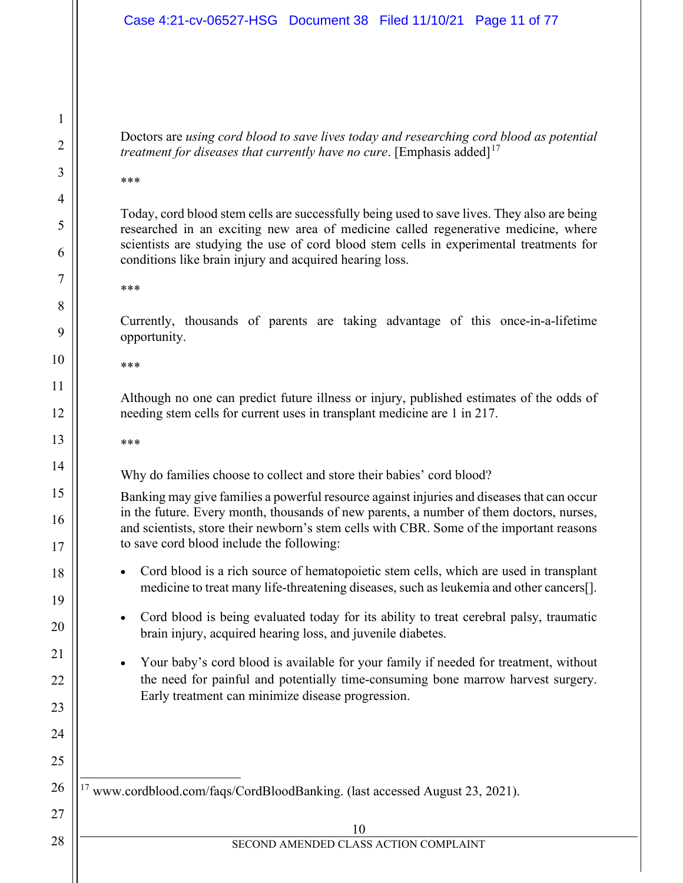Doctors are *using cord blood to save lives today and researching cord blood as potential treatment for diseases that currently have no cure*. [Emphasis added][17]

***

Today, cord blood stem cells are successfully being used to save lives. They also are being researched in an exciting new area of medicine called regenerative medicine, where scientists are studying the use of cord blood stem cells in experimental treatments for conditions like brain injury and acquired hearing loss.

***

Currently, thousands of parents are taking advantage of this once-in-a-lifetime opportunity.

***

Although no one can predict future illness or injury, published estimates of the odds of needing stem cells for current uses in transplant medicine are 1 in 217.

***

Why do families choose to collect and store their babies' cord blood?

Banking may give families a powerful resource against injuries and diseases that can occur in the future. Every month, thousands of new parents, a number of them doctors, nurses, and scientists, store their newborn's stem cells with CBR. Some of the important reasons to save cord blood include the following:

- Cord blood is a rich source of hematopoietic stem cells, which are used in transplant medicine to treat many life-threatening diseases, such as leukemia and other cancers[].
- Cord blood is being evaluated today for its ability to treat cerebral palsy, traumatic brain injury, acquired hearing loss, and juvenile diabetes.
- Your baby's cord blood is available for your family if needed for treatment, without the need for painful and potentially time-consuming bone marrow harvest surgery. Early treatment can minimize disease progression.

---

[17] www.cordblood.com/faqs/CordBloodBanking. (last accessed August 23, 2021).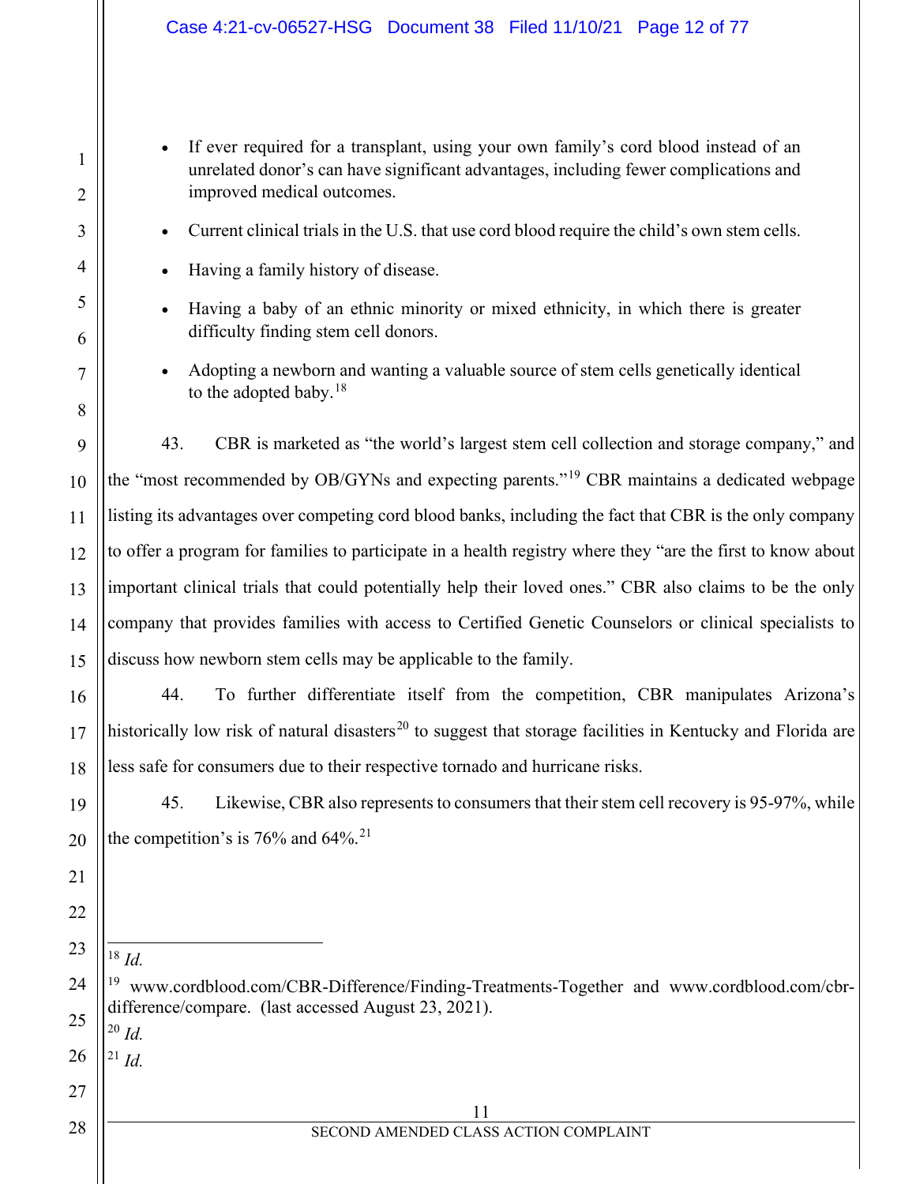- If ever required for a transplant, using your own family's cord blood instead of an unrelated donor's can have significant advantages, including fewer complications and improved medical outcomes.
- Current clinical trials in the U.S. that use cord blood require the child's own stem cells.
- Having a family history of disease.
- Having a baby of an ethnic minority or mixed ethnicity, in which there is greater difficulty finding stem cell donors.
- Adopting a newborn and wanting a valuable source of stem cells genetically identical to the adopted baby.[18]

43. CBR is marketed as "the world's largest stem cell collection and storage company," and the "most recommended by OB/GYNs and expecting parents."[19] CBR maintains a dedicated webpage listing its advantages over competing cord blood banks, including the fact that CBR is the only company to offer a program for families to participate in a health registry where they "are the first to know about important clinical trials that could potentially help their loved ones." CBR also claims to be the only company that provides families with access to Certified Genetic Counselors or clinical specialists to discuss how newborn stem cells may be applicable to the family.

44. To further differentiate itself from the competition, CBR manipulates Arizona's historically low risk of natural disasters[20] to suggest that storage facilities in Kentucky and Florida are less safe for consumers due to their respective tornado and hurricane risks.

45. Likewise, CBR also represents to consumers that their stem cell recovery is 95-97%, while the competition's is 76% and 64%.[21]

---

[18] *Id.*

[19] www.cordblood.com/CBR-Difference/Finding-Treatments-Together and www.cordblood.com/cbr-difference/compare. (last accessed August 23, 2021).

[20] *Id.*

[21] *Id.*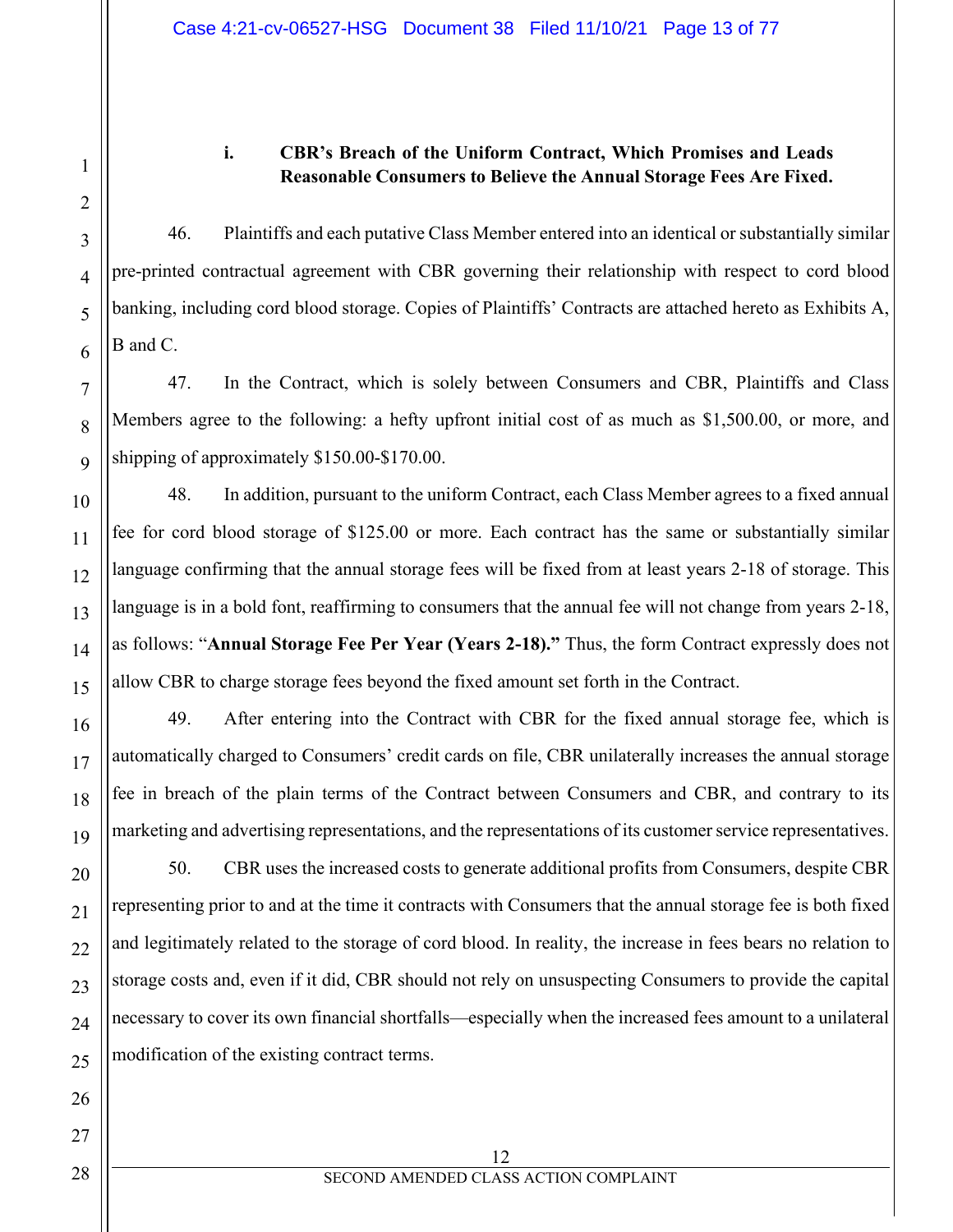### i. CBR's Breach of the Uniform Contract, Which Promises and Leads Reasonable Consumers to Believe the Annual Storage Fees Are Fixed.

46. Plaintiffs and each putative Class Member entered into an identical or substantially similar pre-printed contractual agreement with CBR governing their relationship with respect to cord blood banking, including cord blood storage. Copies of Plaintiffs' Contracts are attached hereto as Exhibits A, B and C.

47. In the Contract, which is solely between Consumers and CBR, Plaintiffs and Class Members agree to the following: a hefty upfront initial cost of as much as $1,500.00, or more, and shipping of approximately $150.00-$170.00.

48. In addition, pursuant to the uniform Contract, each Class Member agrees to a fixed annual fee for cord blood storage of $125.00 or more. Each contract has the same or substantially similar language confirming that the annual storage fees will be fixed from at least years 2-18 of storage. This language is in a bold font, reaffirming to consumers that the annual fee will not change from years 2-18, as follows: "**Annual Storage Fee Per Year (Years 2-18).**" Thus, the form Contract expressly does not allow CBR to charge storage fees beyond the fixed amount set forth in the Contract.

49. After entering into the Contract with CBR for the fixed annual storage fee, which is automatically charged to Consumers' credit cards on file, CBR unilaterally increases the annual storage fee in breach of the plain terms of the Contract between Consumers and CBR, and contrary to its marketing and advertising representations, and the representations of its customer service representatives.

50. CBR uses the increased costs to generate additional profits from Consumers, despite CBR representing prior to and at the time it contracts with Consumers that the annual storage fee is both fixed and legitimately related to the storage of cord blood. In reality, the increase in fees bears no relation to storage costs and, even if it did, CBR should not rely on unsuspecting Consumers to provide the capital necessary to cover its own financial shortfalls—especially when the increased fees amount to a unilateral modification of the existing contract terms.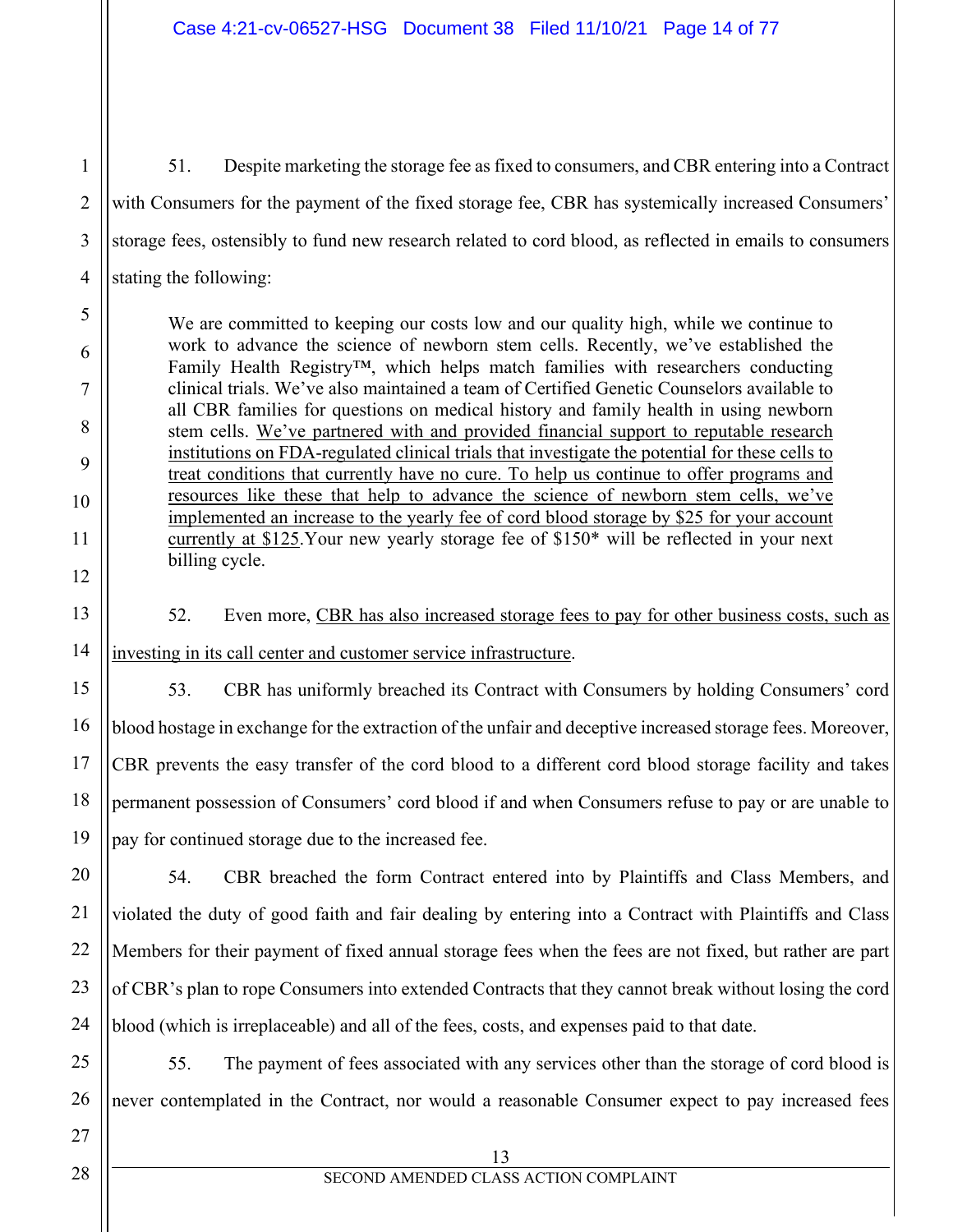51. Despite marketing the storage fee as fixed to consumers, and CBR entering into a Contract with Consumers for the payment of the fixed storage fee, CBR has systemically increased Consumers' storage fees, ostensibly to fund new research related to cord blood, as reflected in emails to consumers stating the following:

> We are committed to keeping our costs low and our quality high, while we continue to work to advance the science of newborn stem cells. Recently, we've established the Family Health Registry™, which helps match families with researchers conducting clinical trials. We've also maintained a team of Certified Genetic Counselors available to all CBR families for questions on medical history and family health in using newborn stem cells. <u>We've partnered with and provided financial support to reputable research institutions on FDA-regulated clinical trials that investigate the potential for these cells to treat conditions that currently have no cure. To help us continue to offer programs and resources like these that help to advance the science of newborn stem cells, we've implemented an increase to the yearly fee of cord blood storage by $25 for your account currently at $125</u>.Your new yearly storage fee of $150* will be reflected in your next billing cycle.

52. Even more, <u>CBR has also increased storage fees to pay for other business costs, such as investing in its call center and customer service infrastructure</u>.

53. CBR has uniformly breached its Contract with Consumers by holding Consumers' cord blood hostage in exchange for the extraction of the unfair and deceptive increased storage fees. Moreover, CBR prevents the easy transfer of the cord blood to a different cord blood storage facility and takes permanent possession of Consumers' cord blood if and when Consumers refuse to pay or are unable to pay for continued storage due to the increased fee.

54. CBR breached the form Contract entered into by Plaintiffs and Class Members, and violated the duty of good faith and fair dealing by entering into a Contract with Plaintiffs and Class Members for their payment of fixed annual storage fees when the fees are not fixed, but rather are part of CBR's plan to rope Consumers into extended Contracts that they cannot break without losing the cord blood (which is irreplaceable) and all of the fees, costs, and expenses paid to that date.

55. The payment of fees associated with any services other than the storage of cord blood is never contemplated in the Contract, nor would a reasonable Consumer expect to pay increased fees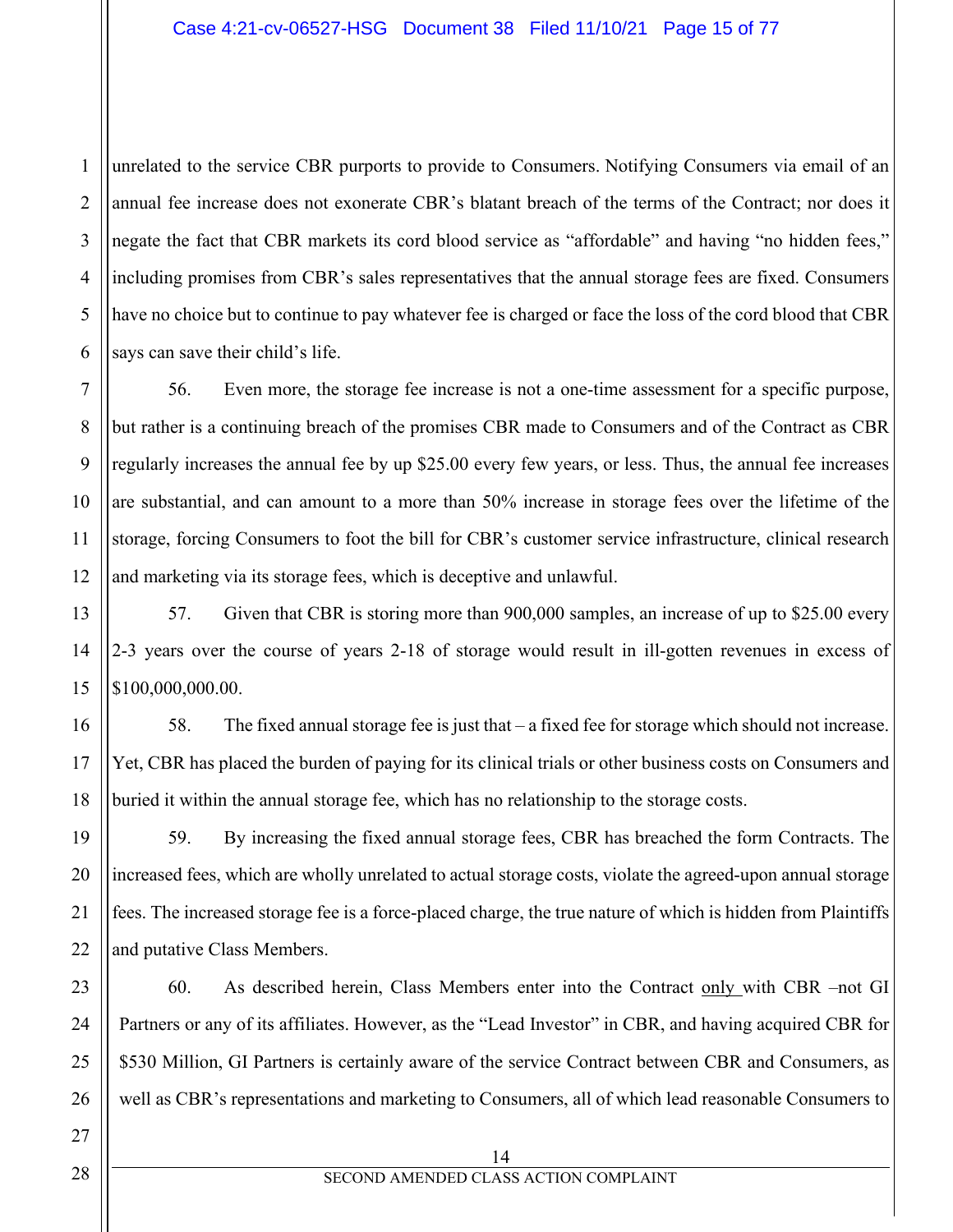unrelated to the service CBR purports to provide to Consumers. Notifying Consumers via email of an annual fee increase does not exonerate CBR's blatant breach of the terms of the Contract; nor does it negate the fact that CBR markets its cord blood service as "affordable" and having "no hidden fees," including promises from CBR's sales representatives that the annual storage fees are fixed. Consumers have no choice but to continue to pay whatever fee is charged or face the loss of the cord blood that CBR says can save their child's life.

56. Even more, the storage fee increase is not a one-time assessment for a specific purpose, but rather is a continuing breach of the promises CBR made to Consumers and of the Contract as CBR regularly increases the annual fee by up $25.00 every few years, or less. Thus, the annual fee increases are substantial, and can amount to a more than 50% increase in storage fees over the lifetime of the storage, forcing Consumers to foot the bill for CBR's customer service infrastructure, clinical research and marketing via its storage fees, which is deceptive and unlawful.

57. Given that CBR is storing more than 900,000 samples, an increase of up to $25.00 every 2-3 years over the course of years 2-18 of storage would result in ill-gotten revenues in excess of $100,000,000.00.

58. The fixed annual storage fee is just that – a fixed fee for storage which should not increase. Yet, CBR has placed the burden of paying for its clinical trials or other business costs on Consumers and buried it within the annual storage fee, which has no relationship to the storage costs.

59. By increasing the fixed annual storage fees, CBR has breached the form Contracts. The increased fees, which are wholly unrelated to actual storage costs, violate the agreed-upon annual storage fees. The increased storage fee is a force-placed charge, the true nature of which is hidden from Plaintiffs and putative Class Members.

60. As described herein, Class Members enter into the Contract <u>only</u> with CBR –not GI Partners or any of its affiliates. However, as the "Lead Investor" in CBR, and having acquired CBR for $530 Million, GI Partners is certainly aware of the service Contract between CBR and Consumers, as well as CBR's representations and marketing to Consumers, all of which lead reasonable Consumers to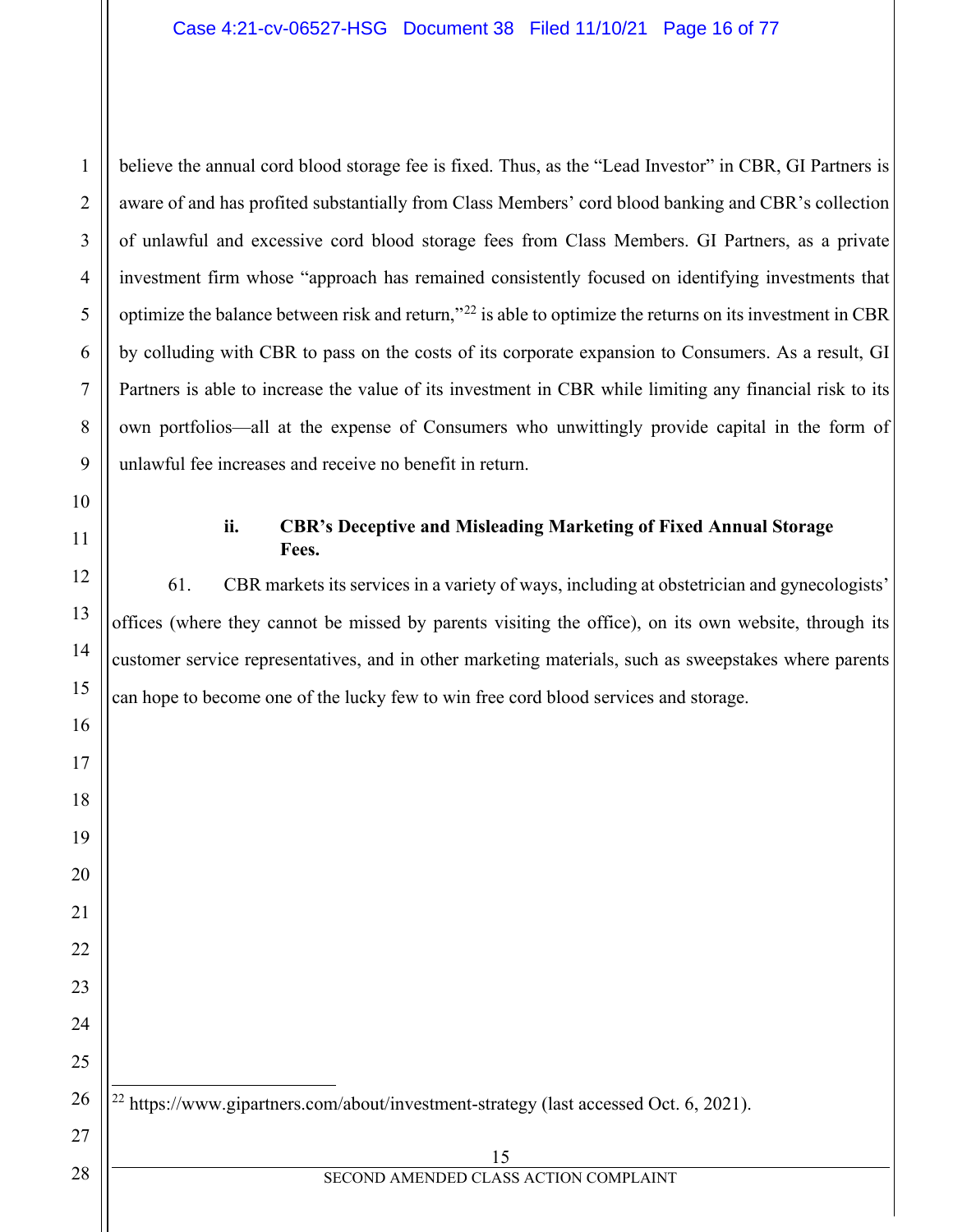believe the annual cord blood storage fee is fixed. Thus, as the "Lead Investor" in CBR, GI Partners is aware of and has profited substantially from Class Members' cord blood banking and CBR's collection of unlawful and excessive cord blood storage fees from Class Members. GI Partners, as a private investment firm whose "approach has remained consistently focused on identifying investments that optimize the balance between risk and return,"[22] is able to optimize the returns on its investment in CBR by colluding with CBR to pass on the costs of its corporate expansion to Consumers. As a result, GI Partners is able to increase the value of its investment in CBR while limiting any financial risk to its own portfolios—all at the expense of Consumers who unwittingly provide capital in the form of unlawful fee increases and receive no benefit in return.

**ii. CBR's Deceptive and Misleading Marketing of Fixed Annual Storage Fees.**

61. CBR markets its services in a variety of ways, including at obstetrician and gynecologists' offices (where they cannot be missed by parents visiting the office), on its own website, through its customer service representatives, and in other marketing materials, such as sweepstakes where parents can hope to become one of the lucky few to win free cord blood services and storage.

---

[22] https://www.gipartners.com/about/investment-strategy (last accessed Oct. 6, 2021).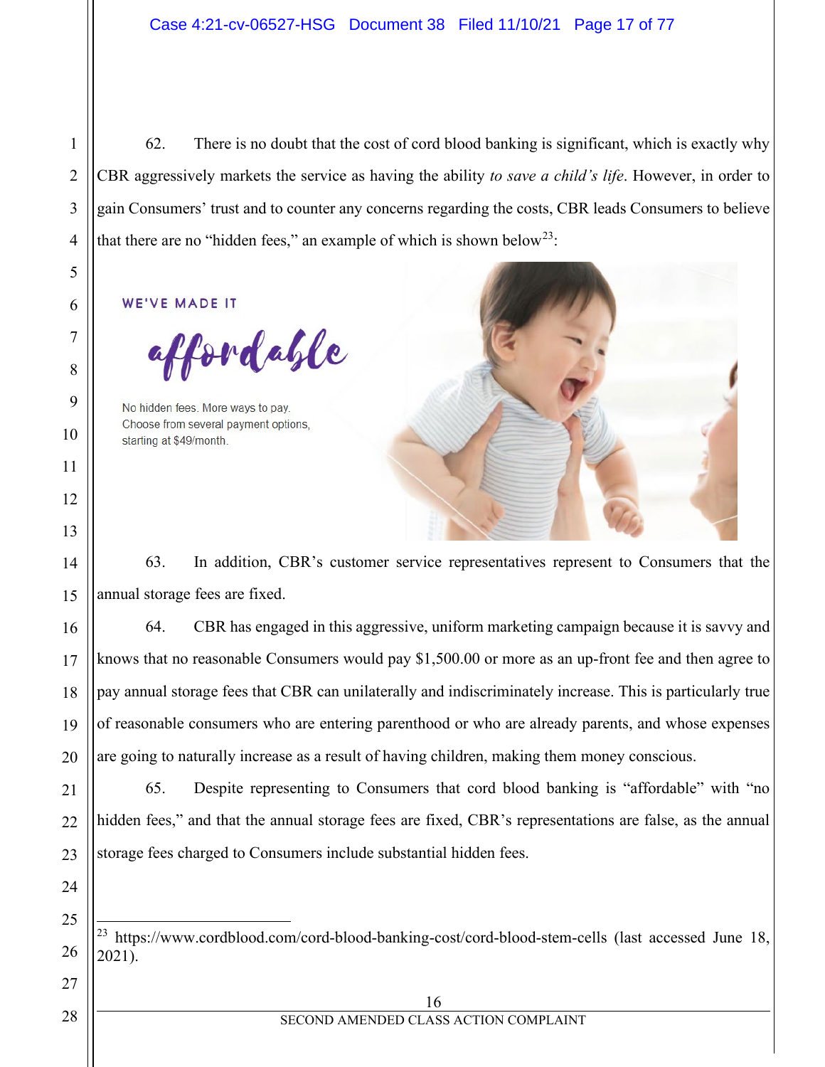62. There is no doubt that the cost of cord blood banking is significant, which is exactly why CBR aggressively markets the service as having the ability *to save a child's life*. However, in order to gain Consumers' trust and to counter any concerns regarding the costs, CBR leads Consumers to believe that there are no "hidden fees," an example of which is shown below[23]:

WE'VE MADE IT

*affordable*

No hidden fees. More ways to pay. Choose from several payment options, starting at $49/month.

63. In addition, CBR's customer service representatives represent to Consumers that the annual storage fees are fixed.

64. CBR has engaged in this aggressive, uniform marketing campaign because it is savvy and knows that no reasonable Consumers would pay $1,500.00 or more as an up-front fee and then agree to pay annual storage fees that CBR can unilaterally and indiscriminately increase. This is particularly true of reasonable consumers who are entering parenthood or who are already parents, and whose expenses are going to naturally increase as a result of having children, making them money conscious.

65. Despite representing to Consumers that cord blood banking is "affordable" with "no hidden fees," and that the annual storage fees are fixed, CBR's representations are false, as the annual storage fees charged to Consumers include substantial hidden fees.

---

[23] https://www.cordblood.com/cord-blood-banking-cost/cord-blood-stem-cells (last accessed June 18, 2021).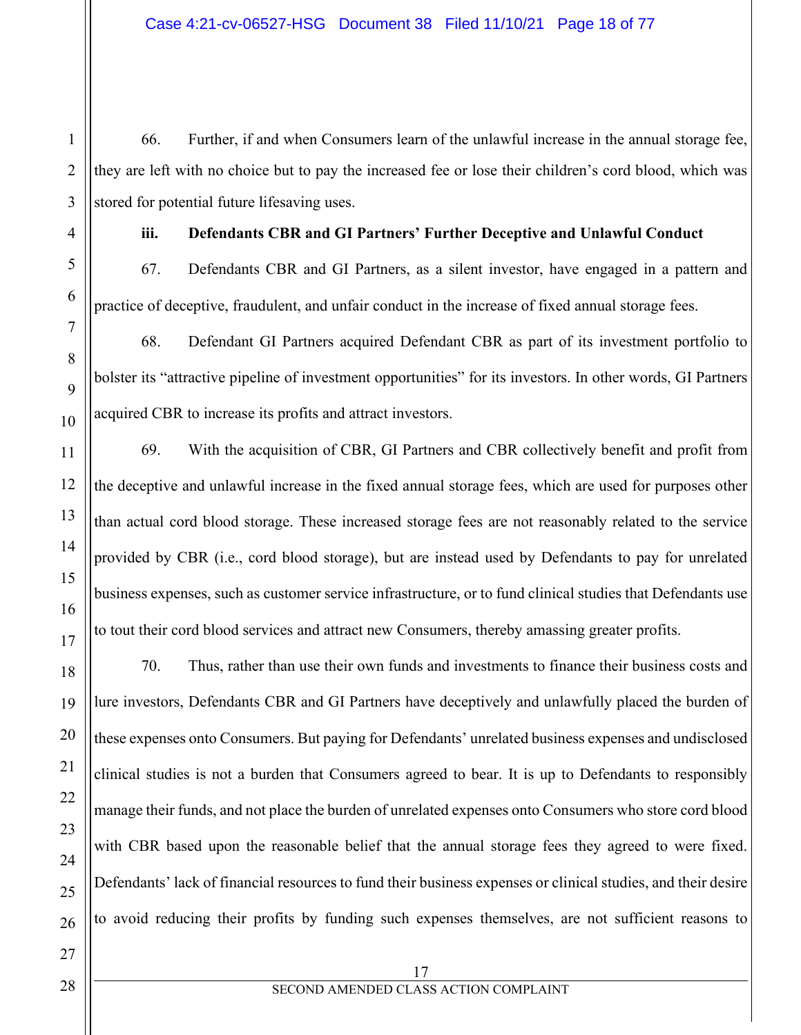66. Further, if and when Consumers learn of the unlawful increase in the annual storage fee, they are left with no choice but to pay the increased fee or lose their children's cord blood, which was stored for potential future lifesaving uses.

### iii. Defendants CBR and GI Partners' Further Deceptive and Unlawful Conduct

67. Defendants CBR and GI Partners, as a silent investor, have engaged in a pattern and practice of deceptive, fraudulent, and unfair conduct in the increase of fixed annual storage fees.

68. Defendant GI Partners acquired Defendant CBR as part of its investment portfolio to bolster its "attractive pipeline of investment opportunities" for its investors. In other words, GI Partners acquired CBR to increase its profits and attract investors.

69. With the acquisition of CBR, GI Partners and CBR collectively benefit and profit from the deceptive and unlawful increase in the fixed annual storage fees, which are used for purposes other than actual cord blood storage. These increased storage fees are not reasonably related to the service provided by CBR (i.e., cord blood storage), but are instead used by Defendants to pay for unrelated business expenses, such as customer service infrastructure, or to fund clinical studies that Defendants use to tout their cord blood services and attract new Consumers, thereby amassing greater profits.

70. Thus, rather than use their own funds and investments to finance their business costs and lure investors, Defendants CBR and GI Partners have deceptively and unlawfully placed the burden of these expenses onto Consumers. But paying for Defendants' unrelated business expenses and undisclosed clinical studies is not a burden that Consumers agreed to bear. It is up to Defendants to responsibly manage their funds, and not place the burden of unrelated expenses onto Consumers who store cord blood with CBR based upon the reasonable belief that the annual storage fees they agreed to were fixed. Defendants' lack of financial resources to fund their business expenses or clinical studies, and their desire to avoid reducing their profits by funding such expenses themselves, are not sufficient reasons to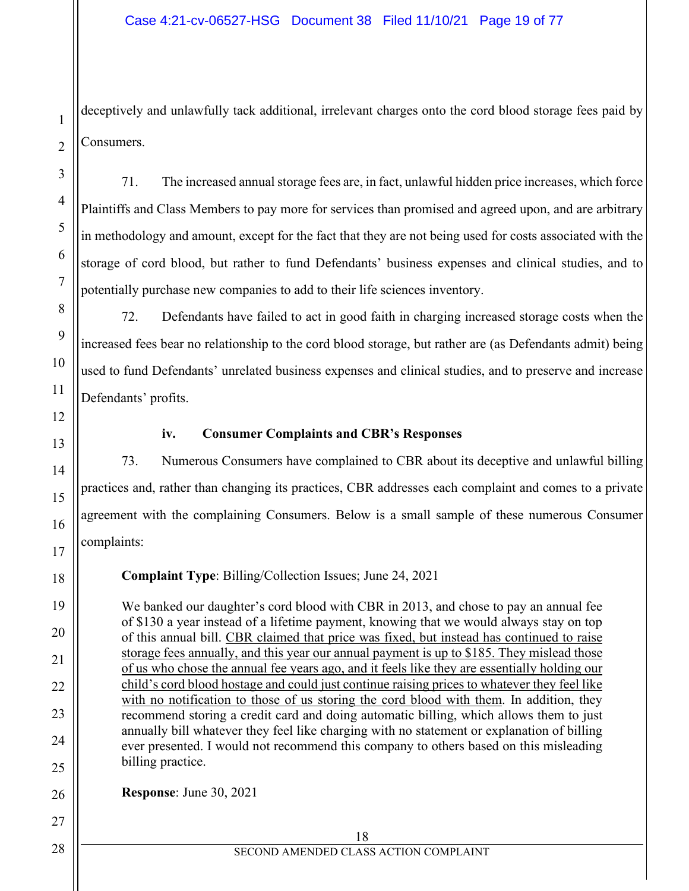deceptively and unlawfully tack additional, irrelevant charges onto the cord blood storage fees paid by Consumers.

71. The increased annual storage fees are, in fact, unlawful hidden price increases, which force Plaintiffs and Class Members to pay more for services than promised and agreed upon, and are arbitrary in methodology and amount, except for the fact that they are not being used for costs associated with the storage of cord blood, but rather to fund Defendants' business expenses and clinical studies, and to potentially purchase new companies to add to their life sciences inventory.

72. Defendants have failed to act in good faith in charging increased storage costs when the increased fees bear no relationship to the cord blood storage, but rather are (as Defendants admit) being used to fund Defendants' unrelated business expenses and clinical studies, and to preserve and increase Defendants' profits.

**iv. Consumer Complaints and CBR's Responses**

73. Numerous Consumers have complained to CBR about its deceptive and unlawful billing practices and, rather than changing its practices, CBR addresses each complaint and comes to a private agreement with the complaining Consumers. Below is a small sample of these numerous Consumer complaints:

> **Complaint Type**: Billing/Collection Issues; June 24, 2021
>
> We banked our daughter's cord blood with CBR in 2013, and chose to pay an annual fee of $130 a year instead of a lifetime payment, knowing that we would always stay on top of this annual bill. <u>CBR claimed that price was fixed, but instead has continued to raise storage fees annually, and this year our annual payment is up to $185. They mislead those of us who chose the annual fee years ago, and it feels like they are essentially holding our child's cord blood hostage and could just continue raising prices to whatever they feel like with no notification to those of us storing the cord blood with them</u>. In addition, they recommend storing a credit card and doing automatic billing, which allows them to just annually bill whatever they feel like charging with no statement or explanation of billing ever presented. I would not recommend this company to others based on this misleading billing practice.
>
> **Response**: June 30, 2021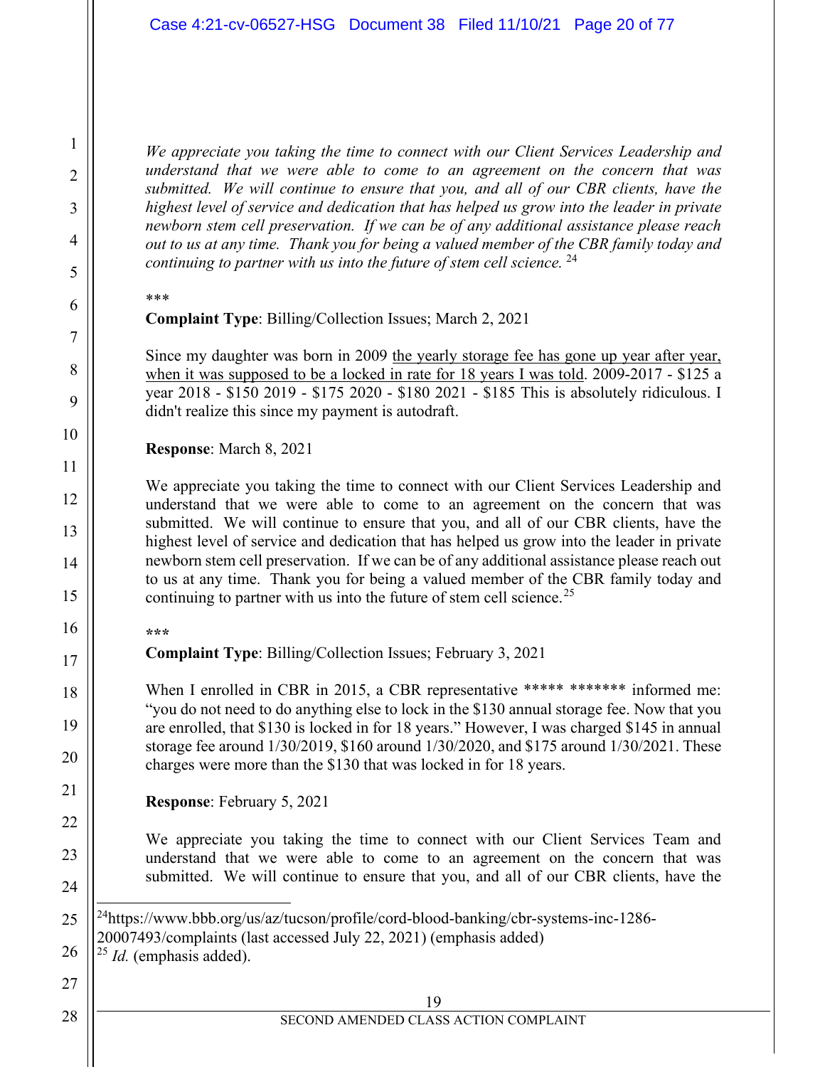*We appreciate you taking the time to connect with our Client Services Leadership and understand that we were able to come to an agreement on the concern that was submitted. We will continue to ensure that you, and all of our CBR clients, have the highest level of service and dedication that has helped us grow into the leader in private newborn stem cell preservation. If we can be of any additional assistance please reach out to us at any time. Thank you for being a valued member of the CBR family today and continuing to partner with us into the future of stem cell science.* [24]

***

**Complaint Type**: Billing/Collection Issues; March 2, 2021

Since my daughter was born in 2009 <u>the yearly storage fee has gone up year after year, when it was supposed to be a locked in rate for 18 years I was told</u>. 2009-2017 - $125 a year 2018 - $150 2019 - $175 2020 - $180 2021 - $185 This is absolutely ridiculous. I didn't realize this since my payment is autodraft.

**Response**: March 8, 2021

We appreciate you taking the time to connect with our Client Services Leadership and understand that we were able to come to an agreement on the concern that was submitted. We will continue to ensure that you, and all of our CBR clients, have the highest level of service and dedication that has helped us grow into the leader in private newborn stem cell preservation. If we can be of any additional assistance please reach out to us at any time. Thank you for being a valued member of the CBR family today and continuing to partner with us into the future of stem cell science.[25]

***

**Complaint Type**: Billing/Collection Issues; February 3, 2021

When I enrolled in CBR in 2015, a CBR representative ***** ******* informed me: "you do not need to do anything else to lock in the $130 annual storage fee. Now that you are enrolled, that $130 is locked in for 18 years." However, I was charged $145 in annual storage fee around 1/30/2019, $160 around 1/30/2020, and $175 around 1/30/2021. These charges were more than the $130 that was locked in for 18 years.

**Response**: February 5, 2021

We appreciate you taking the time to connect with our Client Services Team and understand that we were able to come to an agreement on the concern that was submitted. We will continue to ensure that you, and all of our CBR clients, have the

---

[24] https://www.bbb.org/us/az/tucson/profile/cord-blood-banking/cbr-systems-inc-1286-20007493/complaints (last accessed July 22, 2021) (emphasis added)

[25] *Id.* (emphasis added).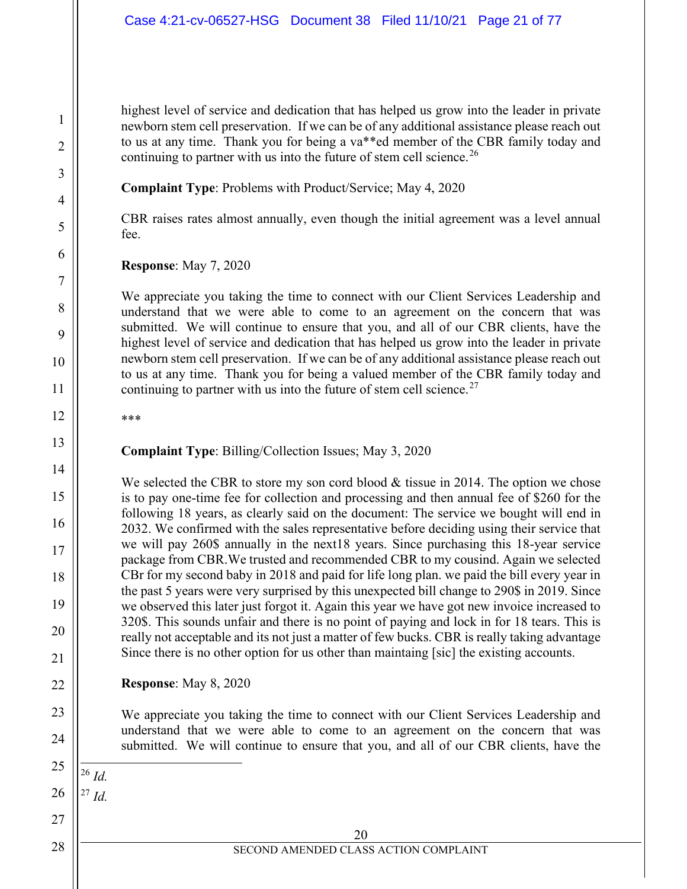highest level of service and dedication that has helped us grow into the leader in private newborn stem cell preservation. If we can be of any additional assistance please reach out to us at any time. Thank you for being a va**ed member of the CBR family today and continuing to partner with us into the future of stem cell science.[26]

**Complaint Type**: Problems with Product/Service; May 4, 2020

CBR raises rates almost annually, even though the initial agreement was a level annual fee.

**Response**: May 7, 2020

We appreciate you taking the time to connect with our Client Services Leadership and understand that we were able to come to an agreement on the concern that was submitted. We will continue to ensure that you, and all of our CBR clients, have the highest level of service and dedication that has helped us grow into the leader in private newborn stem cell preservation. If we can be of any additional assistance please reach out to us at any time. Thank you for being a valued member of the CBR family today and continuing to partner with us into the future of stem cell science.[27]

***

**Complaint Type**: Billing/Collection Issues; May 3, 2020

We selected the CBR to store my son cord blood & tissue in 2014. The option we chose is to pay one-time fee for collection and processing and then annual fee of $260 for the following 18 years, as clearly said on the document: The service we bought will end in 2032. We confirmed with the sales representative before deciding using their service that we will pay 260$ annually in the next18 years. Since purchasing this 18-year service package from CBR.We trusted and recommended CBR to my cousind. Again we selected CBr for my second baby in 2018 and paid for life long plan. we paid the bill every year in the past 5 years were very surprised by this unexpected bill change to 290$ in 2019. Since we observed this later just forgot it. Again this year we have got new invoice increased to 320$. This sounds unfair and there is no point of paying and lock in for 18 tears. This is really not acceptable and its not just a matter of few bucks. CBR is really taking advantage Since there is no other option for us other than maintaing [sic] the existing accounts.

**Response**: May 8, 2020

We appreciate you taking the time to connect with our Client Services Leadership and understand that we were able to come to an agreement on the concern that was submitted. We will continue to ensure that you, and all of our CBR clients, have the

---

[26] *Id.*

[27] *Id.*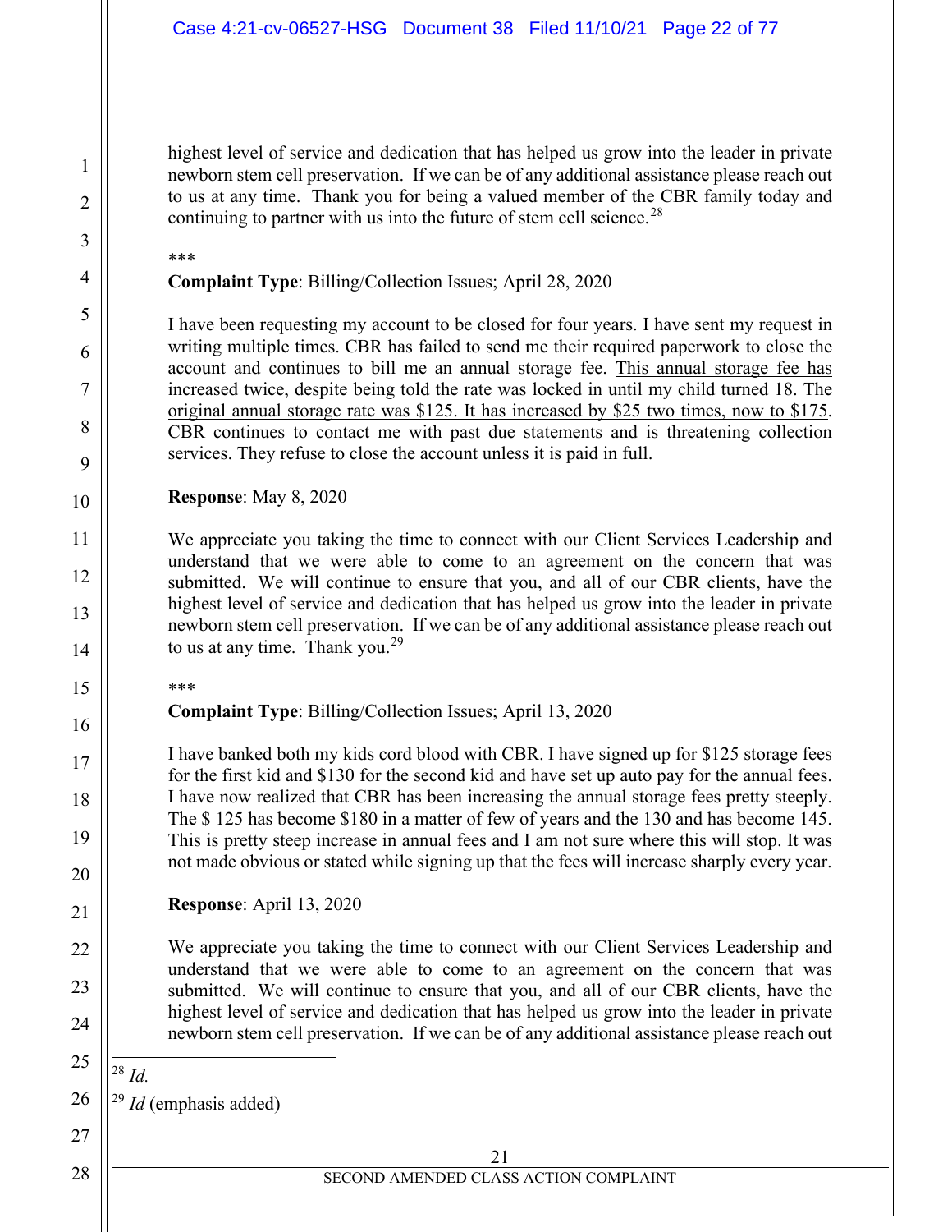highest level of service and dedication that has helped us grow into the leader in private newborn stem cell preservation. If we can be of any additional assistance please reach out to us at any time. Thank you for being a valued member of the CBR family today and continuing to partner with us into the future of stem cell science.[28]

***

**Complaint Type**: Billing/Collection Issues; April 28, 2020

I have been requesting my account to be closed for four years. I have sent my request in writing multiple times. CBR has failed to send me their required paperwork to close the account and continues to bill me an annual storage fee. <u>This annual storage fee has increased twice, despite being told the rate was locked in until my child turned 18. The original annual storage rate was $125. It has increased by $25 two times, now to $175</u>. CBR continues to contact me with past due statements and is threatening collection services. They refuse to close the account unless it is paid in full.

**Response**: May 8, 2020

We appreciate you taking the time to connect with our Client Services Leadership and understand that we were able to come to an agreement on the concern that was submitted. We will continue to ensure that you, and all of our CBR clients, have the highest level of service and dedication that has helped us grow into the leader in private newborn stem cell preservation. If we can be of any additional assistance please reach out to us at any time. Thank you.[29]

***

**Complaint Type**: Billing/Collection Issues; April 13, 2020

I have banked both my kids cord blood with CBR. I have signed up for $125 storage fees for the first kid and $130 for the second kid and have set up auto pay for the annual fees. I have now realized that CBR has been increasing the annual storage fees pretty steeply. The $ 125 has become $180 in a matter of few of years and the 130 and has become 145. This is pretty steep increase in annual fees and I am not sure where this will stop. It was not made obvious or stated while signing up that the fees will increase sharply every year.

**Response**: April 13, 2020

We appreciate you taking the time to connect with our Client Services Leadership and understand that we were able to come to an agreement on the concern that was submitted. We will continue to ensure that you, and all of our CBR clients, have the highest level of service and dedication that has helped us grow into the leader in private newborn stem cell preservation. If we can be of any additional assistance please reach out

---

[28] *Id.*

[29] *Id* (emphasis added)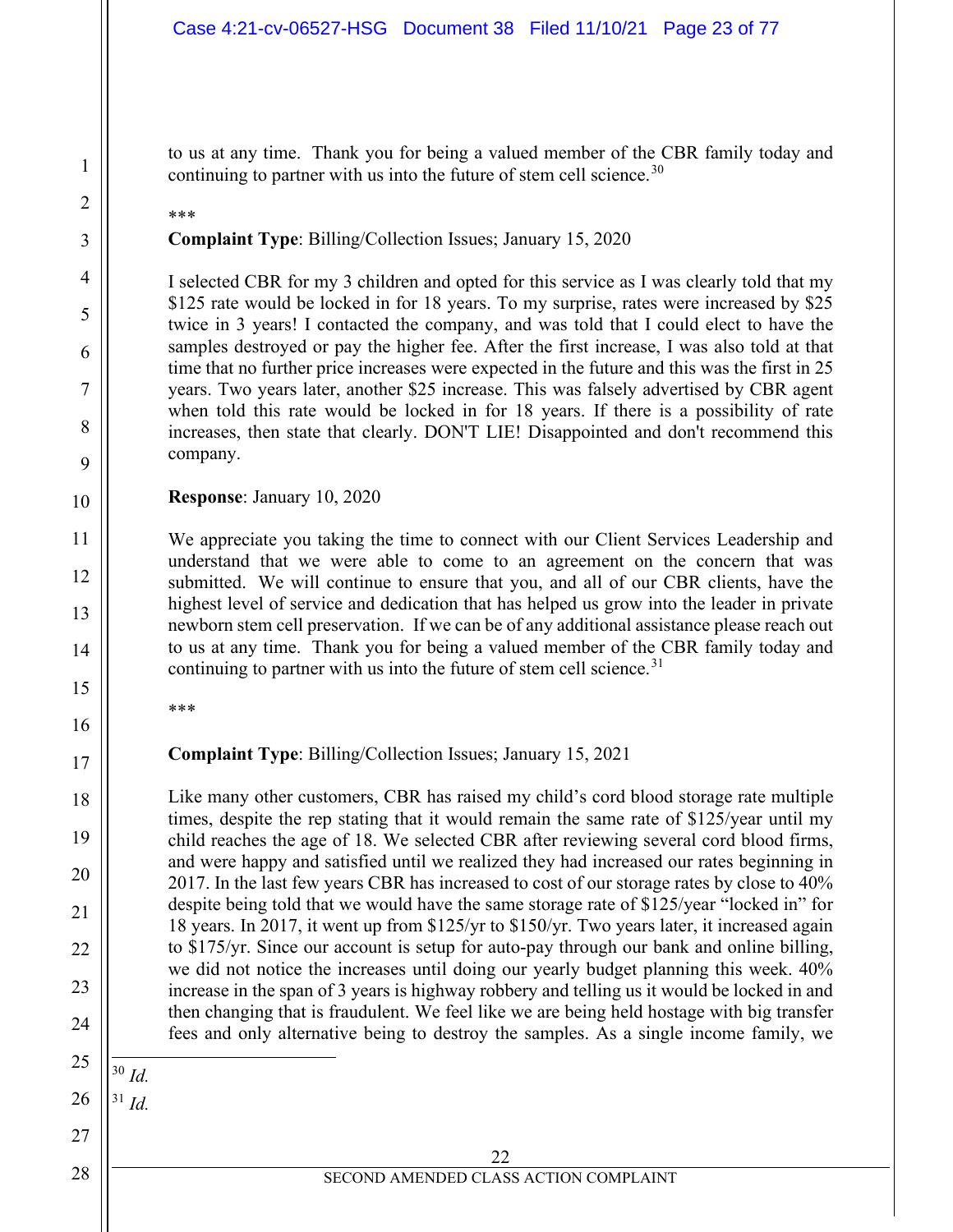to us at any time. Thank you for being a valued member of the CBR family today and continuing to partner with us into the future of stem cell science.[30]

***

**Complaint Type**: Billing/Collection Issues; January 15, 2020

I selected CBR for my 3 children and opted for this service as I was clearly told that my $125 rate would be locked in for 18 years. To my surprise, rates were increased by $25 twice in 3 years! I contacted the company, and was told that I could elect to have the samples destroyed or pay the higher fee. After the first increase, I was also told at that time that no further price increases were expected in the future and this was the first in 25 years. Two years later, another $25 increase. This was falsely advertised by CBR agent when told this rate would be locked in for 18 years. If there is a possibility of rate increases, then state that clearly. DON'T LIE! Disappointed and don't recommend this company.

**Response**: January 10, 2020

We appreciate you taking the time to connect with our Client Services Leadership and understand that we were able to come to an agreement on the concern that was submitted. We will continue to ensure that you, and all of our CBR clients, have the highest level of service and dedication that has helped us grow into the leader in private newborn stem cell preservation. If we can be of any additional assistance please reach out to us at any time. Thank you for being a valued member of the CBR family today and continuing to partner with us into the future of stem cell science.[31]

***

**Complaint Type**: Billing/Collection Issues; January 15, 2021

Like many other customers, CBR has raised my child's cord blood storage rate multiple times, despite the rep stating that it would remain the same rate of $125/year until my child reaches the age of 18. We selected CBR after reviewing several cord blood firms, and were happy and satisfied until we realized they had increased our rates beginning in 2017. In the last few years CBR has increased to cost of our storage rates by close to 40% despite being told that we would have the same storage rate of $125/year "locked in" for 18 years. In 2017, it went up from $125/yr to $150/yr. Two years later, it increased again to $175/yr. Since our account is setup for auto-pay through our bank and online billing, we did not notice the increases until doing our yearly budget planning this week. 40% increase in the span of 3 years is highway robbery and telling us it would be locked in and then changing that is fraudulent. We feel like we are being held hostage with big transfer fees and only alternative being to destroy the samples. As a single income family, we

[30] *Id.*

[31] *Id.*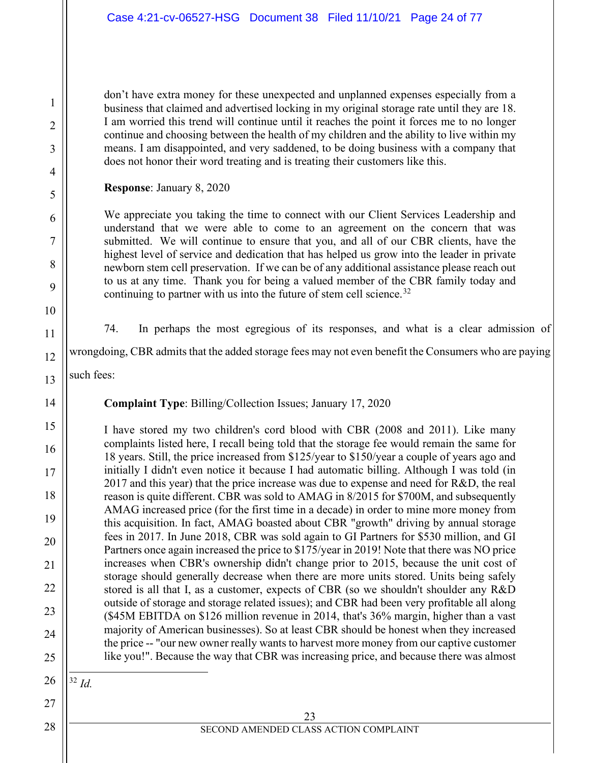don't have extra money for these unexpected and unplanned expenses especially from a business that claimed and advertised locking in my original storage rate until they are 18. I am worried this trend will continue until it reaches the point it forces me to no longer continue and choosing between the health of my children and the ability to live within my means. I am disappointed, and very saddened, to be doing business with a company that does not honor their word treating and is treating their customers like this.

**Response**: January 8, 2020

We appreciate you taking the time to connect with our Client Services Leadership and understand that we were able to come to an agreement on the concern that was submitted. We will continue to ensure that you, and all of our CBR clients, have the highest level of service and dedication that has helped us grow into the leader in private newborn stem cell preservation. If we can be of any additional assistance please reach out to us at any time. Thank you for being a valued member of the CBR family today and continuing to partner with us into the future of stem cell science.[32]

74. In perhaps the most egregious of its responses, and what is a clear admission of wrongdoing, CBR admits that the added storage fees may not even benefit the Consumers who are paying such fees:

**Complaint Type**: Billing/Collection Issues; January 17, 2020

I have stored my two children's cord blood with CBR (2008 and 2011). Like many complaints listed here, I recall being told that the storage fee would remain the same for 18 years. Still, the price increased from $125/year to $150/year a couple of years ago and initially I didn't even notice it because I had automatic billing. Although I was told (in 2017 and this year) that the price increase was due to expense and need for R&D, the real reason is quite different. CBR was sold to AMAG in 8/2015 for $700M, and subsequently AMAG increased price (for the first time in a decade) in order to mine more money from this acquisition. In fact, AMAG boasted about CBR "growth" driving by annual storage fees in 2017. In June 2018, CBR was sold again to GI Partners for $530 million, and GI Partners once again increased the price to $175/year in 2019! Note that there was NO price increases when CBR's ownership didn't change prior to 2015, because the unit cost of storage should generally decrease when there are more units stored. Units being safely stored is all that I, as a customer, expects of CBR (so we shouldn't shoulder any R&D outside of storage and storage related issues); and CBR had been very profitable all along ($45M EBITDA on $126 million revenue in 2014, that's 36% margin, higher than a vast majority of American businesses). So at least CBR should be honest when they increased the price -- "our new owner really wants to harvest more money from our captive customer like you!". Because the way that CBR was increasing price, and because there was almost

[32] *Id.*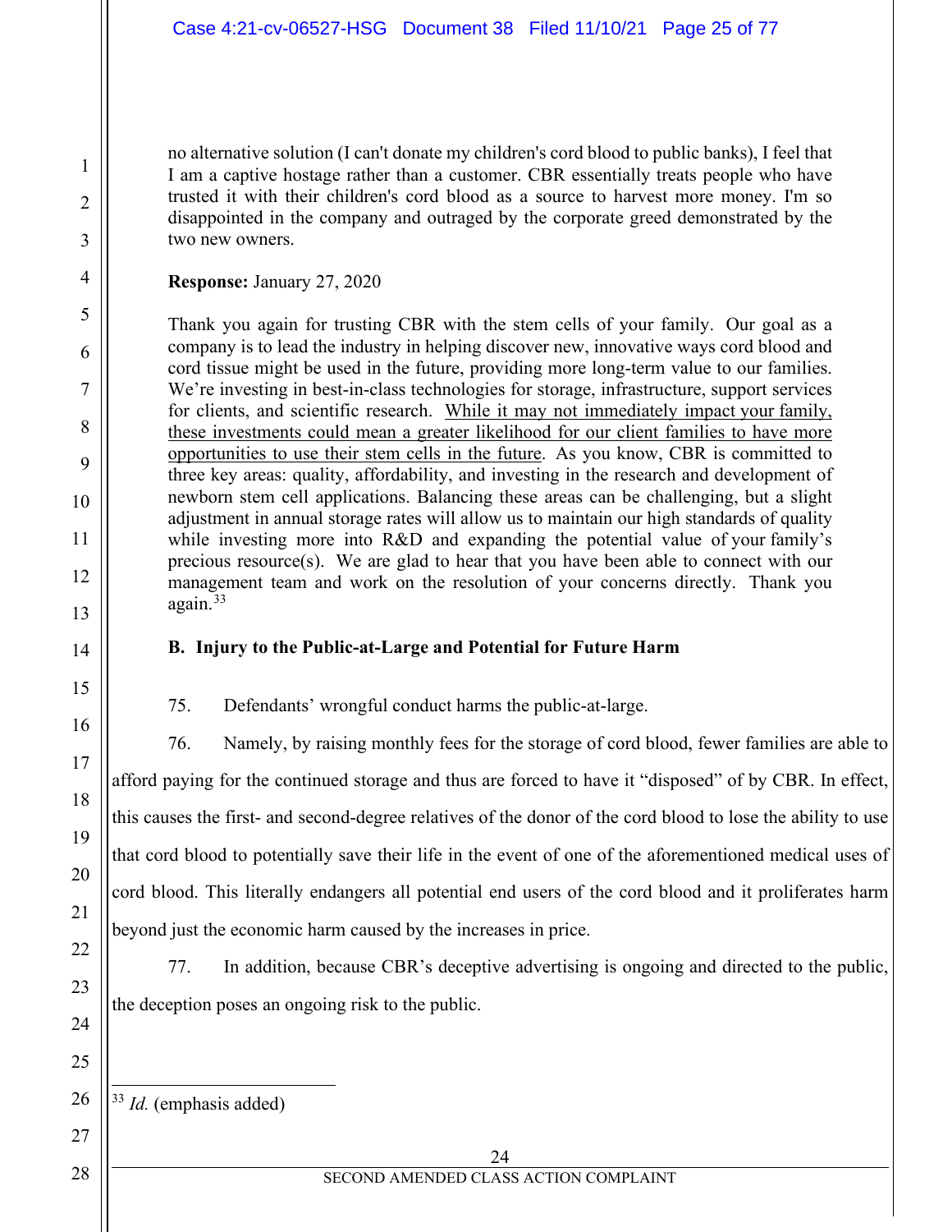no alternative solution (I can't donate my children's cord blood to public banks), I feel that I am a captive hostage rather than a customer. CBR essentially treats people who have trusted it with their children's cord blood as a source to harvest more money. I'm so disappointed in the company and outraged by the corporate greed demonstrated by the two new owners.

**Response:** January 27, 2020

Thank you again for trusting CBR with the stem cells of your family. Our goal as a company is to lead the industry in helping discover new, innovative ways cord blood and cord tissue might be used in the future, providing more long-term value to our families. We're investing in best-in-class technologies for storage, infrastructure, support services for clients, and scientific research. <u>While it may not immediately impact your family, these investments could mean a greater likelihood for our client families to have more opportunities to use their stem cells in the future</u>. As you know, CBR is committed to three key areas: quality, affordability, and investing in the research and development of newborn stem cell applications. Balancing these areas can be challenging, but a slight adjustment in annual storage rates will allow us to maintain our high standards of quality while investing more into R&D and expanding the potential value of your family's precious resource(s). We are glad to hear that you have been able to connect with our management team and work on the resolution of your concerns directly. Thank you again.[33]

### B. Injury to the Public-at-Large and Potential for Future Harm

75. Defendants' wrongful conduct harms the public-at-large.

76. Namely, by raising monthly fees for the storage of cord blood, fewer families are able to afford paying for the continued storage and thus are forced to have it "disposed" of by CBR. In effect, this causes the first- and second-degree relatives of the donor of the cord blood to lose the ability to use that cord blood to potentially save their life in the event of one of the aforementioned medical uses of cord blood. This literally endangers all potential end users of the cord blood and it proliferates harm beyond just the economic harm caused by the increases in price.

77. In addition, because CBR's deceptive advertising is ongoing and directed to the public, the deception poses an ongoing risk to the public.

---

[33] *Id.* (emphasis added)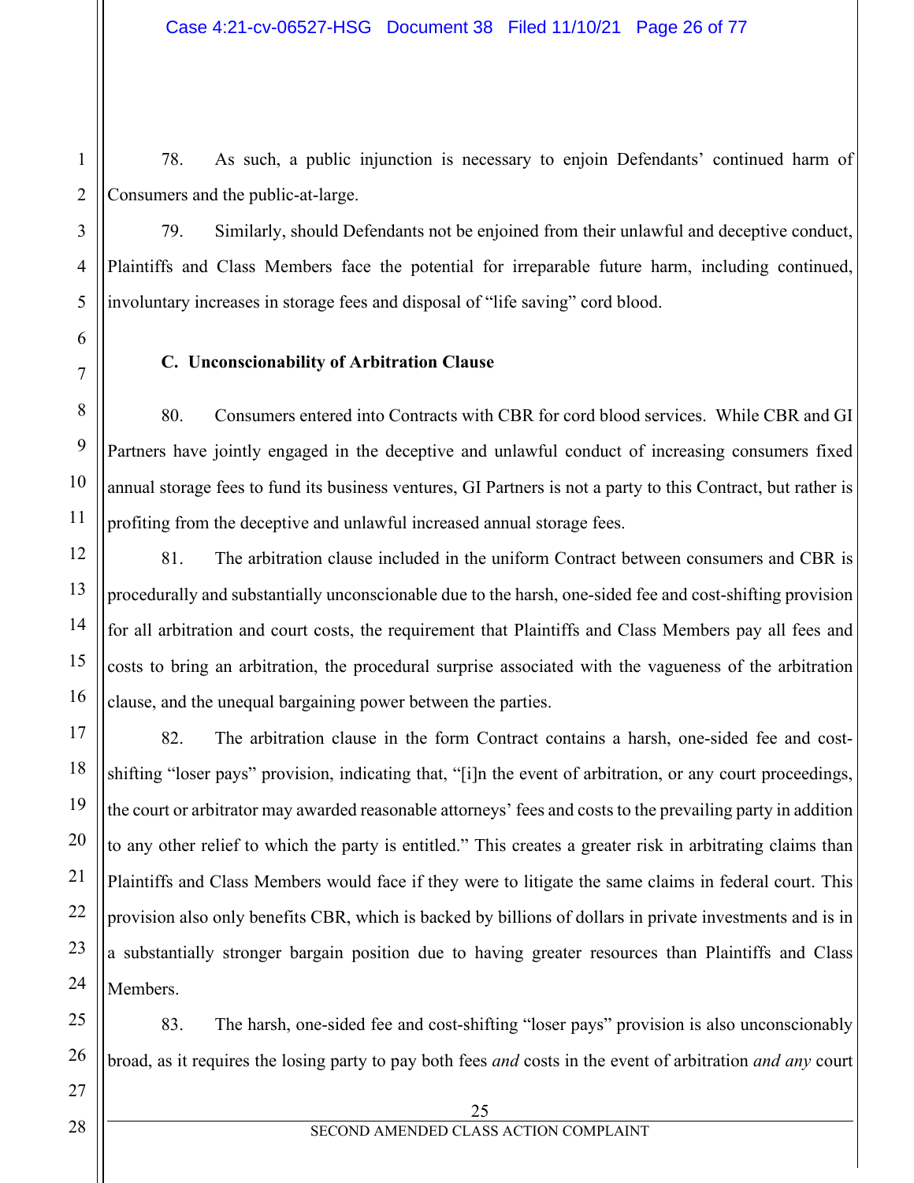78. As such, a public injunction is necessary to enjoin Defendants' continued harm of Consumers and the public-at-large.

79. Similarly, should Defendants not be enjoined from their unlawful and deceptive conduct, Plaintiffs and Class Members face the potential for irreparable future harm, including continued, involuntary increases in storage fees and disposal of "life saving" cord blood.

**C. Unconscionability of Arbitration Clause**

80. Consumers entered into Contracts with CBR for cord blood services. While CBR and GI Partners have jointly engaged in the deceptive and unlawful conduct of increasing consumers fixed annual storage fees to fund its business ventures, GI Partners is not a party to this Contract, but rather is profiting from the deceptive and unlawful increased annual storage fees.

81. The arbitration clause included in the uniform Contract between consumers and CBR is procedurally and substantially unconscionable due to the harsh, one-sided fee and cost-shifting provision for all arbitration and court costs, the requirement that Plaintiffs and Class Members pay all fees and costs to bring an arbitration, the procedural surprise associated with the vagueness of the arbitration clause, and the unequal bargaining power between the parties.

82. The arbitration clause in the form Contract contains a harsh, one-sided fee and cost-shifting "loser pays" provision, indicating that, "[i]n the event of arbitration, or any court proceedings, the court or arbitrator may awarded reasonable attorneys' fees and costs to the prevailing party in addition to any other relief to which the party is entitled." This creates a greater risk in arbitrating claims than Plaintiffs and Class Members would face if they were to litigate the same claims in federal court. This provision also only benefits CBR, which is backed by billions of dollars in private investments and is in a substantially stronger bargain position due to having greater resources than Plaintiffs and Class Members.

83. The harsh, one-sided fee and cost-shifting "loser pays" provision is also unconscionably broad, as it requires the losing party to pay both fees *and* costs in the event of arbitration *and any* court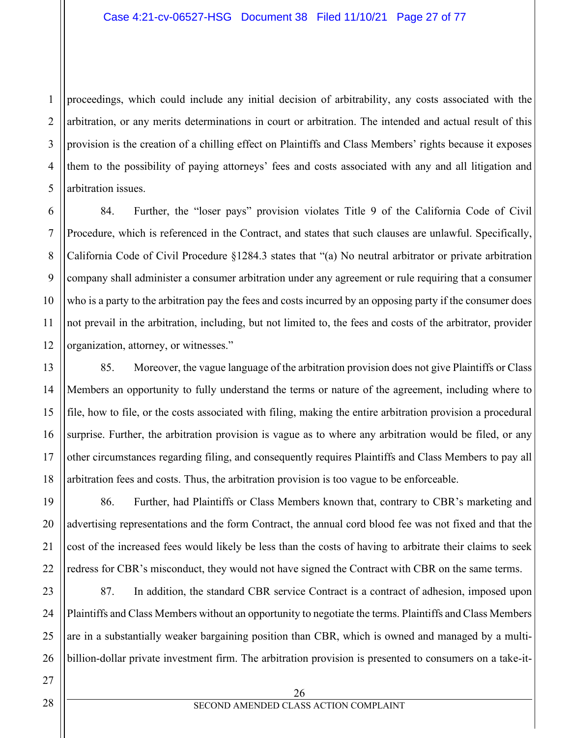proceedings, which could include any initial decision of arbitrability, any costs associated with the arbitration, or any merits determinations in court or arbitration. The intended and actual result of this provision is the creation of a chilling effect on Plaintiffs and Class Members' rights because it exposes them to the possibility of paying attorneys' fees and costs associated with any and all litigation and arbitration issues.

84. Further, the "loser pays" provision violates Title 9 of the California Code of Civil Procedure, which is referenced in the Contract, and states that such clauses are unlawful. Specifically, California Code of Civil Procedure §1284.3 states that "(a) No neutral arbitrator or private arbitration company shall administer a consumer arbitration under any agreement or rule requiring that a consumer who is a party to the arbitration pay the fees and costs incurred by an opposing party if the consumer does not prevail in the arbitration, including, but not limited to, the fees and costs of the arbitrator, provider organization, attorney, or witnesses."

85. Moreover, the vague language of the arbitration provision does not give Plaintiffs or Class Members an opportunity to fully understand the terms or nature of the agreement, including where to file, how to file, or the costs associated with filing, making the entire arbitration provision a procedural surprise. Further, the arbitration provision is vague as to where any arbitration would be filed, or any other circumstances regarding filing, and consequently requires Plaintiffs and Class Members to pay all arbitration fees and costs. Thus, the arbitration provision is too vague to be enforceable.

86. Further, had Plaintiffs or Class Members known that, contrary to CBR's marketing and advertising representations and the form Contract, the annual cord blood fee was not fixed and that the cost of the increased fees would likely be less than the costs of having to arbitrate their claims to seek redress for CBR's misconduct, they would not have signed the Contract with CBR on the same terms.

87. In addition, the standard CBR service Contract is a contract of adhesion, imposed upon Plaintiffs and Class Members without an opportunity to negotiate the terms. Plaintiffs and Class Members are in a substantially weaker bargaining position than CBR, which is owned and managed by a multi-billion-dollar private investment firm. The arbitration provision is presented to consumers on a take-it-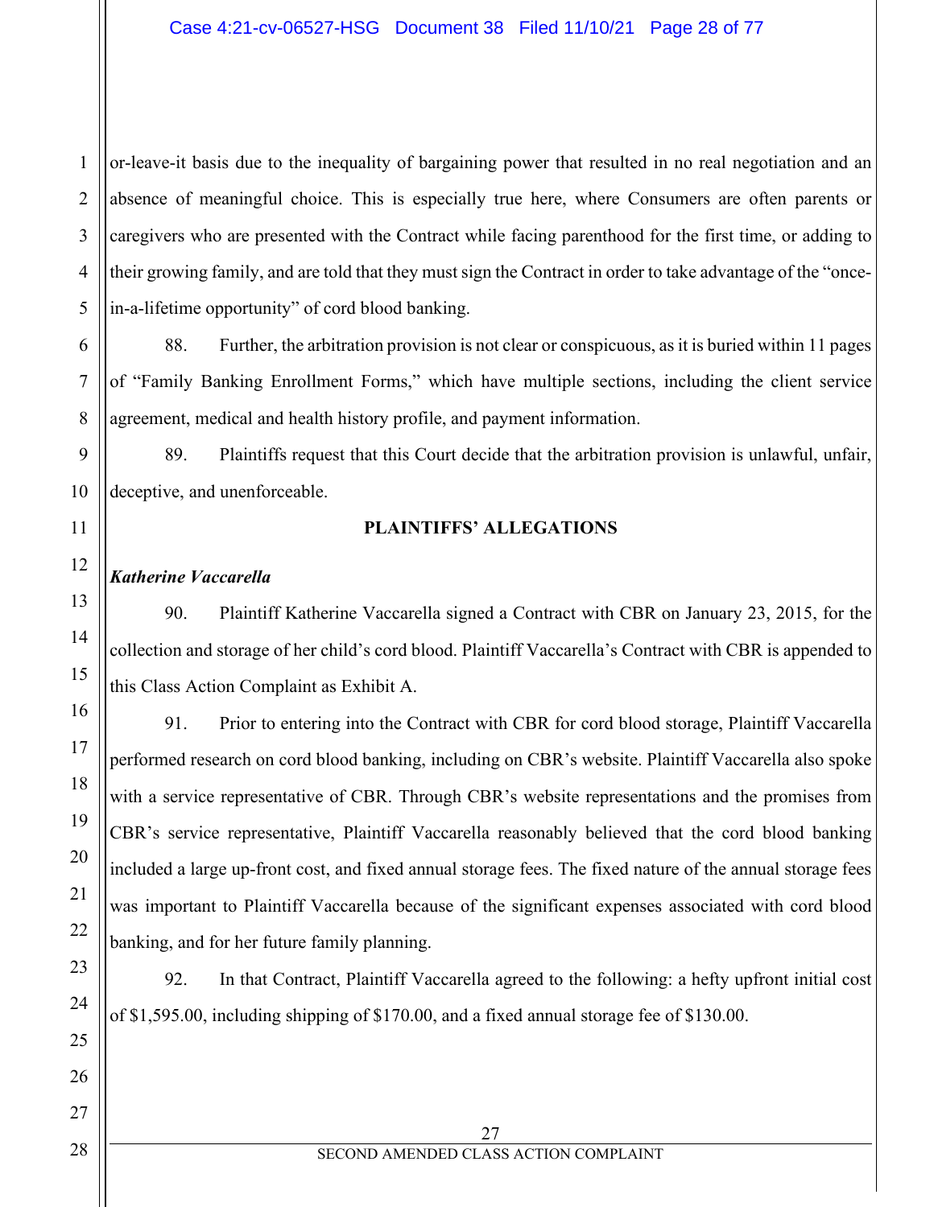or-leave-it basis due to the inequality of bargaining power that resulted in no real negotiation and an absence of meaningful choice. This is especially true here, where Consumers are often parents or caregivers who are presented with the Contract while facing parenthood for the first time, or adding to their growing family, and are told that they must sign the Contract in order to take advantage of the "once-in-a-lifetime opportunity" of cord blood banking.

88. Further, the arbitration provision is not clear or conspicuous, as it is buried within 11 pages of "Family Banking Enrollment Forms," which have multiple sections, including the client service agreement, medical and health history profile, and payment information.

89. Plaintiffs request that this Court decide that the arbitration provision is unlawful, unfair, deceptive, and unenforceable.

**PLAINTIFFS' ALLEGATIONS**

***Katherine Vaccarella***

90. Plaintiff Katherine Vaccarella signed a Contract with CBR on January 23, 2015, for the collection and storage of her child's cord blood. Plaintiff Vaccarella's Contract with CBR is appended to this Class Action Complaint as Exhibit A.

91. Prior to entering into the Contract with CBR for cord blood storage, Plaintiff Vaccarella performed research on cord blood banking, including on CBR's website. Plaintiff Vaccarella also spoke with a service representative of CBR. Through CBR's website representations and the promises from CBR's service representative, Plaintiff Vaccarella reasonably believed that the cord blood banking included a large up-front cost, and fixed annual storage fees. The fixed nature of the annual storage fees was important to Plaintiff Vaccarella because of the significant expenses associated with cord blood banking, and for her future family planning.

92. In that Contract, Plaintiff Vaccarella agreed to the following: a hefty upfront initial cost of $1,595.00, including shipping of $170.00, and a fixed annual storage fee of $130.00.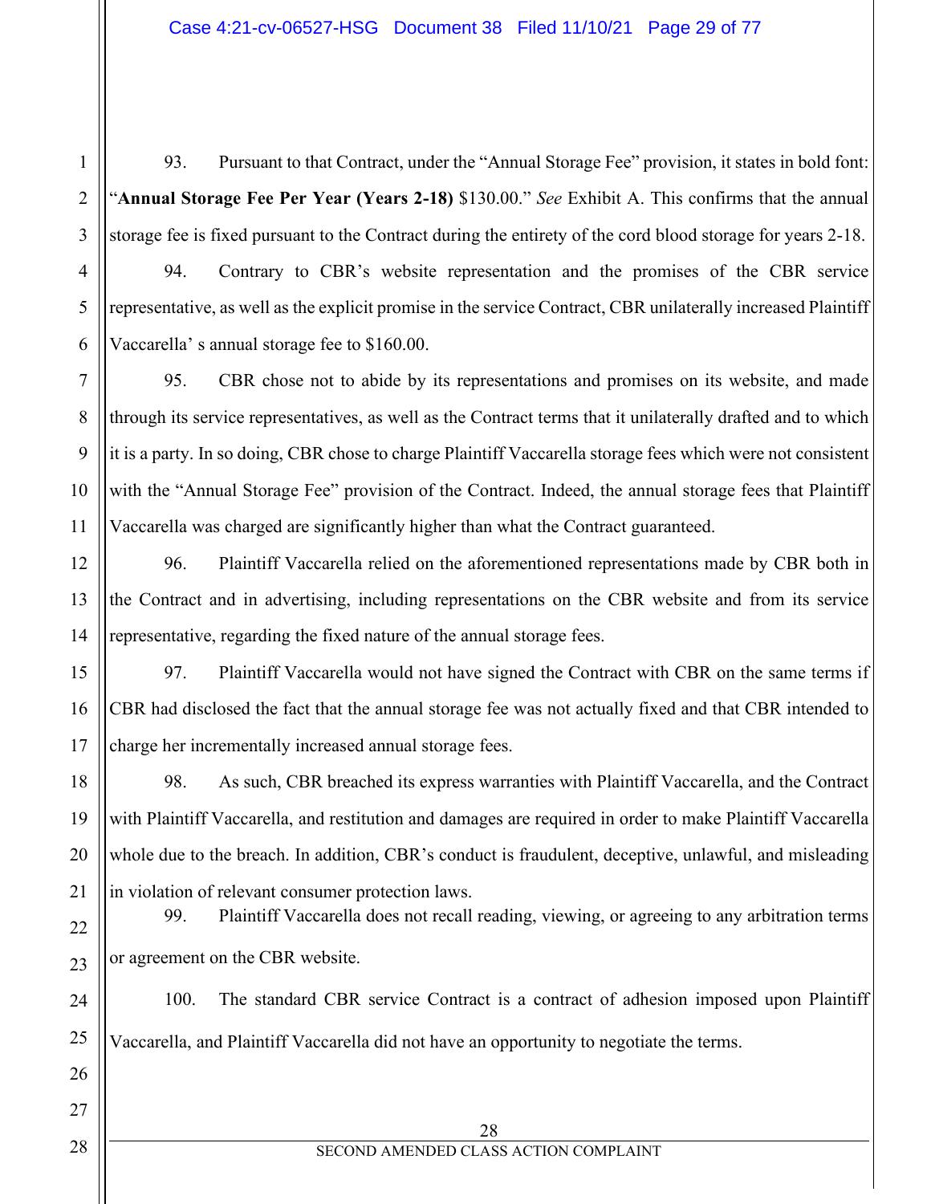93. Pursuant to that Contract, under the "Annual Storage Fee" provision, it states in bold font: "**Annual Storage Fee Per Year (Years 2-18)** $130.00." *See* Exhibit A. This confirms that the annual storage fee is fixed pursuant to the Contract during the entirety of the cord blood storage for years 2-18.

94. Contrary to CBR's website representation and the promises of the CBR service representative, as well as the explicit promise in the service Contract, CBR unilaterally increased Plaintiff Vaccarella' s annual storage fee to $160.00.

95. CBR chose not to abide by its representations and promises on its website, and made through its service representatives, as well as the Contract terms that it unilaterally drafted and to which it is a party. In so doing, CBR chose to charge Plaintiff Vaccarella storage fees which were not consistent with the "Annual Storage Fee" provision of the Contract. Indeed, the annual storage fees that Plaintiff Vaccarella was charged are significantly higher than what the Contract guaranteed.

96. Plaintiff Vaccarella relied on the aforementioned representations made by CBR both in the Contract and in advertising, including representations on the CBR website and from its service representative, regarding the fixed nature of the annual storage fees.

97. Plaintiff Vaccarella would not have signed the Contract with CBR on the same terms if CBR had disclosed the fact that the annual storage fee was not actually fixed and that CBR intended to charge her incrementally increased annual storage fees.

98. As such, CBR breached its express warranties with Plaintiff Vaccarella, and the Contract with Plaintiff Vaccarella, and restitution and damages are required in order to make Plaintiff Vaccarella whole due to the breach. In addition, CBR's conduct is fraudulent, deceptive, unlawful, and misleading in violation of relevant consumer protection laws.

99. Plaintiff Vaccarella does not recall reading, viewing, or agreeing to any arbitration terms or agreement on the CBR website.

100. The standard CBR service Contract is a contract of adhesion imposed upon Plaintiff Vaccarella, and Plaintiff Vaccarella did not have an opportunity to negotiate the terms.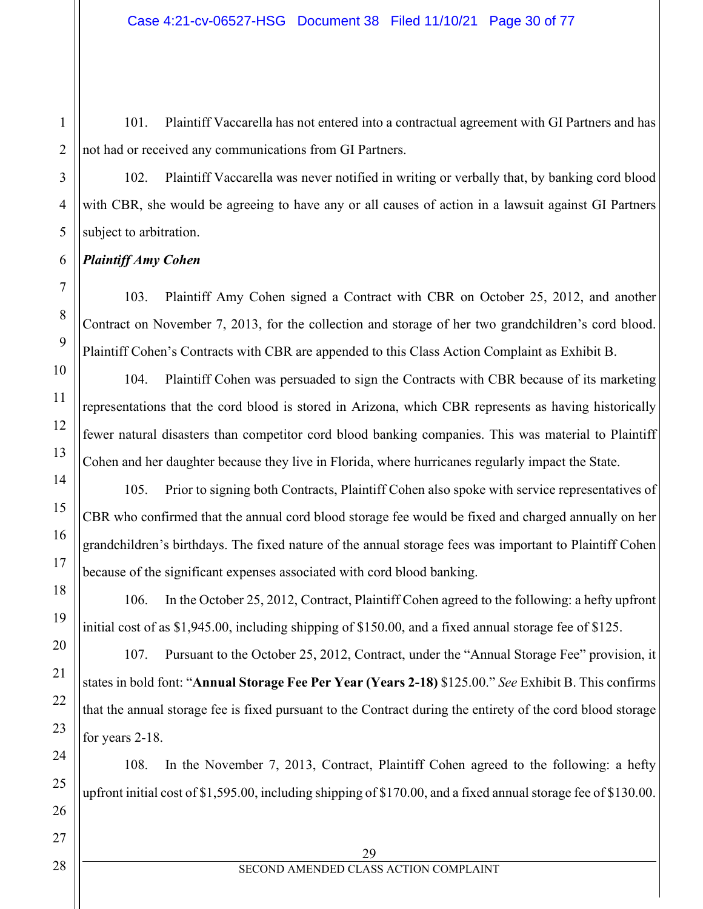101. Plaintiff Vaccarella has not entered into a contractual agreement with GI Partners and has not had or received any communications from GI Partners.

102. Plaintiff Vaccarella was never notified in writing or verbally that, by banking cord blood with CBR, she would be agreeing to have any or all causes of action in a lawsuit against GI Partners subject to arbitration.

***Plaintiff Amy Cohen***

103. Plaintiff Amy Cohen signed a Contract with CBR on October 25, 2012, and another Contract on November 7, 2013, for the collection and storage of her two grandchildren's cord blood. Plaintiff Cohen's Contracts with CBR are appended to this Class Action Complaint as Exhibit B.

104. Plaintiff Cohen was persuaded to sign the Contracts with CBR because of its marketing representations that the cord blood is stored in Arizona, which CBR represents as having historically fewer natural disasters than competitor cord blood banking companies. This was material to Plaintiff Cohen and her daughter because they live in Florida, where hurricanes regularly impact the State.

105. Prior to signing both Contracts, Plaintiff Cohen also spoke with service representatives of CBR who confirmed that the annual cord blood storage fee would be fixed and charged annually on her grandchildren's birthdays. The fixed nature of the annual storage fees was important to Plaintiff Cohen because of the significant expenses associated with cord blood banking.

106. In the October 25, 2012, Contract, Plaintiff Cohen agreed to the following: a hefty upfront initial cost of as $1,945.00, including shipping of $150.00, and a fixed annual storage fee of $125.

107. Pursuant to the October 25, 2012, Contract, under the "Annual Storage Fee" provision, it states in bold font: "**Annual Storage Fee Per Year (Years 2-18)** $125.00." *See* Exhibit B. This confirms that the annual storage fee is fixed pursuant to the Contract during the entirety of the cord blood storage for years 2-18.

108. In the November 7, 2013, Contract, Plaintiff Cohen agreed to the following: a hefty upfront initial cost of $1,595.00, including shipping of $170.00, and a fixed annual storage fee of $130.00.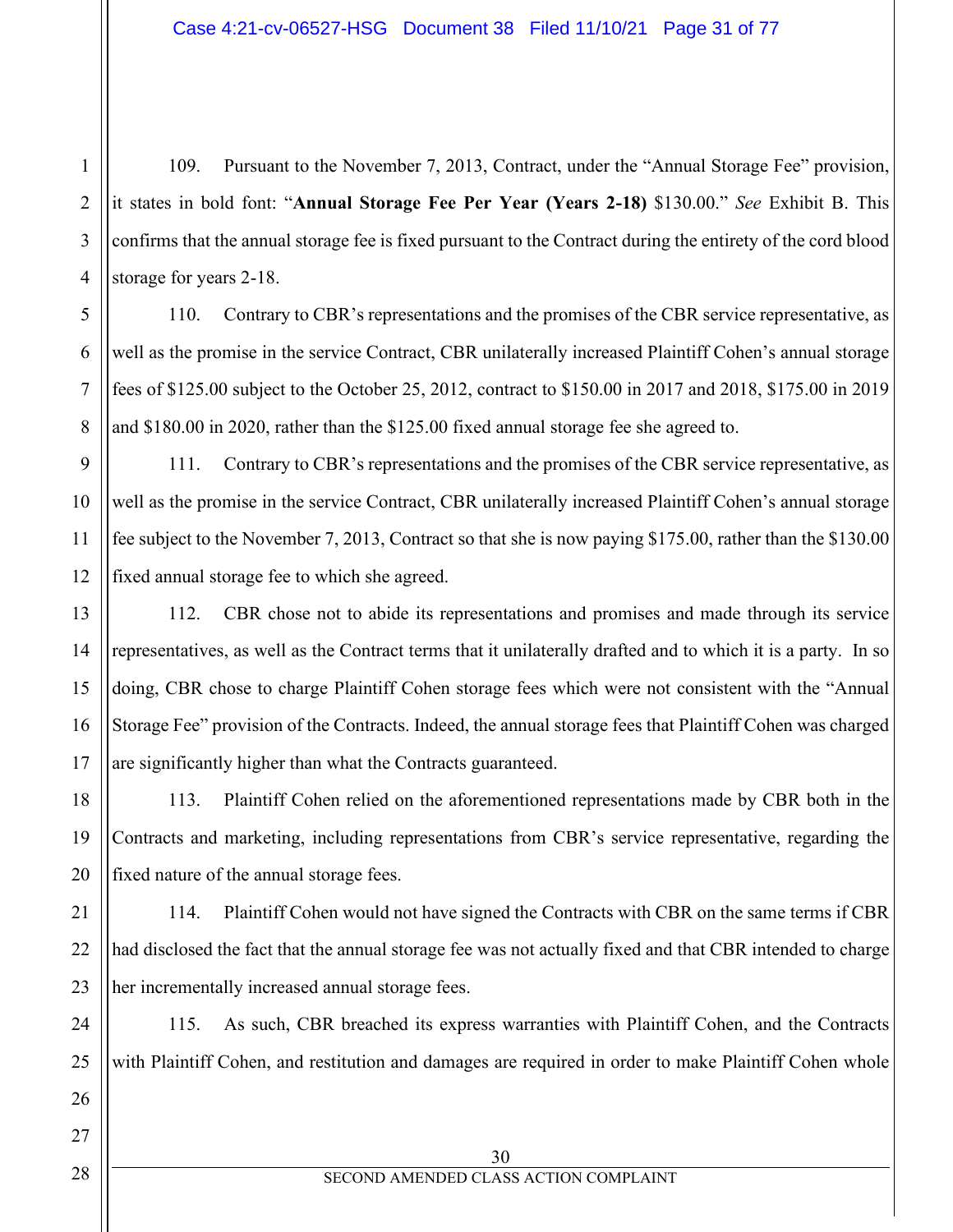109. Pursuant to the November 7, 2013, Contract, under the "Annual Storage Fee" provision, it states in bold font: "**Annual Storage Fee Per Year (Years 2-18)** $130.00." *See* Exhibit B. This confirms that the annual storage fee is fixed pursuant to the Contract during the entirety of the cord blood storage for years 2-18.

110. Contrary to CBR's representations and the promises of the CBR service representative, as well as the promise in the service Contract, CBR unilaterally increased Plaintiff Cohen's annual storage fees of $125.00 subject to the October 25, 2012, contract to $150.00 in 2017 and 2018, $175.00 in 2019 and $180.00 in 2020, rather than the $125.00 fixed annual storage fee she agreed to.

111. Contrary to CBR's representations and the promises of the CBR service representative, as well as the promise in the service Contract, CBR unilaterally increased Plaintiff Cohen's annual storage fee subject to the November 7, 2013, Contract so that she is now paying $175.00, rather than the $130.00 fixed annual storage fee to which she agreed.

112. CBR chose not to abide its representations and promises and made through its service representatives, as well as the Contract terms that it unilaterally drafted and to which it is a party. In so doing, CBR chose to charge Plaintiff Cohen storage fees which were not consistent with the "Annual Storage Fee" provision of the Contracts. Indeed, the annual storage fees that Plaintiff Cohen was charged are significantly higher than what the Contracts guaranteed.

113. Plaintiff Cohen relied on the aforementioned representations made by CBR both in the Contracts and marketing, including representations from CBR's service representative, regarding the fixed nature of the annual storage fees.

114. Plaintiff Cohen would not have signed the Contracts with CBR on the same terms if CBR had disclosed the fact that the annual storage fee was not actually fixed and that CBR intended to charge her incrementally increased annual storage fees.

115. As such, CBR breached its express warranties with Plaintiff Cohen, and the Contracts with Plaintiff Cohen, and restitution and damages are required in order to make Plaintiff Cohen whole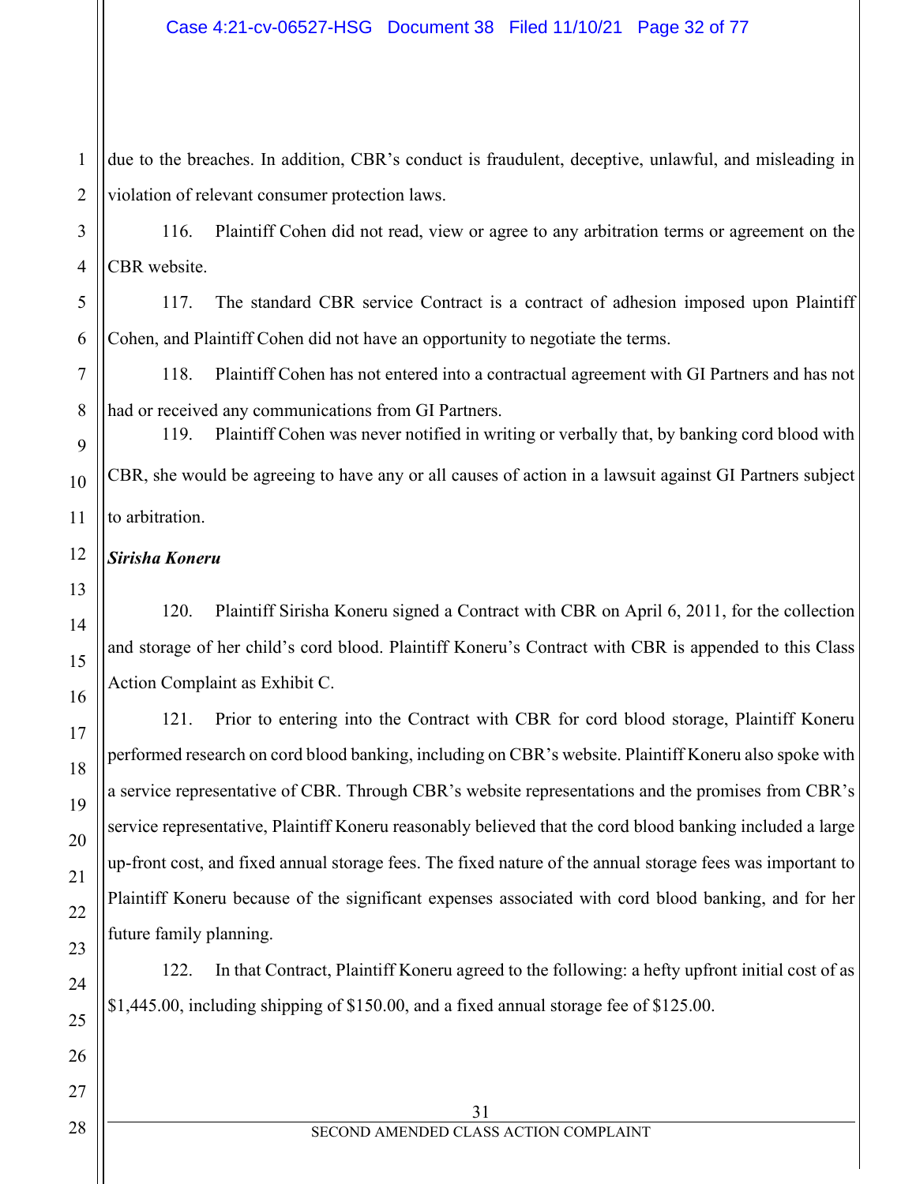due to the breaches. In addition, CBR's conduct is fraudulent, deceptive, unlawful, and misleading in violation of relevant consumer protection laws.

116. Plaintiff Cohen did not read, view or agree to any arbitration terms or agreement on the CBR website.

117. The standard CBR service Contract is a contract of adhesion imposed upon Plaintiff Cohen, and Plaintiff Cohen did not have an opportunity to negotiate the terms.

118. Plaintiff Cohen has not entered into a contractual agreement with GI Partners and has not had or received any communications from GI Partners.

119. Plaintiff Cohen was never notified in writing or verbally that, by banking cord blood with CBR, she would be agreeing to have any or all causes of action in a lawsuit against GI Partners subject to arbitration.

***Sirisha Koneru***

120. Plaintiff Sirisha Koneru signed a Contract with CBR on April 6, 2011, for the collection and storage of her child's cord blood. Plaintiff Koneru's Contract with CBR is appended to this Class Action Complaint as Exhibit C.

121. Prior to entering into the Contract with CBR for cord blood storage, Plaintiff Koneru performed research on cord blood banking, including on CBR's website. Plaintiff Koneru also spoke with a service representative of CBR. Through CBR's website representations and the promises from CBR's service representative, Plaintiff Koneru reasonably believed that the cord blood banking included a large up-front cost, and fixed annual storage fees. The fixed nature of the annual storage fees was important to Plaintiff Koneru because of the significant expenses associated with cord blood banking, and for her future family planning.

122. In that Contract, Plaintiff Koneru agreed to the following: a hefty upfront initial cost of as $1,445.00, including shipping of $150.00, and a fixed annual storage fee of $125.00.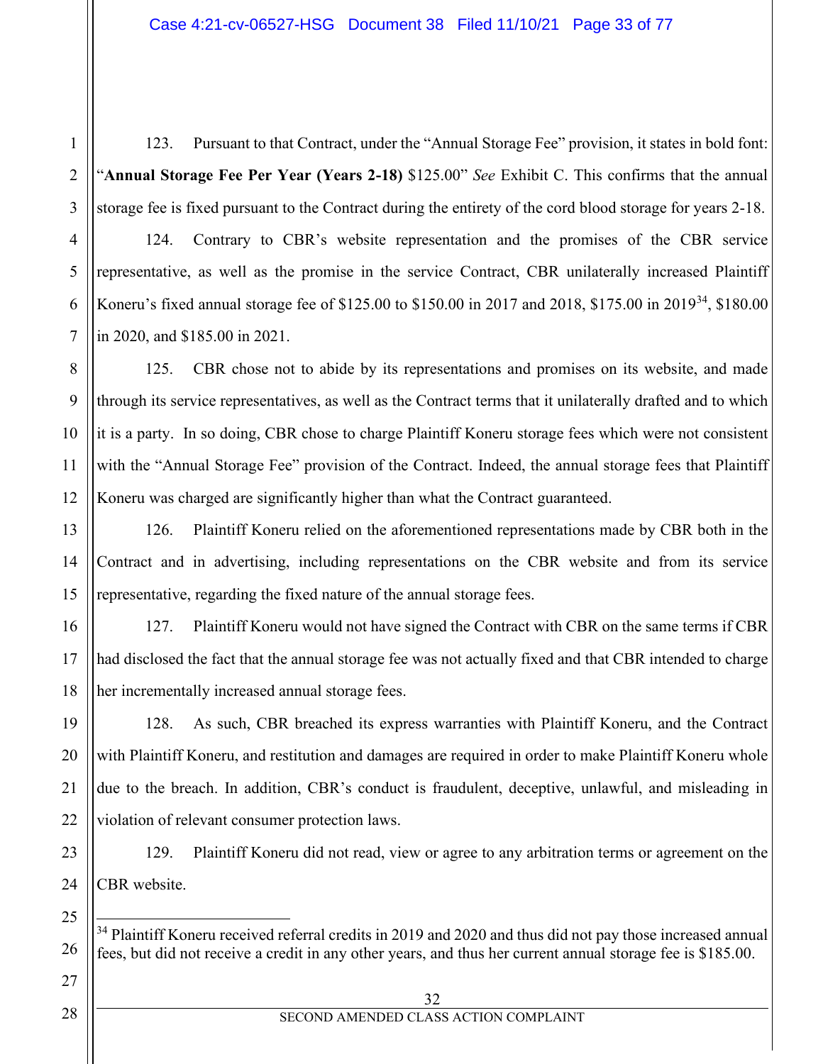123. Pursuant to that Contract, under the "Annual Storage Fee" provision, it states in bold font: "**Annual Storage Fee Per Year (Years 2-18)** $125.00" *See* Exhibit C. This confirms that the annual storage fee is fixed pursuant to the Contract during the entirety of the cord blood storage for years 2-18.

124. Contrary to CBR's website representation and the promises of the CBR service representative, as well as the promise in the service Contract, CBR unilaterally increased Plaintiff Koneru's fixed annual storage fee of $125.00 to $150.00 in 2017 and 2018, $175.00 in 2019[34], $180.00 in 2020, and $185.00 in 2021.

125. CBR chose not to abide by its representations and promises on its website, and made through its service representatives, as well as the Contract terms that it unilaterally drafted and to which it is a party. In so doing, CBR chose to charge Plaintiff Koneru storage fees which were not consistent with the "Annual Storage Fee" provision of the Contract. Indeed, the annual storage fees that Plaintiff Koneru was charged are significantly higher than what the Contract guaranteed.

126. Plaintiff Koneru relied on the aforementioned representations made by CBR both in the Contract and in advertising, including representations on the CBR website and from its service representative, regarding the fixed nature of the annual storage fees.

127. Plaintiff Koneru would not have signed the Contract with CBR on the same terms if CBR had disclosed the fact that the annual storage fee was not actually fixed and that CBR intended to charge her incrementally increased annual storage fees.

128. As such, CBR breached its express warranties with Plaintiff Koneru, and the Contract with Plaintiff Koneru, and restitution and damages are required in order to make Plaintiff Koneru whole due to the breach. In addition, CBR's conduct is fraudulent, deceptive, unlawful, and misleading in violation of relevant consumer protection laws.

129. Plaintiff Koneru did not read, view or agree to any arbitration terms or agreement on the CBR website.

---

[34] Plaintiff Koneru received referral credits in 2019 and 2020 and thus did not pay those increased annual fees, but did not receive a credit in any other years, and thus her current annual storage fee is $185.00.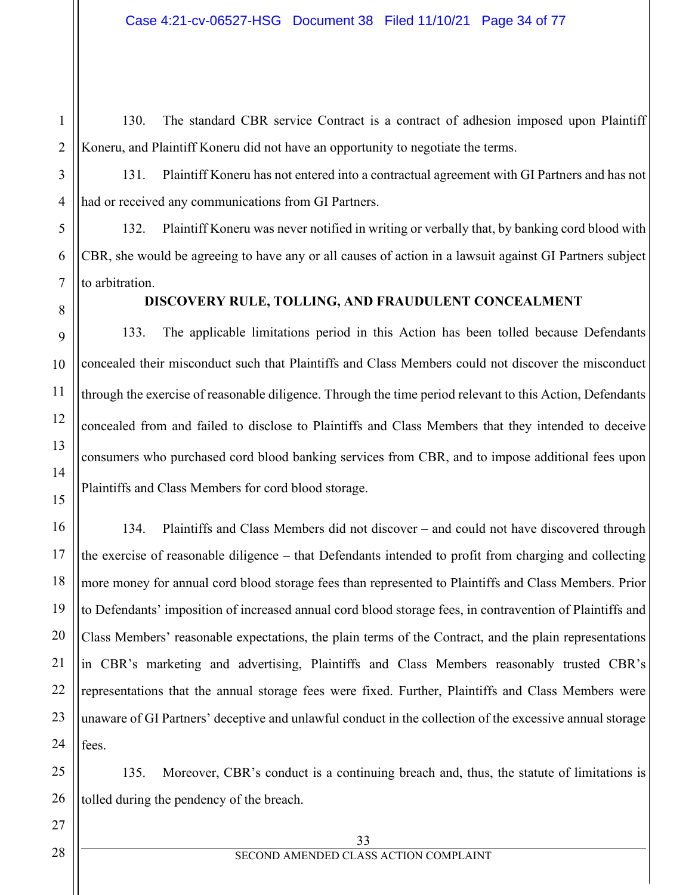130. The standard CBR service Contract is a contract of adhesion imposed upon Plaintiff Koneru, and Plaintiff Koneru did not have an opportunity to negotiate the terms.

131. Plaintiff Koneru has not entered into a contractual agreement with GI Partners and has not had or received any communications from GI Partners.

132. Plaintiff Koneru was never notified in writing or verbally that, by banking cord blood with CBR, she would be agreeing to have any or all causes of action in a lawsuit against GI Partners subject to arbitration.

## DISCOVERY RULE, TOLLING, AND FRAUDULENT CONCEALMENT

133. The applicable limitations period in this Action has been tolled because Defendants concealed their misconduct such that Plaintiffs and Class Members could not discover the misconduct through the exercise of reasonable diligence. Through the time period relevant to this Action, Defendants concealed from and failed to disclose to Plaintiffs and Class Members that they intended to deceive consumers who purchased cord blood banking services from CBR, and to impose additional fees upon Plaintiffs and Class Members for cord blood storage.

134. Plaintiffs and Class Members did not discover – and could not have discovered through the exercise of reasonable diligence – that Defendants intended to profit from charging and collecting more money for annual cord blood storage fees than represented to Plaintiffs and Class Members. Prior to Defendants' imposition of increased annual cord blood storage fees, in contravention of Plaintiffs and Class Members' reasonable expectations, the plain terms of the Contract, and the plain representations in CBR's marketing and advertising, Plaintiffs and Class Members reasonably trusted CBR's representations that the annual storage fees were fixed. Further, Plaintiffs and Class Members were unaware of GI Partners' deceptive and unlawful conduct in the collection of the excessive annual storage fees.

135. Moreover, CBR's conduct is a continuing breach and, thus, the statute of limitations is tolled during the pendency of the breach.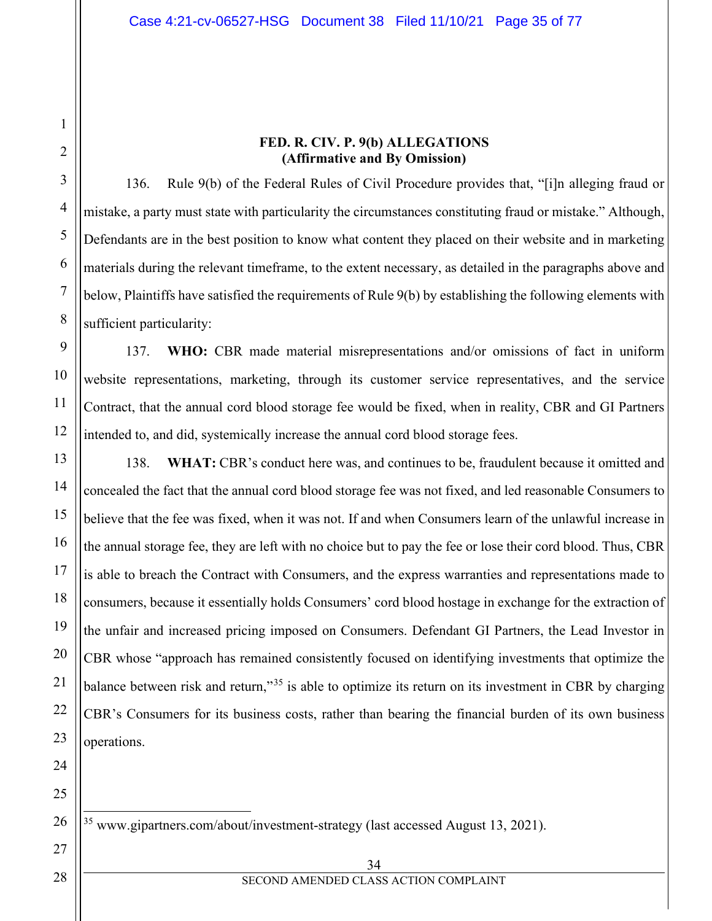## FED. R. CIV. P. 9(b) ALLEGATIONS
### (Affirmative and By Omission)

136. Rule 9(b) of the Federal Rules of Civil Procedure provides that, "[i]n alleging fraud or mistake, a party must state with particularity the circumstances constituting fraud or mistake." Although, Defendants are in the best position to know what content they placed on their website and in marketing materials during the relevant timeframe, to the extent necessary, as detailed in the paragraphs above and below, Plaintiffs have satisfied the requirements of Rule 9(b) by establishing the following elements with sufficient particularity:

137. **WHO:** CBR made material misrepresentations and/or omissions of fact in uniform website representations, marketing, through its customer service representatives, and the service Contract, that the annual cord blood storage fee would be fixed, when in reality, CBR and GI Partners intended to, and did, systemically increase the annual cord blood storage fees.

138. **WHAT:** CBR's conduct here was, and continues to be, fraudulent because it omitted and concealed the fact that the annual cord blood storage fee was not fixed, and led reasonable Consumers to believe that the fee was fixed, when it was not. If and when Consumers learn of the unlawful increase in the annual storage fee, they are left with no choice but to pay the fee or lose their cord blood. Thus, CBR is able to breach the Contract with Consumers, and the express warranties and representations made to consumers, because it essentially holds Consumers' cord blood hostage in exchange for the extraction of the unfair and increased pricing imposed on Consumers. Defendant GI Partners, the Lead Investor in CBR whose "approach has remained consistently focused on identifying investments that optimize the balance between risk and return,"[35] is able to optimize its return on its investment in CBR by charging CBR's Consumers for its business costs, rather than bearing the financial burden of its own business operations.

---

[35] www.gipartners.com/about/investment-strategy (last accessed August 13, 2021).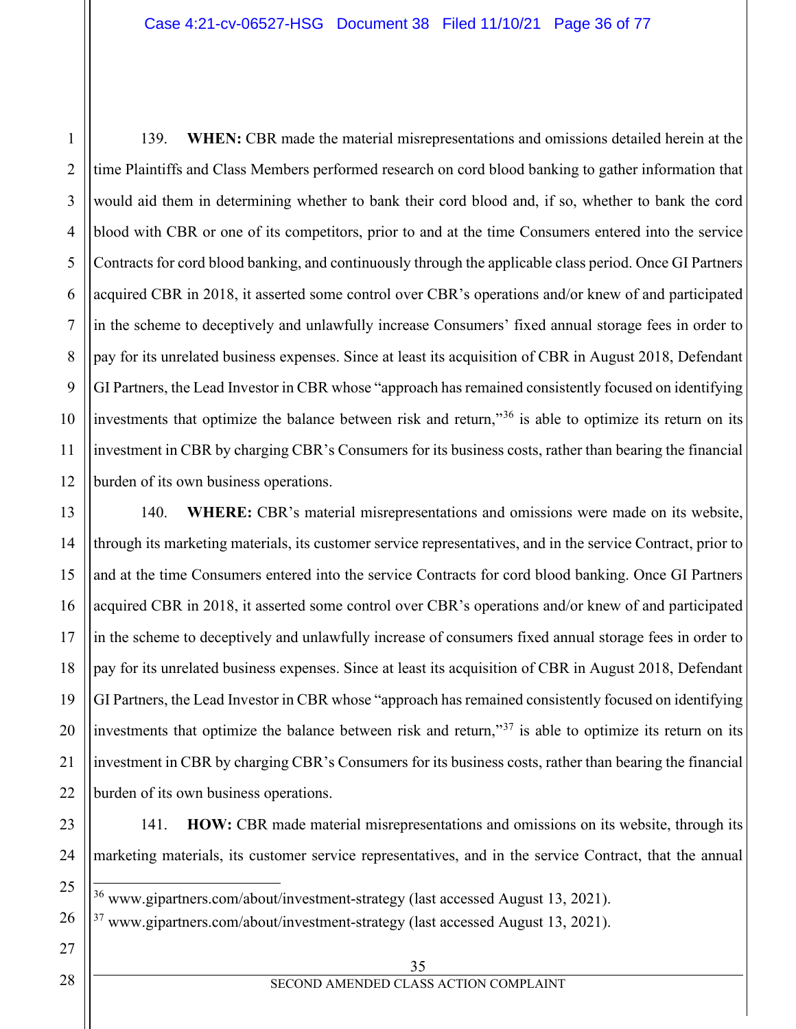139. **WHEN:** CBR made the material misrepresentations and omissions detailed herein at the time Plaintiffs and Class Members performed research on cord blood banking to gather information that would aid them in determining whether to bank their cord blood and, if so, whether to bank the cord blood with CBR or one of its competitors, prior to and at the time Consumers entered into the service Contracts for cord blood banking, and continuously through the applicable class period. Once GI Partners acquired CBR in 2018, it asserted some control over CBR's operations and/or knew of and participated in the scheme to deceptively and unlawfully increase Consumers' fixed annual storage fees in order to pay for its unrelated business expenses. Since at least its acquisition of CBR in August 2018, Defendant GI Partners, the Lead Investor in CBR whose "approach has remained consistently focused on identifying investments that optimize the balance between risk and return,"[36] is able to optimize its return on its investment in CBR by charging CBR's Consumers for its business costs, rather than bearing the financial burden of its own business operations.

140. **WHERE:** CBR's material misrepresentations and omissions were made on its website, through its marketing materials, its customer service representatives, and in the service Contract, prior to and at the time Consumers entered into the service Contracts for cord blood banking. Once GI Partners acquired CBR in 2018, it asserted some control over CBR's operations and/or knew of and participated in the scheme to deceptively and unlawfully increase of consumers fixed annual storage fees in order to pay for its unrelated business expenses. Since at least its acquisition of CBR in August 2018, Defendant GI Partners, the Lead Investor in CBR whose "approach has remained consistently focused on identifying investments that optimize the balance between risk and return,"[37] is able to optimize its return on its investment in CBR by charging CBR's Consumers for its business costs, rather than bearing the financial burden of its own business operations.

141. **HOW:** CBR made material misrepresentations and omissions on its website, through its marketing materials, its customer service representatives, and in the service Contract, that the annual

---

[36] www.gipartners.com/about/investment-strategy (last accessed August 13, 2021).

[37] www.gipartners.com/about/investment-strategy (last accessed August 13, 2021).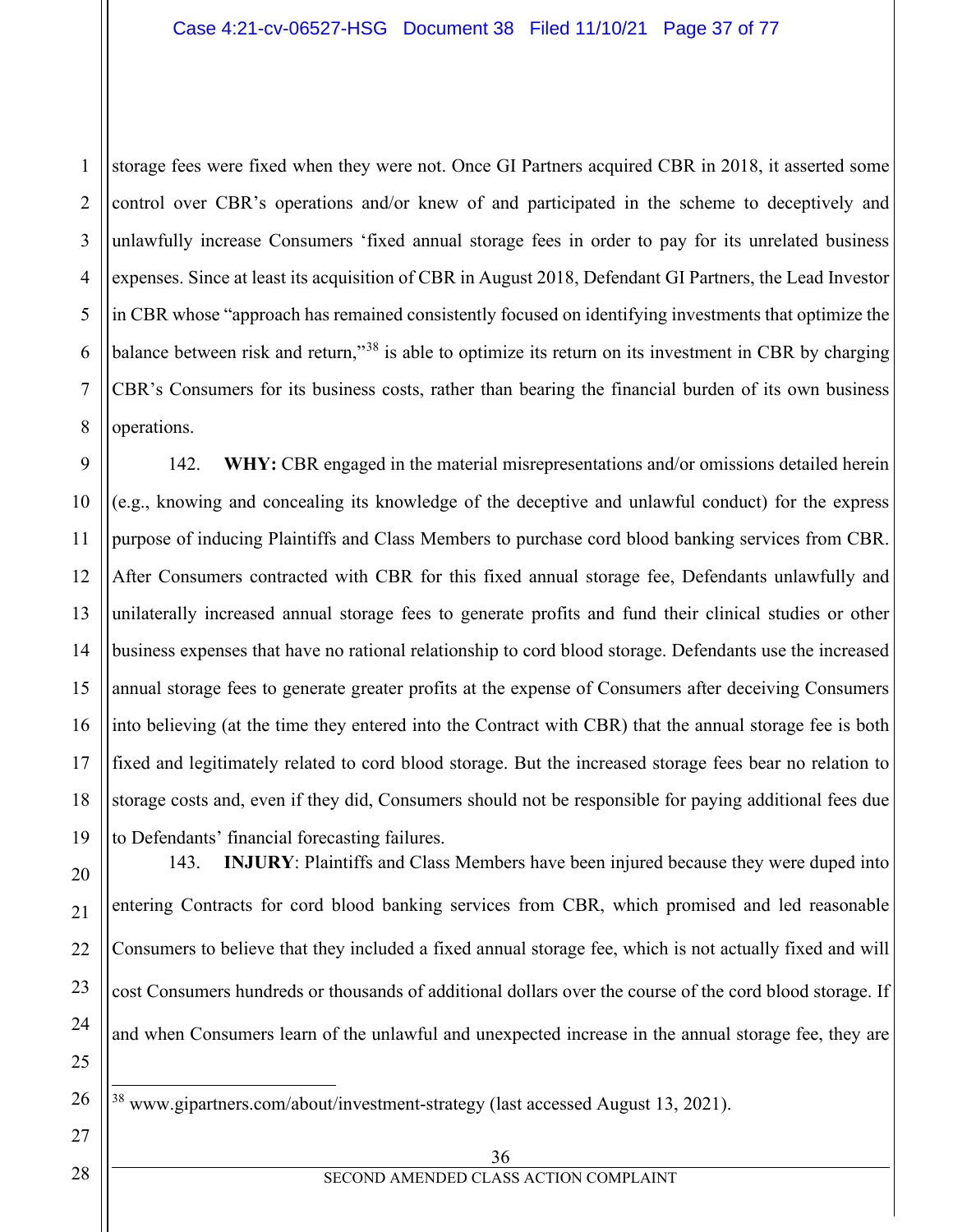storage fees were fixed when they were not. Once GI Partners acquired CBR in 2018, it asserted some control over CBR's operations and/or knew of and participated in the scheme to deceptively and unlawfully increase Consumers 'fixed annual storage fees in order to pay for its unrelated business expenses. Since at least its acquisition of CBR in August 2018, Defendant GI Partners, the Lead Investor in CBR whose "approach has remained consistently focused on identifying investments that optimize the balance between risk and return,"[38] is able to optimize its return on its investment in CBR by charging CBR's Consumers for its business costs, rather than bearing the financial burden of its own business operations.

142. **WHY:** CBR engaged in the material misrepresentations and/or omissions detailed herein (e.g., knowing and concealing its knowledge of the deceptive and unlawful conduct) for the express purpose of inducing Plaintiffs and Class Members to purchase cord blood banking services from CBR. After Consumers contracted with CBR for this fixed annual storage fee, Defendants unlawfully and unilaterally increased annual storage fees to generate profits and fund their clinical studies or other business expenses that have no rational relationship to cord blood storage. Defendants use the increased annual storage fees to generate greater profits at the expense of Consumers after deceiving Consumers into believing (at the time they entered into the Contract with CBR) that the annual storage fee is both fixed and legitimately related to cord blood storage. But the increased storage fees bear no relation to storage costs and, even if they did, Consumers should not be responsible for paying additional fees due to Defendants' financial forecasting failures.

143. **INJURY**: Plaintiffs and Class Members have been injured because they were duped into entering Contracts for cord blood banking services from CBR, which promised and led reasonable Consumers to believe that they included a fixed annual storage fee, which is not actually fixed and will cost Consumers hundreds or thousands of additional dollars over the course of the cord blood storage. If and when Consumers learn of the unlawful and unexpected increase in the annual storage fee, they are

[38] www.gipartners.com/about/investment-strategy (last accessed August 13, 2021).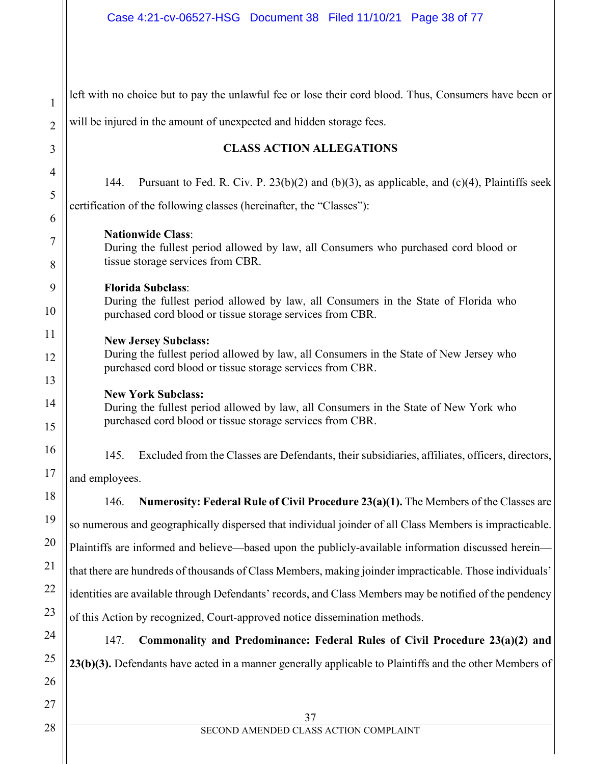left with no choice but to pay the unlawful fee or lose their cord blood. Thus, Consumers have been or will be injured in the amount of unexpected and hidden storage fees.

## CLASS ACTION ALLEGATIONS

144. Pursuant to Fed. R. Civ. P. 23(b)(2) and (b)(3), as applicable, and (c)(4), Plaintiffs seek certification of the following classes (hereinafter, the "Classes"):

> **Nationwide Class**:
> During the fullest period allowed by law, all Consumers who purchased cord blood or tissue storage services from CBR.
>
> **Florida Subclass**:
> During the fullest period allowed by law, all Consumers in the State of Florida who purchased cord blood or tissue storage services from CBR.
>
> **New Jersey Subclass:**
> During the fullest period allowed by law, all Consumers in the State of New Jersey who purchased cord blood or tissue storage services from CBR.
>
> **New York Subclass:**
> During the fullest period allowed by law, all Consumers in the State of New York who purchased cord blood or tissue storage services from CBR.

145. Excluded from the Classes are Defendants, their subsidiaries, affiliates, officers, directors, and employees.

146. **Numerosity: Federal Rule of Civil Procedure 23(a)(1).** The Members of the Classes are so numerous and geographically dispersed that individual joinder of all Class Members is impracticable. Plaintiffs are informed and believe—based upon the publicly-available information discussed herein—that there are hundreds of thousands of Class Members, making joinder impracticable. Those individuals' identities are available through Defendants' records, and Class Members may be notified of the pendency of this Action by recognized, Court-approved notice dissemination methods.

147. **Commonality and Predominance: Federal Rules of Civil Procedure 23(a)(2) and 23(b)(3).** Defendants have acted in a manner generally applicable to Plaintiffs and the other Members of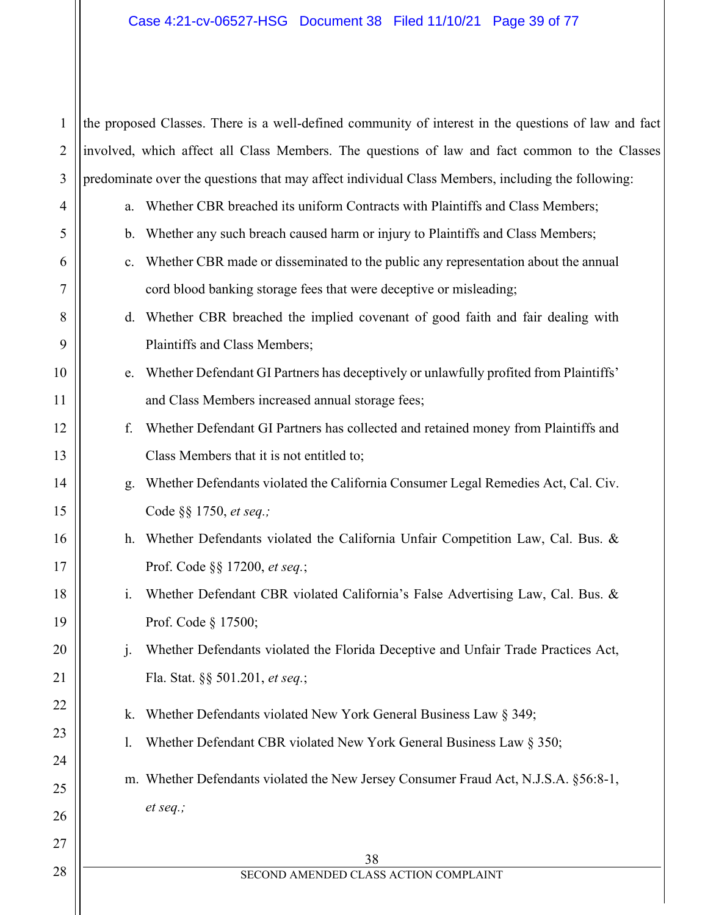the proposed Classes. There is a well-defined community of interest in the questions of law and fact involved, which affect all Class Members. The questions of law and fact common to the Classes predominate over the questions that may affect individual Class Members, including the following:

a. Whether CBR breached its uniform Contracts with Plaintiffs and Class Members;

b. Whether any such breach caused harm or injury to Plaintiffs and Class Members;

c. Whether CBR made or disseminated to the public any representation about the annual cord blood banking storage fees that were deceptive or misleading;

d. Whether CBR breached the implied covenant of good faith and fair dealing with Plaintiffs and Class Members;

e. Whether Defendant GI Partners has deceptively or unlawfully profited from Plaintiffs' and Class Members increased annual storage fees;

f. Whether Defendant GI Partners has collected and retained money from Plaintiffs and Class Members that it is not entitled to;

g. Whether Defendants violated the California Consumer Legal Remedies Act, Cal. Civ. Code §§ 1750, *et seq.;*

h. Whether Defendants violated the California Unfair Competition Law, Cal. Bus. & Prof. Code §§ 17200, *et seq.*;

i. Whether Defendant CBR violated California's False Advertising Law, Cal. Bus. & Prof. Code § 17500;

j. Whether Defendants violated the Florida Deceptive and Unfair Trade Practices Act, Fla. Stat. §§ 501.201, *et seq.*;

k. Whether Defendants violated New York General Business Law § 349;

l. Whether Defendant CBR violated New York General Business Law § 350;

m. Whether Defendants violated the New Jersey Consumer Fraud Act, N.J.S.A. §56:8-1, *et seq.;*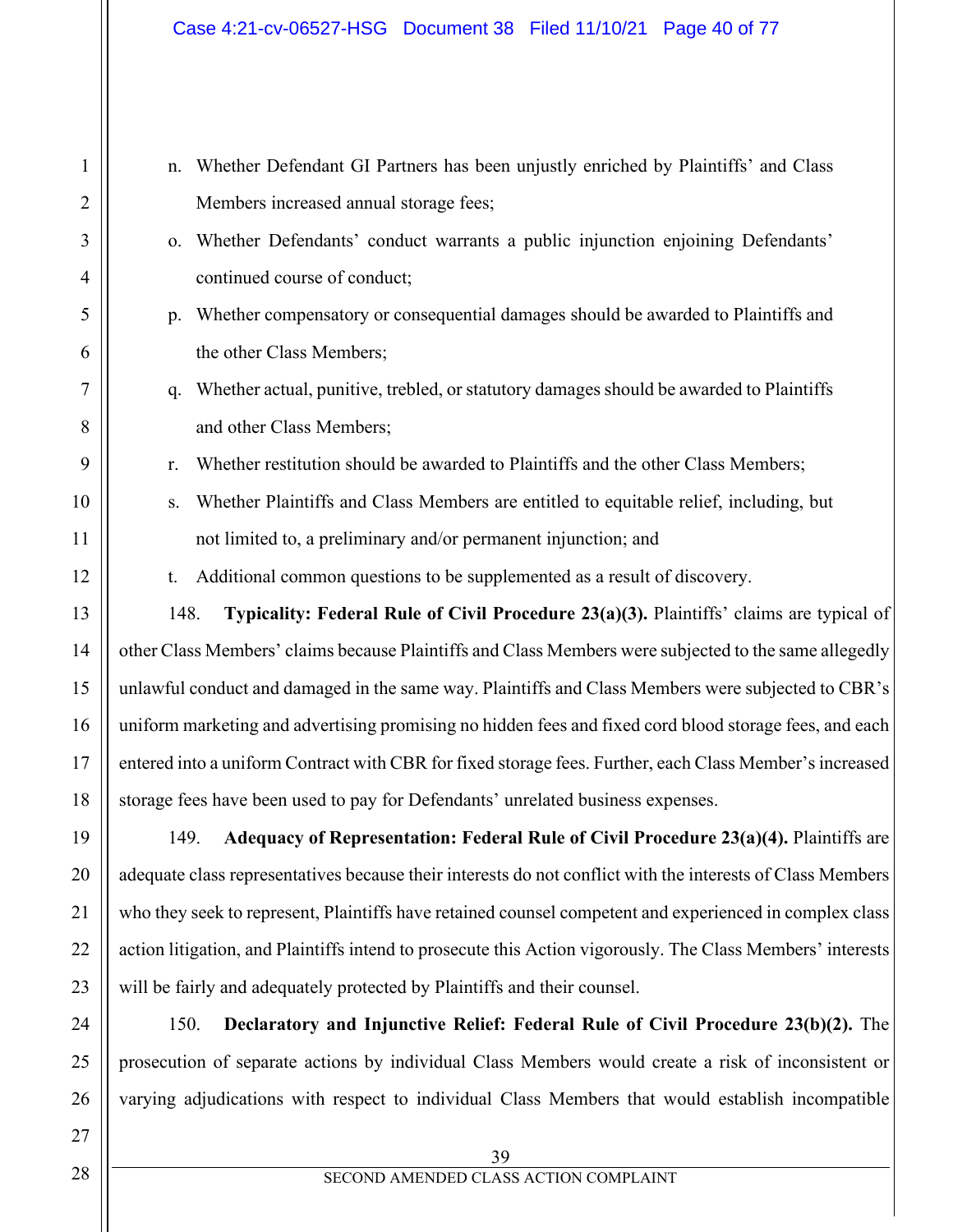n. Whether Defendant GI Partners has been unjustly enriched by Plaintiffs' and Class Members increased annual storage fees;

o. Whether Defendants' conduct warrants a public injunction enjoining Defendants' continued course of conduct;

p. Whether compensatory or consequential damages should be awarded to Plaintiffs and the other Class Members;

q. Whether actual, punitive, trebled, or statutory damages should be awarded to Plaintiffs and other Class Members;

r. Whether restitution should be awarded to Plaintiffs and the other Class Members;

s. Whether Plaintiffs and Class Members are entitled to equitable relief, including, but not limited to, a preliminary and/or permanent injunction; and

t. Additional common questions to be supplemented as a result of discovery.

148. **Typicality: Federal Rule of Civil Procedure 23(a)(3).** Plaintiffs' claims are typical of other Class Members' claims because Plaintiffs and Class Members were subjected to the same allegedly unlawful conduct and damaged in the same way. Plaintiffs and Class Members were subjected to CBR's uniform marketing and advertising promising no hidden fees and fixed cord blood storage fees, and each entered into a uniform Contract with CBR for fixed storage fees. Further, each Class Member's increased storage fees have been used to pay for Defendants' unrelated business expenses.

149. **Adequacy of Representation: Federal Rule of Civil Procedure 23(a)(4).** Plaintiffs are adequate class representatives because their interests do not conflict with the interests of Class Members who they seek to represent, Plaintiffs have retained counsel competent and experienced in complex class action litigation, and Plaintiffs intend to prosecute this Action vigorously. The Class Members' interests will be fairly and adequately protected by Plaintiffs and their counsel.

150. **Declaratory and Injunctive Relief: Federal Rule of Civil Procedure 23(b)(2).** The prosecution of separate actions by individual Class Members would create a risk of inconsistent or varying adjudications with respect to individual Class Members that would establish incompatible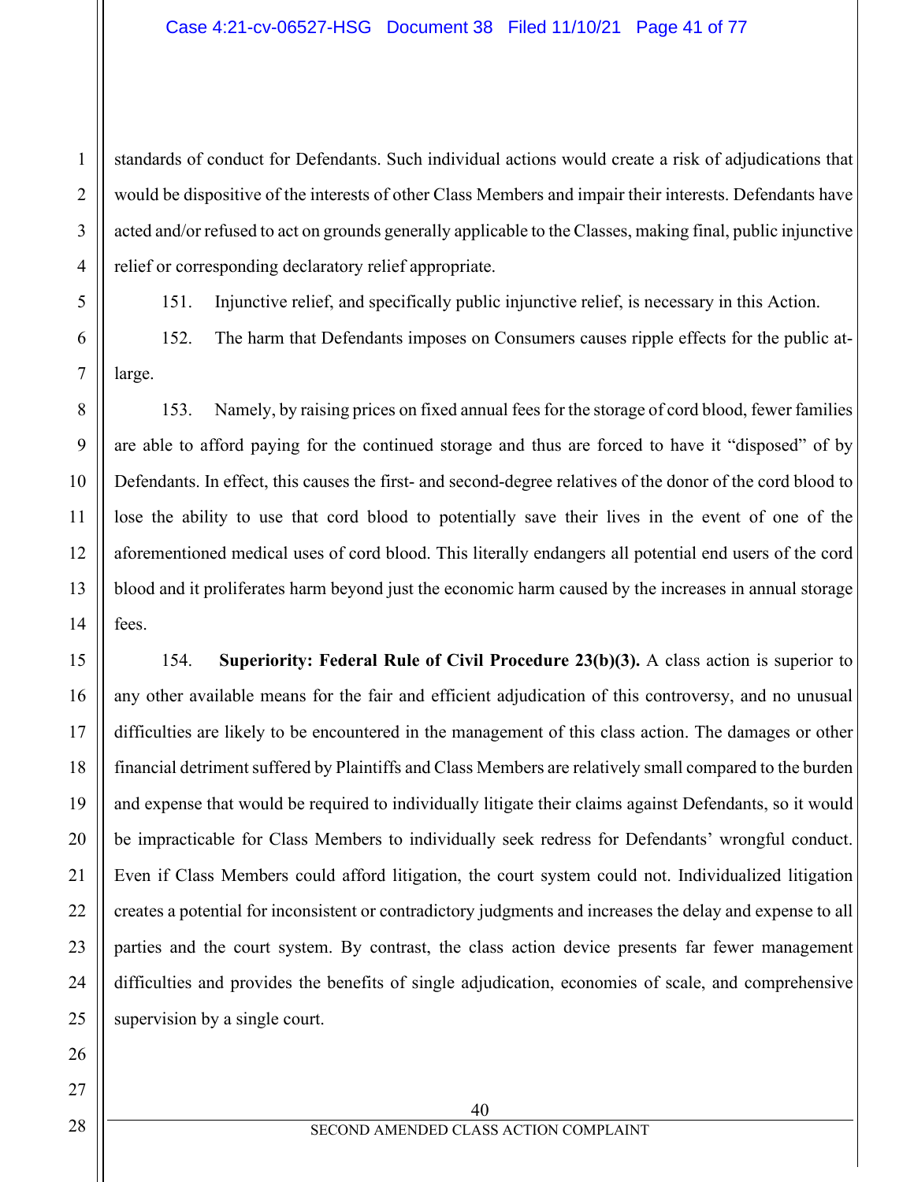standards of conduct for Defendants. Such individual actions would create a risk of adjudications that would be dispositive of the interests of other Class Members and impair their interests. Defendants have acted and/or refused to act on grounds generally applicable to the Classes, making final, public injunctive relief or corresponding declaratory relief appropriate.

151. Injunctive relief, and specifically public injunctive relief, is necessary in this Action.

152. The harm that Defendants imposes on Consumers causes ripple effects for the public at-large.

153. Namely, by raising prices on fixed annual fees for the storage of cord blood, fewer families are able to afford paying for the continued storage and thus are forced to have it "disposed" of by Defendants. In effect, this causes the first- and second-degree relatives of the donor of the cord blood to lose the ability to use that cord blood to potentially save their lives in the event of one of the aforementioned medical uses of cord blood. This literally endangers all potential end users of the cord blood and it proliferates harm beyond just the economic harm caused by the increases in annual storage fees.

154. **Superiority: Federal Rule of Civil Procedure 23(b)(3).** A class action is superior to any other available means for the fair and efficient adjudication of this controversy, and no unusual difficulties are likely to be encountered in the management of this class action. The damages or other financial detriment suffered by Plaintiffs and Class Members are relatively small compared to the burden and expense that would be required to individually litigate their claims against Defendants, so it would be impracticable for Class Members to individually seek redress for Defendants' wrongful conduct. Even if Class Members could afford litigation, the court system could not. Individualized litigation creates a potential for inconsistent or contradictory judgments and increases the delay and expense to all parties and the court system. By contrast, the class action device presents far fewer management difficulties and provides the benefits of single adjudication, economies of scale, and comprehensive supervision by a single court.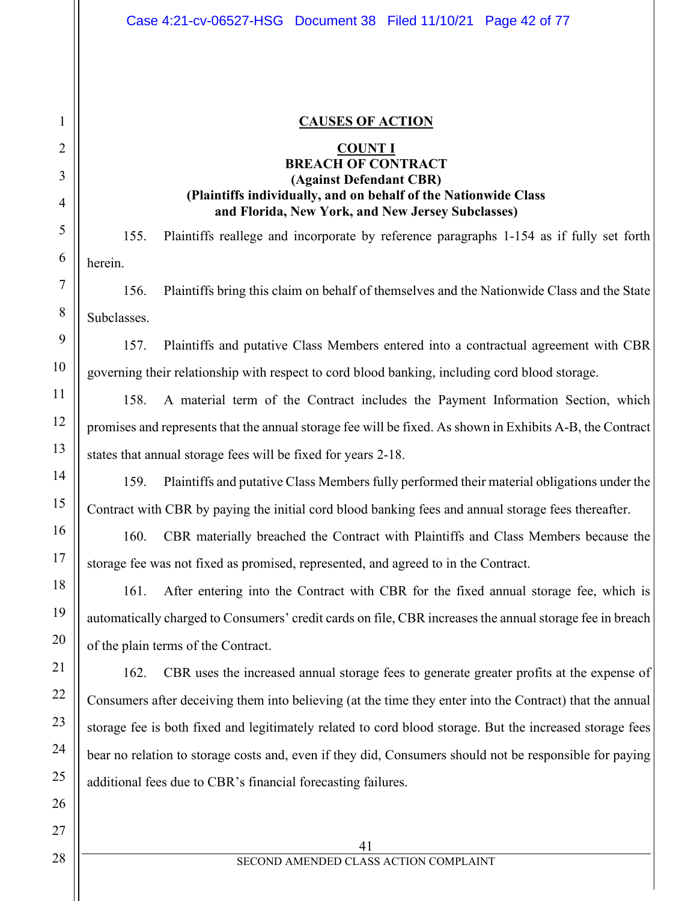## CAUSES OF ACTION

### COUNT I

**BREACH OF CONTRACT**
**(Against Defendant CBR)**
**(Plaintiffs individually, and on behalf of the Nationwide Class and Florida, New York, and New Jersey Subclasses)**

155. Plaintiffs reallege and incorporate by reference paragraphs 1-154 as if fully set forth herein.

156. Plaintiffs bring this claim on behalf of themselves and the Nationwide Class and the State Subclasses.

157. Plaintiffs and putative Class Members entered into a contractual agreement with CBR governing their relationship with respect to cord blood banking, including cord blood storage.

158. A material term of the Contract includes the Payment Information Section, which promises and represents that the annual storage fee will be fixed. As shown in Exhibits A-B, the Contract states that annual storage fees will be fixed for years 2-18.

159. Plaintiffs and putative Class Members fully performed their material obligations under the Contract with CBR by paying the initial cord blood banking fees and annual storage fees thereafter.

160. CBR materially breached the Contract with Plaintiffs and Class Members because the storage fee was not fixed as promised, represented, and agreed to in the Contract.

161. After entering into the Contract with CBR for the fixed annual storage fee, which is automatically charged to Consumers' credit cards on file, CBR increases the annual storage fee in breach of the plain terms of the Contract.

162. CBR uses the increased annual storage fees to generate greater profits at the expense of Consumers after deceiving them into believing (at the time they enter into the Contract) that the annual storage fee is both fixed and legitimately related to cord blood storage. But the increased storage fees bear no relation to storage costs and, even if they did, Consumers should not be responsible for paying additional fees due to CBR's financial forecasting failures.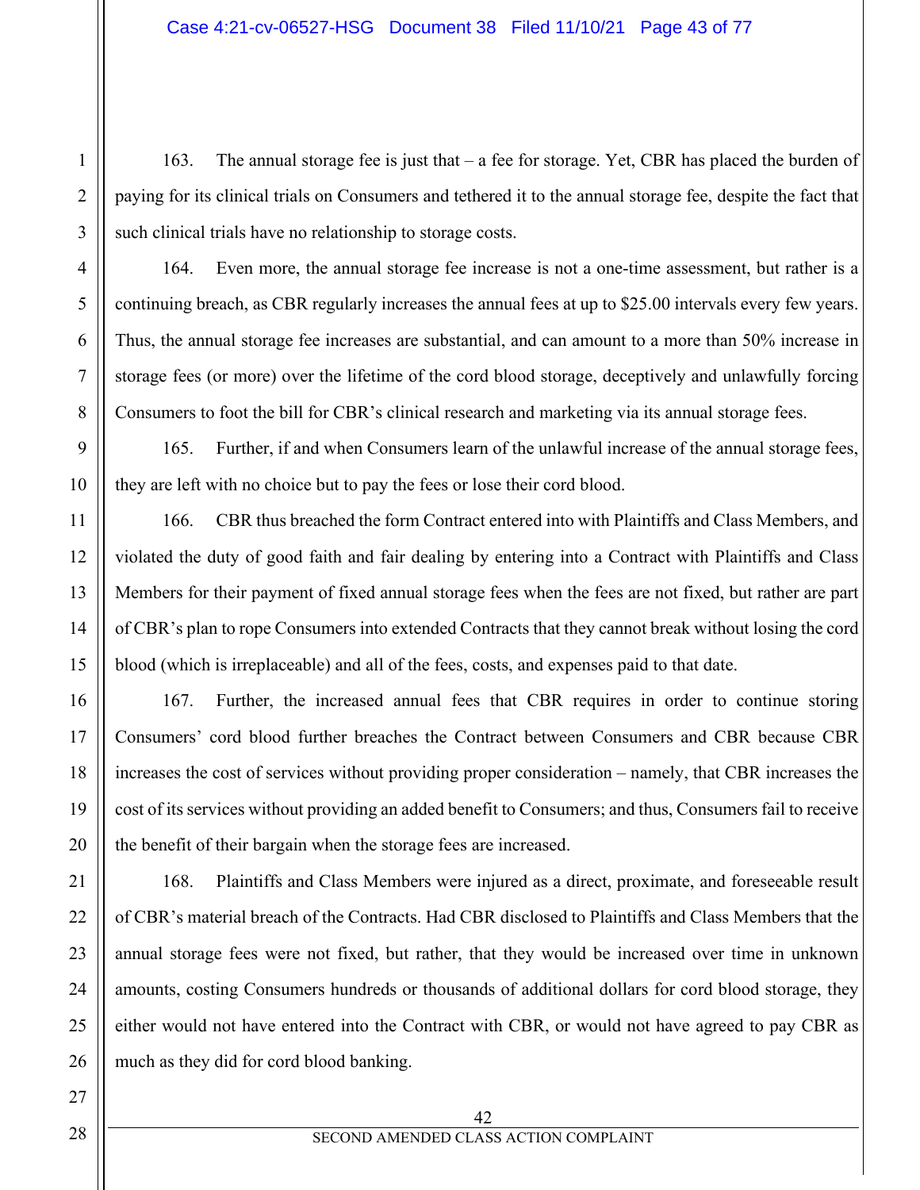163. The annual storage fee is just that – a fee for storage. Yet, CBR has placed the burden of paying for its clinical trials on Consumers and tethered it to the annual storage fee, despite the fact that such clinical trials have no relationship to storage costs.

164. Even more, the annual storage fee increase is not a one-time assessment, but rather is a continuing breach, as CBR regularly increases the annual fees at up to $25.00 intervals every few years. Thus, the annual storage fee increases are substantial, and can amount to a more than 50% increase in storage fees (or more) over the lifetime of the cord blood storage, deceptively and unlawfully forcing Consumers to foot the bill for CBR's clinical research and marketing via its annual storage fees.

165. Further, if and when Consumers learn of the unlawful increase of the annual storage fees, they are left with no choice but to pay the fees or lose their cord blood.

166. CBR thus breached the form Contract entered into with Plaintiffs and Class Members, and violated the duty of good faith and fair dealing by entering into a Contract with Plaintiffs and Class Members for their payment of fixed annual storage fees when the fees are not fixed, but rather are part of CBR's plan to rope Consumers into extended Contracts that they cannot break without losing the cord blood (which is irreplaceable) and all of the fees, costs, and expenses paid to that date.

167. Further, the increased annual fees that CBR requires in order to continue storing Consumers' cord blood further breaches the Contract between Consumers and CBR because CBR increases the cost of services without providing proper consideration – namely, that CBR increases the cost of its services without providing an added benefit to Consumers; and thus, Consumers fail to receive the benefit of their bargain when the storage fees are increased.

168. Plaintiffs and Class Members were injured as a direct, proximate, and foreseeable result of CBR's material breach of the Contracts. Had CBR disclosed to Plaintiffs and Class Members that the annual storage fees were not fixed, but rather, that they would be increased over time in unknown amounts, costing Consumers hundreds or thousands of additional dollars for cord blood storage, they either would not have entered into the Contract with CBR, or would not have agreed to pay CBR as much as they did for cord blood banking.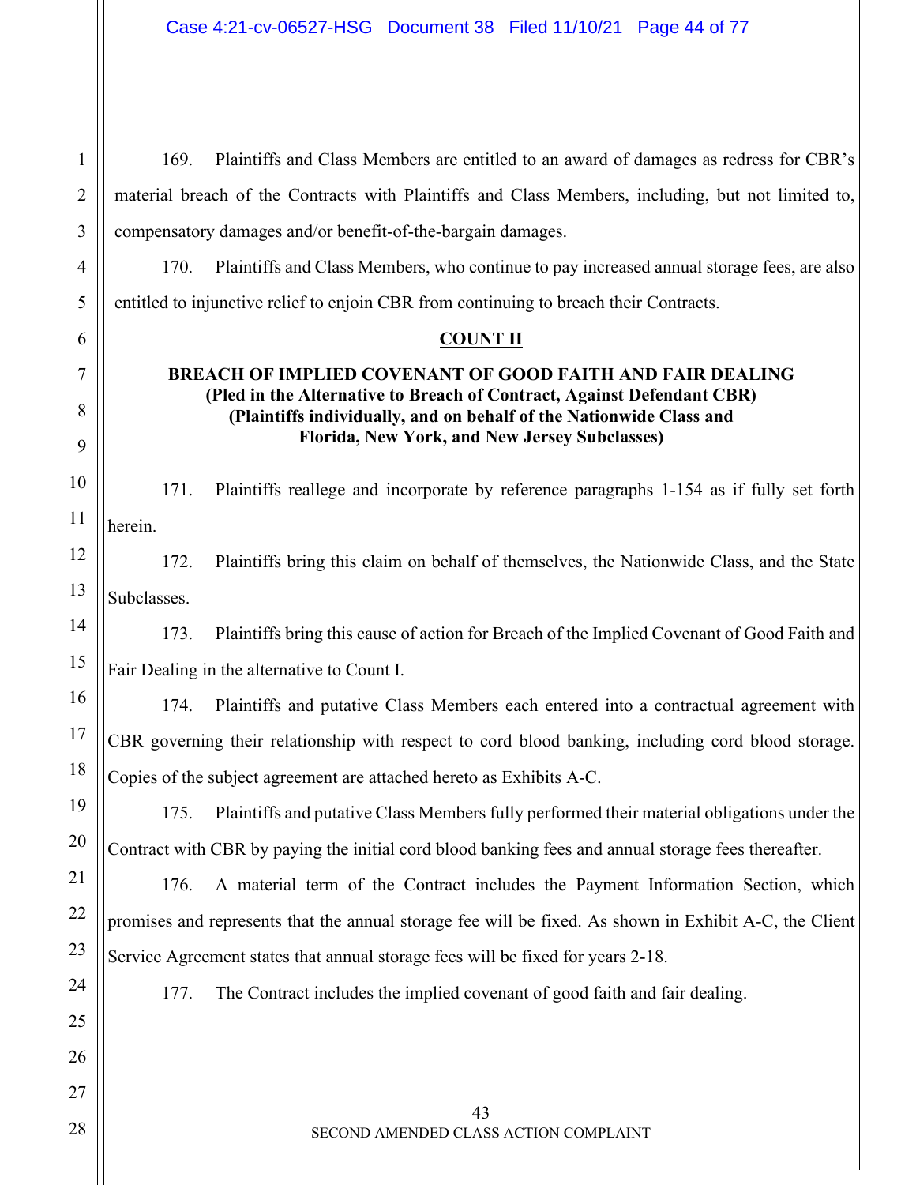169. Plaintiffs and Class Members are entitled to an award of damages as redress for CBR's material breach of the Contracts with Plaintiffs and Class Members, including, but not limited to, compensatory damages and/or benefit-of-the-bargain damages.

170. Plaintiffs and Class Members, who continue to pay increased annual storage fees, are also entitled to injunctive relief to enjoin CBR from continuing to breach their Contracts.

## COUNT II

**BREACH OF IMPLIED COVENANT OF GOOD FAITH AND FAIR DEALING**
**(Pled in the Alternative to Breach of Contract, Against Defendant CBR)**
**(Plaintiffs individually, and on behalf of the Nationwide Class and Florida, New York, and New Jersey Subclasses)**

171. Plaintiffs reallege and incorporate by reference paragraphs 1-154 as if fully set forth herein.

172. Plaintiffs bring this claim on behalf of themselves, the Nationwide Class, and the State Subclasses.

173. Plaintiffs bring this cause of action for Breach of the Implied Covenant of Good Faith and Fair Dealing in the alternative to Count I.

174. Plaintiffs and putative Class Members each entered into a contractual agreement with CBR governing their relationship with respect to cord blood banking, including cord blood storage. Copies of the subject agreement are attached hereto as Exhibits A-C.

175. Plaintiffs and putative Class Members fully performed their material obligations under the Contract with CBR by paying the initial cord blood banking fees and annual storage fees thereafter.

176. A material term of the Contract includes the Payment Information Section, which promises and represents that the annual storage fee will be fixed. As shown in Exhibit A-C, the Client Service Agreement states that annual storage fees will be fixed for years 2-18.

177. The Contract includes the implied covenant of good faith and fair dealing.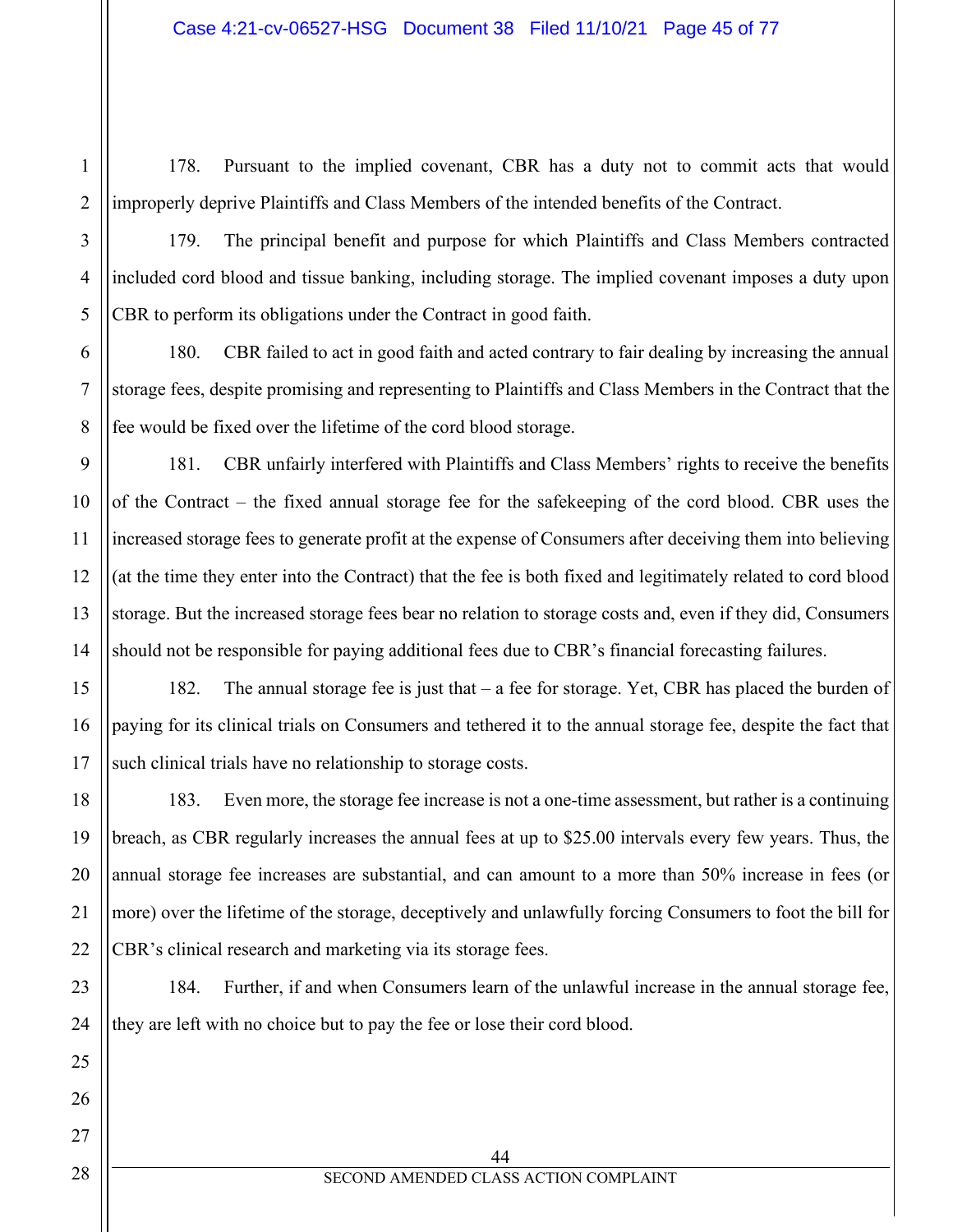178. Pursuant to the implied covenant, CBR has a duty not to commit acts that would improperly deprive Plaintiffs and Class Members of the intended benefits of the Contract.

179. The principal benefit and purpose for which Plaintiffs and Class Members contracted included cord blood and tissue banking, including storage. The implied covenant imposes a duty upon CBR to perform its obligations under the Contract in good faith.

180. CBR failed to act in good faith and acted contrary to fair dealing by increasing the annual storage fees, despite promising and representing to Plaintiffs and Class Members in the Contract that the fee would be fixed over the lifetime of the cord blood storage.

181. CBR unfairly interfered with Plaintiffs and Class Members' rights to receive the benefits of the Contract – the fixed annual storage fee for the safekeeping of the cord blood. CBR uses the increased storage fees to generate profit at the expense of Consumers after deceiving them into believing (at the time they enter into the Contract) that the fee is both fixed and legitimately related to cord blood storage. But the increased storage fees bear no relation to storage costs and, even if they did, Consumers should not be responsible for paying additional fees due to CBR's financial forecasting failures.

182. The annual storage fee is just that – a fee for storage. Yet, CBR has placed the burden of paying for its clinical trials on Consumers and tethered it to the annual storage fee, despite the fact that such clinical trials have no relationship to storage costs.

183. Even more, the storage fee increase is not a one-time assessment, but rather is a continuing breach, as CBR regularly increases the annual fees at up to $25.00 intervals every few years. Thus, the annual storage fee increases are substantial, and can amount to a more than 50% increase in fees (or more) over the lifetime of the storage, deceptively and unlawfully forcing Consumers to foot the bill for CBR's clinical research and marketing via its storage fees.

184. Further, if and when Consumers learn of the unlawful increase in the annual storage fee, they are left with no choice but to pay the fee or lose their cord blood.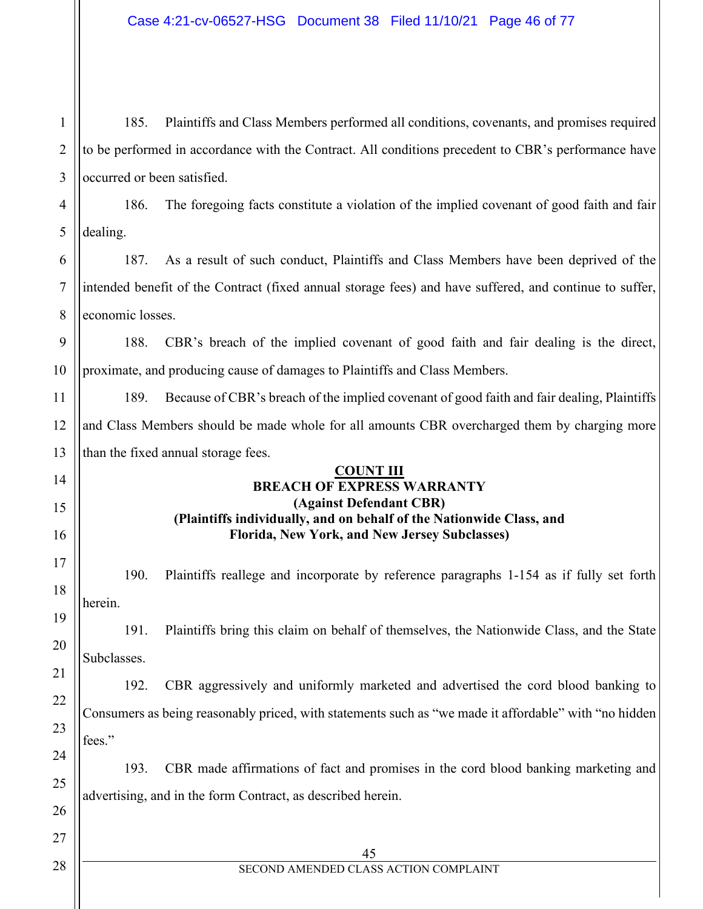185. Plaintiffs and Class Members performed all conditions, covenants, and promises required to be performed in accordance with the Contract. All conditions precedent to CBR's performance have occurred or been satisfied.

186. The foregoing facts constitute a violation of the implied covenant of good faith and fair dealing.

187. As a result of such conduct, Plaintiffs and Class Members have been deprived of the intended benefit of the Contract (fixed annual storage fees) and have suffered, and continue to suffer, economic losses.

188. CBR's breach of the implied covenant of good faith and fair dealing is the direct, proximate, and producing cause of damages to Plaintiffs and Class Members.

189. Because of CBR's breach of the implied covenant of good faith and fair dealing, Plaintiffs and Class Members should be made whole for all amounts CBR overcharged them by charging more than the fixed annual storage fees.

**COUNT III**
**BREACH OF EXPRESS WARRANTY**
**(Against Defendant CBR)**
**(Plaintiffs individually, and on behalf of the Nationwide Class, and Florida, New York, and New Jersey Subclasses)**

190. Plaintiffs reallege and incorporate by reference paragraphs 1-154 as if fully set forth herein.

191. Plaintiffs bring this claim on behalf of themselves, the Nationwide Class, and the State Subclasses.

192. CBR aggressively and uniformly marketed and advertised the cord blood banking to Consumers as being reasonably priced, with statements such as "we made it affordable" with "no hidden fees."

193. CBR made affirmations of fact and promises in the cord blood banking marketing and advertising, and in the form Contract, as described herein.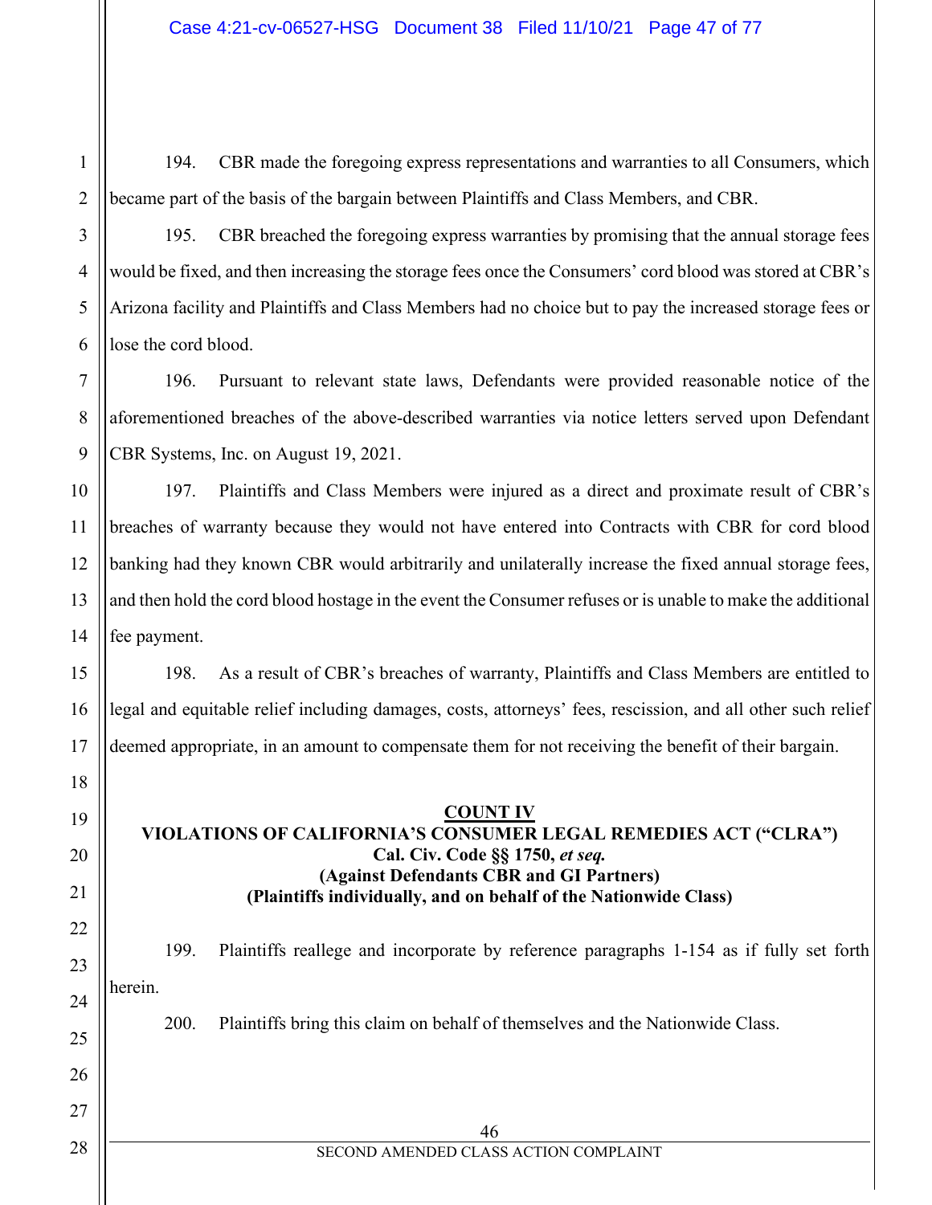194. CBR made the foregoing express representations and warranties to all Consumers, which became part of the basis of the bargain between Plaintiffs and Class Members, and CBR.

195. CBR breached the foregoing express warranties by promising that the annual storage fees would be fixed, and then increasing the storage fees once the Consumers' cord blood was stored at CBR's Arizona facility and Plaintiffs and Class Members had no choice but to pay the increased storage fees or lose the cord blood.

196. Pursuant to relevant state laws, Defendants were provided reasonable notice of the aforementioned breaches of the above-described warranties via notice letters served upon Defendant CBR Systems, Inc. on August 19, 2021.

197. Plaintiffs and Class Members were injured as a direct and proximate result of CBR's breaches of warranty because they would not have entered into Contracts with CBR for cord blood banking had they known CBR would arbitrarily and unilaterally increase the fixed annual storage fees, and then hold the cord blood hostage in the event the Consumer refuses or is unable to make the additional fee payment.

198. As a result of CBR's breaches of warranty, Plaintiffs and Class Members are entitled to legal and equitable relief including damages, costs, attorneys' fees, rescission, and all other such relief deemed appropriate, in an amount to compensate them for not receiving the benefit of their bargain.

**COUNT IV**
**VIOLATIONS OF CALIFORNIA'S CONSUMER LEGAL REMEDIES ACT ("CLRA")**
**Cal. Civ. Code §§ 1750, *et seq.***
**(Against Defendants CBR and GI Partners)**
**(Plaintiffs individually, and on behalf of the Nationwide Class)**

199. Plaintiffs reallege and incorporate by reference paragraphs 1-154 as if fully set forth herein.

200. Plaintiffs bring this claim on behalf of themselves and the Nationwide Class.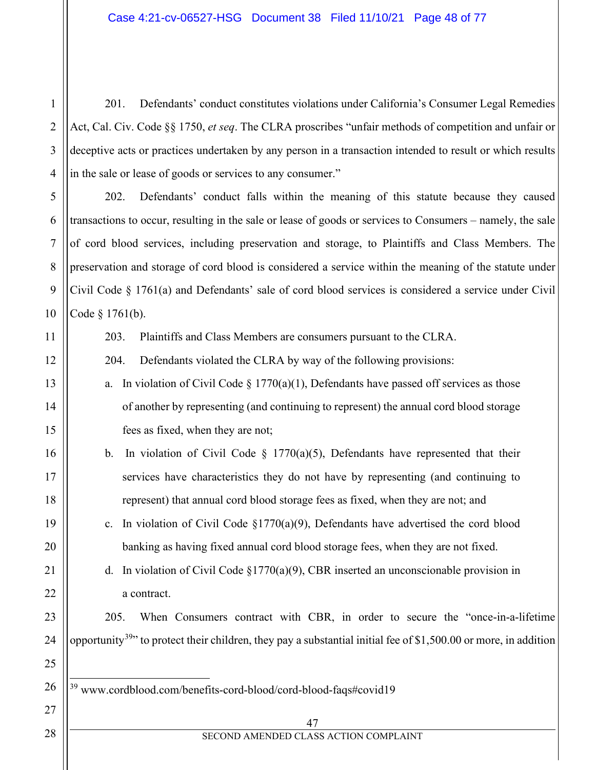201. Defendants' conduct constitutes violations under California's Consumer Legal Remedies Act, Cal. Civ. Code §§ 1750, *et seq*. The CLRA proscribes "unfair methods of competition and unfair or deceptive acts or practices undertaken by any person in a transaction intended to result or which results in the sale or lease of goods or services to any consumer."

202. Defendants' conduct falls within the meaning of this statute because they caused transactions to occur, resulting in the sale or lease of goods or services to Consumers – namely, the sale of cord blood services, including preservation and storage, to Plaintiffs and Class Members. The preservation and storage of cord blood is considered a service within the meaning of the statute under Civil Code § 1761(a) and Defendants' sale of cord blood services is considered a service under Civil Code § 1761(b).

203. Plaintiffs and Class Members are consumers pursuant to the CLRA.

204. Defendants violated the CLRA by way of the following provisions:

a. In violation of Civil Code § 1770(a)(1), Defendants have passed off services as those of another by representing (and continuing to represent) the annual cord blood storage fees as fixed, when they are not;

b. In violation of Civil Code § 1770(a)(5), Defendants have represented that their services have characteristics they do not have by representing (and continuing to represent) that annual cord blood storage fees as fixed, when they are not; and

c. In violation of Civil Code §1770(a)(9), Defendants have advertised the cord blood banking as having fixed annual cord blood storage fees, when they are not fixed.

d. In violation of Civil Code §1770(a)(9), CBR inserted an unconscionable provision in a contract.

205. When Consumers contract with CBR, in order to secure the "once-in-a-lifetime opportunity[39]" to protect their children, they pay a substantial initial fee of $1,500.00 or more, in addition

[39] www.cordblood.com/benefits-cord-blood/cord-blood-faqs#covid19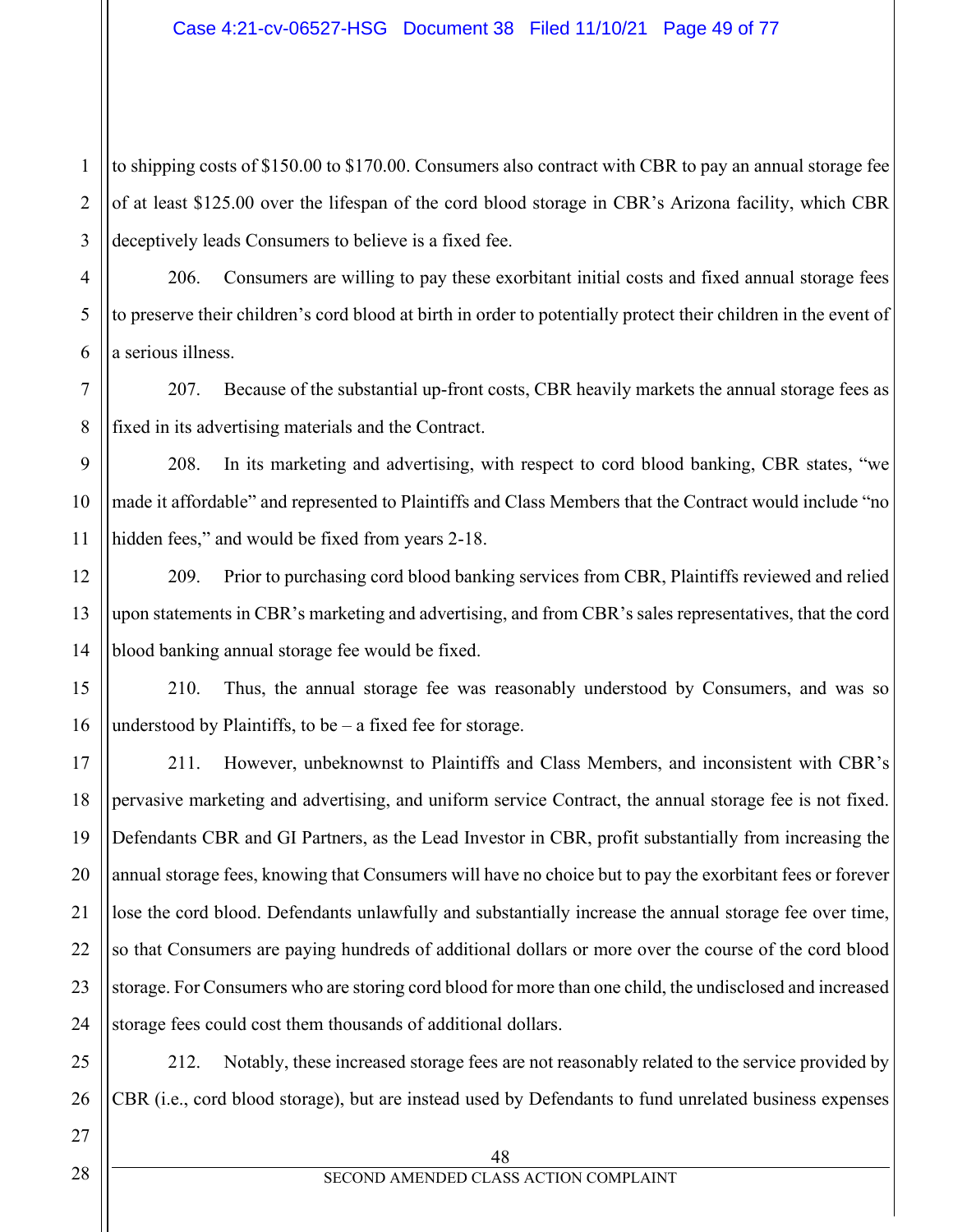to shipping costs of $150.00 to $170.00. Consumers also contract with CBR to pay an annual storage fee of at least $125.00 over the lifespan of the cord blood storage in CBR's Arizona facility, which CBR deceptively leads Consumers to believe is a fixed fee.

206. Consumers are willing to pay these exorbitant initial costs and fixed annual storage fees to preserve their children's cord blood at birth in order to potentially protect their children in the event of a serious illness.

207. Because of the substantial up-front costs, CBR heavily markets the annual storage fees as fixed in its advertising materials and the Contract.

208. In its marketing and advertising, with respect to cord blood banking, CBR states, "we made it affordable" and represented to Plaintiffs and Class Members that the Contract would include "no hidden fees," and would be fixed from years 2-18.

209. Prior to purchasing cord blood banking services from CBR, Plaintiffs reviewed and relied upon statements in CBR's marketing and advertising, and from CBR's sales representatives, that the cord blood banking annual storage fee would be fixed.

210. Thus, the annual storage fee was reasonably understood by Consumers, and was so understood by Plaintiffs, to be – a fixed fee for storage.

211. However, unbeknownst to Plaintiffs and Class Members, and inconsistent with CBR's pervasive marketing and advertising, and uniform service Contract, the annual storage fee is not fixed. Defendants CBR and GI Partners, as the Lead Investor in CBR, profit substantially from increasing the annual storage fees, knowing that Consumers will have no choice but to pay the exorbitant fees or forever lose the cord blood. Defendants unlawfully and substantially increase the annual storage fee over time, so that Consumers are paying hundreds of additional dollars or more over the course of the cord blood storage. For Consumers who are storing cord blood for more than one child, the undisclosed and increased storage fees could cost them thousands of additional dollars.

212. Notably, these increased storage fees are not reasonably related to the service provided by CBR (i.e., cord blood storage), but are instead used by Defendants to fund unrelated business expenses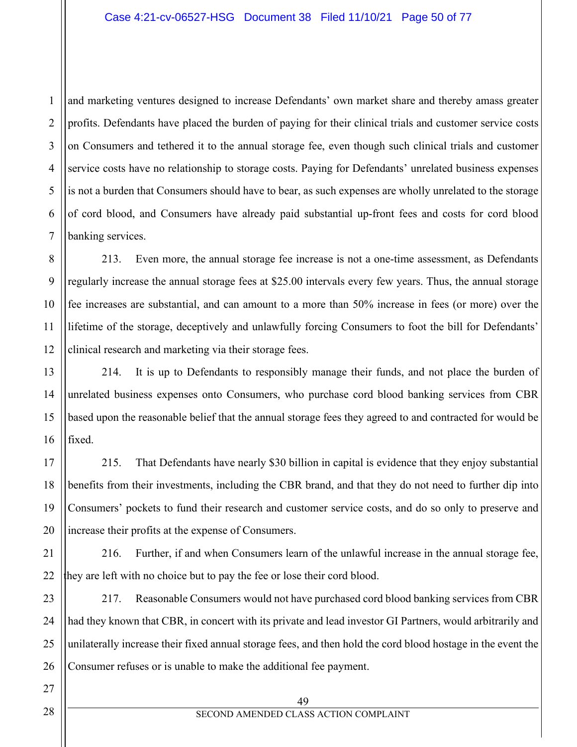and marketing ventures designed to increase Defendants' own market share and thereby amass greater profits. Defendants have placed the burden of paying for their clinical trials and customer service costs on Consumers and tethered it to the annual storage fee, even though such clinical trials and customer service costs have no relationship to storage costs. Paying for Defendants' unrelated business expenses is not a burden that Consumers should have to bear, as such expenses are wholly unrelated to the storage of cord blood, and Consumers have already paid substantial up-front fees and costs for cord blood banking services.

213. Even more, the annual storage fee increase is not a one-time assessment, as Defendants regularly increase the annual storage fees at $25.00 intervals every few years. Thus, the annual storage fee increases are substantial, and can amount to a more than 50% increase in fees (or more) over the lifetime of the storage, deceptively and unlawfully forcing Consumers to foot the bill for Defendants' clinical research and marketing via their storage fees.

214. It is up to Defendants to responsibly manage their funds, and not place the burden of unrelated business expenses onto Consumers, who purchase cord blood banking services from CBR based upon the reasonable belief that the annual storage fees they agreed to and contracted for would be fixed.

215. That Defendants have nearly $30 billion in capital is evidence that they enjoy substantial benefits from their investments, including the CBR brand, and that they do not need to further dip into Consumers' pockets to fund their research and customer service costs, and do so only to preserve and increase their profits at the expense of Consumers.

216. Further, if and when Consumers learn of the unlawful increase in the annual storage fee, they are left with no choice but to pay the fee or lose their cord blood.

217. Reasonable Consumers would not have purchased cord blood banking services from CBR had they known that CBR, in concert with its private and lead investor GI Partners, would arbitrarily and unilaterally increase their fixed annual storage fees, and then hold the cord blood hostage in the event the Consumer refuses or is unable to make the additional fee payment.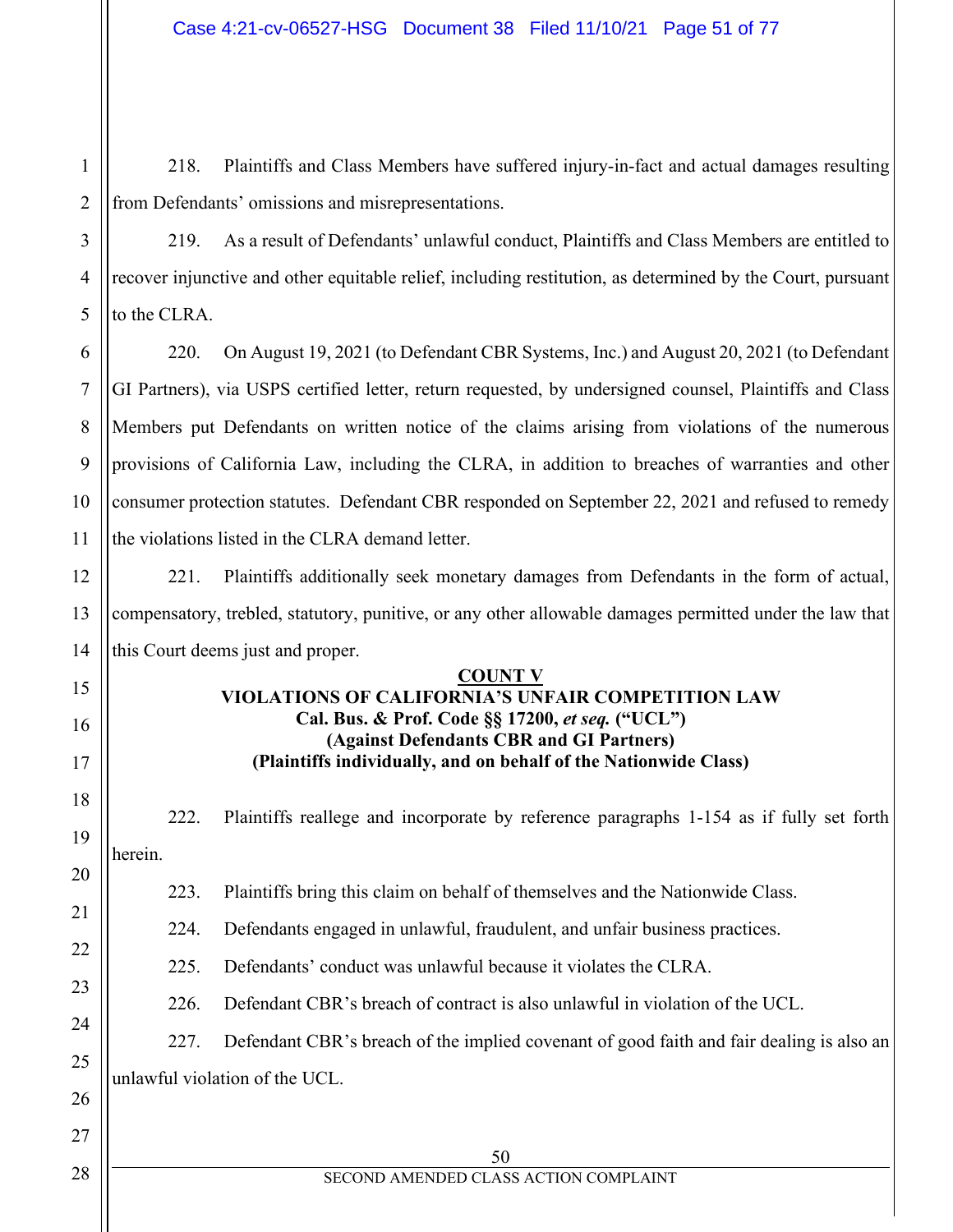218. Plaintiffs and Class Members have suffered injury-in-fact and actual damages resulting from Defendants' omissions and misrepresentations.

219. As a result of Defendants' unlawful conduct, Plaintiffs and Class Members are entitled to recover injunctive and other equitable relief, including restitution, as determined by the Court, pursuant to the CLRA.

220. On August 19, 2021 (to Defendant CBR Systems, Inc.) and August 20, 2021 (to Defendant GI Partners), via USPS certified letter, return requested, by undersigned counsel, Plaintiffs and Class Members put Defendants on written notice of the claims arising from violations of the numerous provisions of California Law, including the CLRA, in addition to breaches of warranties and other consumer protection statutes. Defendant CBR responded on September 22, 2021 and refused to remedy the violations listed in the CLRA demand letter.

221. Plaintiffs additionally seek monetary damages from Defendants in the form of actual, compensatory, trebled, statutory, punitive, or any other allowable damages permitted under the law that this Court deems just and proper.

**COUNT V**
**VIOLATIONS OF CALIFORNIA'S UNFAIR COMPETITION LAW**
**Cal. Bus. & Prof. Code §§ 17200, *et seq.* ("UCL")**
**(Against Defendants CBR and GI Partners)**
**(Plaintiffs individually, and on behalf of the Nationwide Class)**

222. Plaintiffs reallege and incorporate by reference paragraphs 1-154 as if fully set forth herein.

223. Plaintiffs bring this claim on behalf of themselves and the Nationwide Class.

224. Defendants engaged in unlawful, fraudulent, and unfair business practices.

225. Defendants' conduct was unlawful because it violates the CLRA.

226. Defendant CBR's breach of contract is also unlawful in violation of the UCL.

227. Defendant CBR's breach of the implied covenant of good faith and fair dealing is also an unlawful violation of the UCL.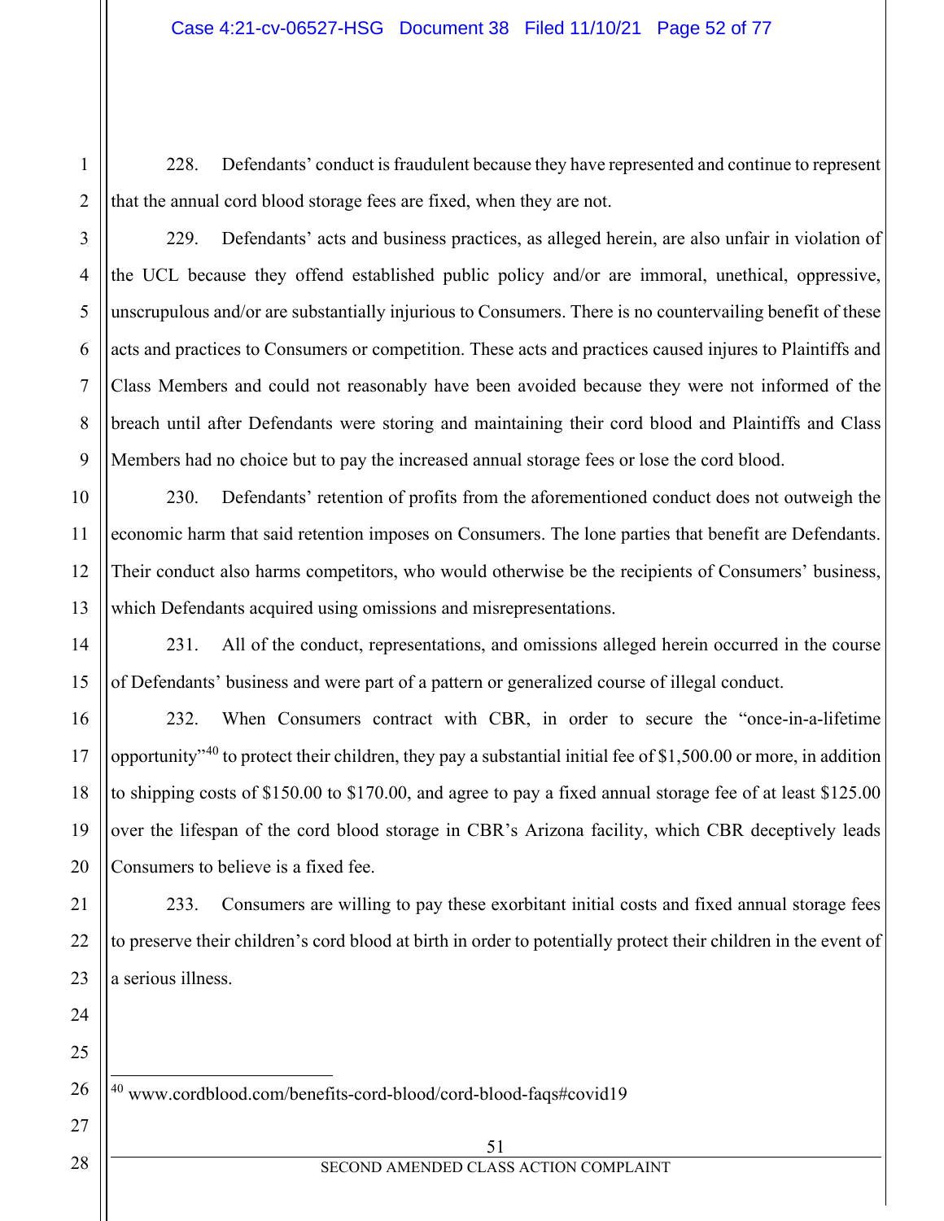228. Defendants' conduct is fraudulent because they have represented and continue to represent that the annual cord blood storage fees are fixed, when they are not.

229. Defendants' acts and business practices, as alleged herein, are also unfair in violation of the UCL because they offend established public policy and/or are immoral, unethical, oppressive, unscrupulous and/or are substantially injurious to Consumers. There is no countervailing benefit of these acts and practices to Consumers or competition. These acts and practices caused injures to Plaintiffs and Class Members and could not reasonably have been avoided because they were not informed of the breach until after Defendants were storing and maintaining their cord blood and Plaintiffs and Class Members had no choice but to pay the increased annual storage fees or lose the cord blood.

230. Defendants' retention of profits from the aforementioned conduct does not outweigh the economic harm that said retention imposes on Consumers. The lone parties that benefit are Defendants. Their conduct also harms competitors, who would otherwise be the recipients of Consumers' business, which Defendants acquired using omissions and misrepresentations.

231. All of the conduct, representations, and omissions alleged herein occurred in the course of Defendants' business and were part of a pattern or generalized course of illegal conduct.

232. When Consumers contract with CBR, in order to secure the "once-in-a-lifetime opportunity"[40] to protect their children, they pay a substantial initial fee of $1,500.00 or more, in addition to shipping costs of $150.00 to $170.00, and agree to pay a fixed annual storage fee of at least $125.00 over the lifespan of the cord blood storage in CBR's Arizona facility, which CBR deceptively leads Consumers to believe is a fixed fee.

233. Consumers are willing to pay these exorbitant initial costs and fixed annual storage fees to preserve their children's cord blood at birth in order to potentially protect their children in the event of a serious illness.

---

[40] www.cordblood.com/benefits-cord-blood/cord-blood-faqs#covid19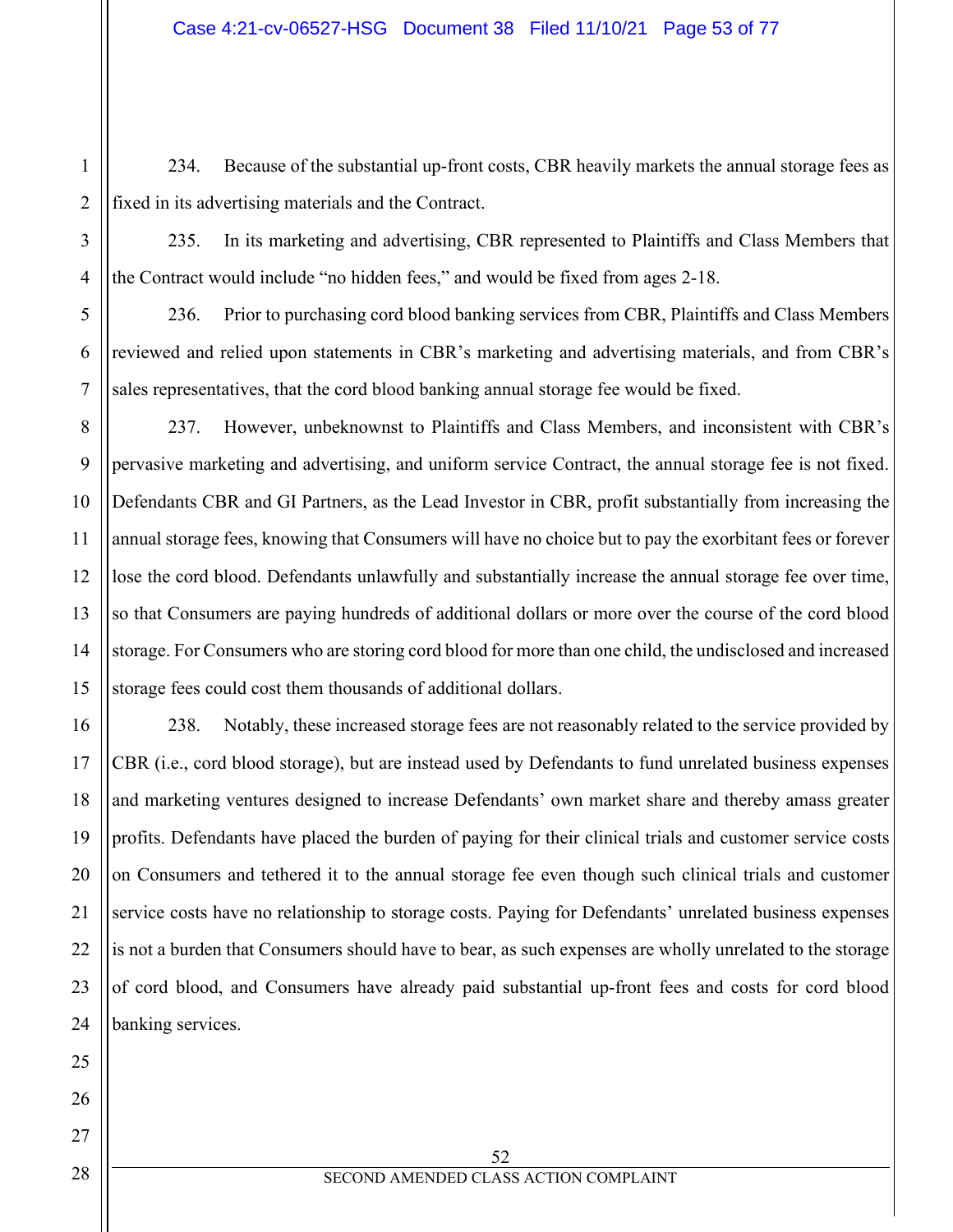234. Because of the substantial up-front costs, CBR heavily markets the annual storage fees as fixed in its advertising materials and the Contract.

235. In its marketing and advertising, CBR represented to Plaintiffs and Class Members that the Contract would include "no hidden fees," and would be fixed from ages 2-18.

236. Prior to purchasing cord blood banking services from CBR, Plaintiffs and Class Members reviewed and relied upon statements in CBR's marketing and advertising materials, and from CBR's sales representatives, that the cord blood banking annual storage fee would be fixed.

237. However, unbeknownst to Plaintiffs and Class Members, and inconsistent with CBR's pervasive marketing and advertising, and uniform service Contract, the annual storage fee is not fixed. Defendants CBR and GI Partners, as the Lead Investor in CBR, profit substantially from increasing the annual storage fees, knowing that Consumers will have no choice but to pay the exorbitant fees or forever lose the cord blood. Defendants unlawfully and substantially increase the annual storage fee over time, so that Consumers are paying hundreds of additional dollars or more over the course of the cord blood storage. For Consumers who are storing cord blood for more than one child, the undisclosed and increased storage fees could cost them thousands of additional dollars.

238. Notably, these increased storage fees are not reasonably related to the service provided by CBR (i.e., cord blood storage), but are instead used by Defendants to fund unrelated business expenses and marketing ventures designed to increase Defendants' own market share and thereby amass greater profits. Defendants have placed the burden of paying for their clinical trials and customer service costs on Consumers and tethered it to the annual storage fee even though such clinical trials and customer service costs have no relationship to storage costs. Paying for Defendants' unrelated business expenses is not a burden that Consumers should have to bear, as such expenses are wholly unrelated to the storage of cord blood, and Consumers have already paid substantial up-front fees and costs for cord blood banking services.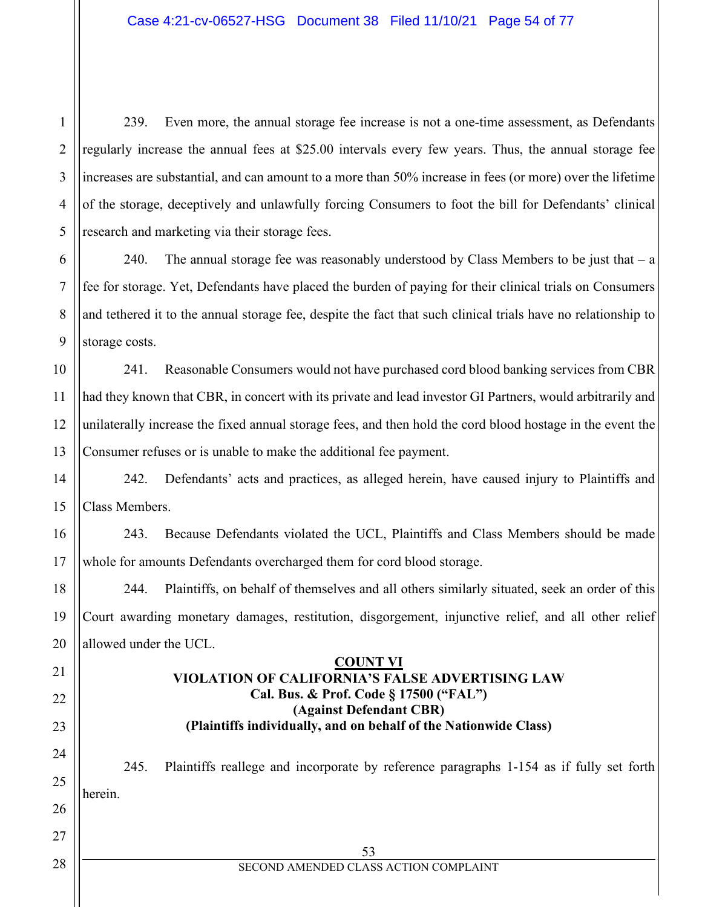239. Even more, the annual storage fee increase is not a one-time assessment, as Defendants regularly increase the annual fees at $25.00 intervals every few years. Thus, the annual storage fee increases are substantial, and can amount to a more than 50% increase in fees (or more) over the lifetime of the storage, deceptively and unlawfully forcing Consumers to foot the bill for Defendants' clinical research and marketing via their storage fees.

240. The annual storage fee was reasonably understood by Class Members to be just that – a fee for storage. Yet, Defendants have placed the burden of paying for their clinical trials on Consumers and tethered it to the annual storage fee, despite the fact that such clinical trials have no relationship to storage costs.

241. Reasonable Consumers would not have purchased cord blood banking services from CBR had they known that CBR, in concert with its private and lead investor GI Partners, would arbitrarily and unilaterally increase the fixed annual storage fees, and then hold the cord blood hostage in the event the Consumer refuses or is unable to make the additional fee payment.

242. Defendants' acts and practices, as alleged herein, have caused injury to Plaintiffs and Class Members.

243. Because Defendants violated the UCL, Plaintiffs and Class Members should be made whole for amounts Defendants overcharged them for cord blood storage.

244. Plaintiffs, on behalf of themselves and all others similarly situated, seek an order of this Court awarding monetary damages, restitution, disgorgement, injunctive relief, and all other relief allowed under the UCL.

## COUNT VI
## VIOLATION OF CALIFORNIA'S FALSE ADVERTISING LAW
## Cal. Bus. & Prof. Code § 17500 ("FAL")
## (Against Defendant CBR)
## (Plaintiffs individually, and on behalf of the Nationwide Class)

245. Plaintiffs reallege and incorporate by reference paragraphs 1-154 as if fully set forth herein.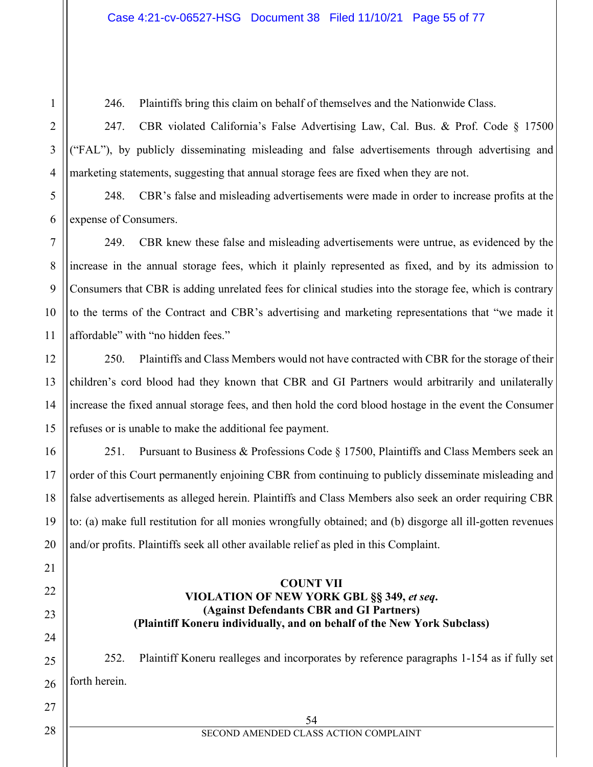246. Plaintiffs bring this claim on behalf of themselves and the Nationwide Class.

247. CBR violated California's False Advertising Law, Cal. Bus. & Prof. Code § 17500 ("FAL"), by publicly disseminating misleading and false advertisements through advertising and marketing statements, suggesting that annual storage fees are fixed when they are not.

248. CBR's false and misleading advertisements were made in order to increase profits at the expense of Consumers.

249. CBR knew these false and misleading advertisements were untrue, as evidenced by the increase in the annual storage fees, which it plainly represented as fixed, and by its admission to Consumers that CBR is adding unrelated fees for clinical studies into the storage fee, which is contrary to the terms of the Contract and CBR's advertising and marketing representations that "we made it affordable" with "no hidden fees."

250. Plaintiffs and Class Members would not have contracted with CBR for the storage of their children's cord blood had they known that CBR and GI Partners would arbitrarily and unilaterally increase the fixed annual storage fees, and then hold the cord blood hostage in the event the Consumer refuses or is unable to make the additional fee payment.

251. Pursuant to Business & Professions Code § 17500, Plaintiffs and Class Members seek an order of this Court permanently enjoining CBR from continuing to publicly disseminate misleading and false advertisements as alleged herein. Plaintiffs and Class Members also seek an order requiring CBR to: (a) make full restitution for all monies wrongfully obtained; and (b) disgorge all ill-gotten revenues and/or profits. Plaintiffs seek all other available relief as pled in this Complaint.

## COUNT VII
## VIOLATION OF NEW YORK GBL §§ 349, *et seq*.
## (Against Defendants CBR and GI Partners)
## (Plaintiff Koneru individually, and on behalf of the New York Subclass)

252. Plaintiff Koneru realleges and incorporates by reference paragraphs 1-154 as if fully set forth herein.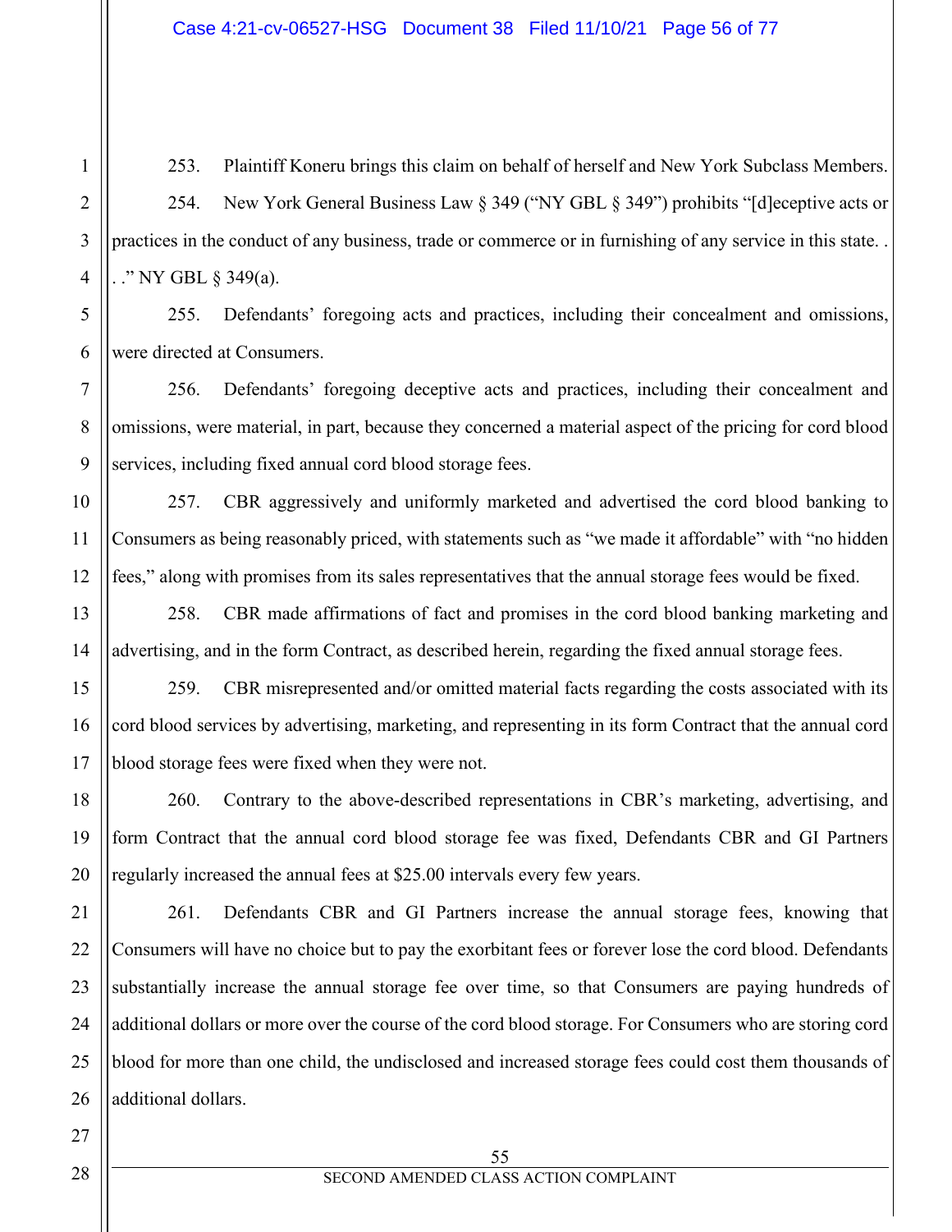253. Plaintiff Koneru brings this claim on behalf of herself and New York Subclass Members.

254. New York General Business Law § 349 ("NY GBL § 349") prohibits "[d]eceptive acts or practices in the conduct of any business, trade or commerce or in furnishing of any service in this state. . . ." NY GBL § 349(a).

255. Defendants' foregoing acts and practices, including their concealment and omissions, were directed at Consumers.

256. Defendants' foregoing deceptive acts and practices, including their concealment and omissions, were material, in part, because they concerned a material aspect of the pricing for cord blood services, including fixed annual cord blood storage fees.

257. CBR aggressively and uniformly marketed and advertised the cord blood banking to Consumers as being reasonably priced, with statements such as "we made it affordable" with "no hidden fees," along with promises from its sales representatives that the annual storage fees would be fixed.

258. CBR made affirmations of fact and promises in the cord blood banking marketing and advertising, and in the form Contract, as described herein, regarding the fixed annual storage fees.

259. CBR misrepresented and/or omitted material facts regarding the costs associated with its cord blood services by advertising, marketing, and representing in its form Contract that the annual cord blood storage fees were fixed when they were not.

260. Contrary to the above-described representations in CBR's marketing, advertising, and form Contract that the annual cord blood storage fee was fixed, Defendants CBR and GI Partners regularly increased the annual fees at $25.00 intervals every few years.

261. Defendants CBR and GI Partners increase the annual storage fees, knowing that Consumers will have no choice but to pay the exorbitant fees or forever lose the cord blood. Defendants substantially increase the annual storage fee over time, so that Consumers are paying hundreds of additional dollars or more over the course of the cord blood storage. For Consumers who are storing cord blood for more than one child, the undisclosed and increased storage fees could cost them thousands of additional dollars.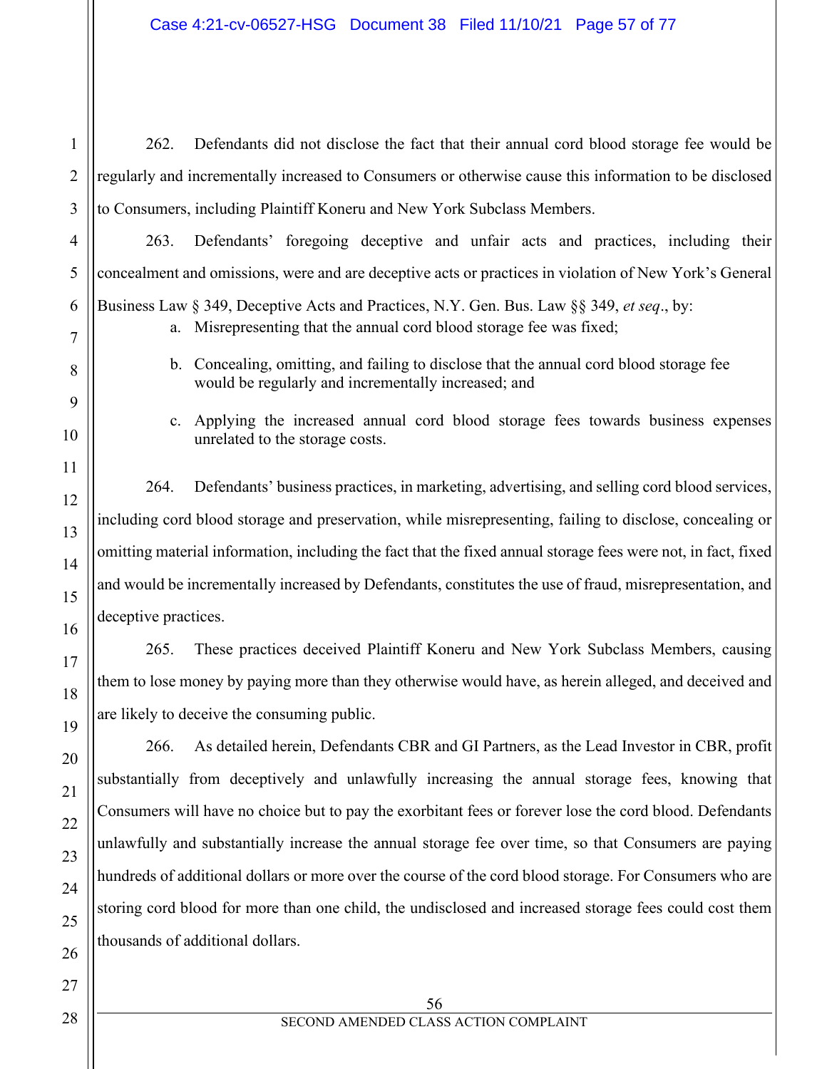262. Defendants did not disclose the fact that their annual cord blood storage fee would be regularly and incrementally increased to Consumers or otherwise cause this information to be disclosed to Consumers, including Plaintiff Koneru and New York Subclass Members.

263. Defendants' foregoing deceptive and unfair acts and practices, including their concealment and omissions, were and are deceptive acts or practices in violation of New York's General Business Law § 349, Deceptive Acts and Practices, N.Y. Gen. Bus. Law §§ 349, *et seq*., by:

a. Misrepresenting that the annual cord blood storage fee was fixed;

b. Concealing, omitting, and failing to disclose that the annual cord blood storage fee would be regularly and incrementally increased; and

c. Applying the increased annual cord blood storage fees towards business expenses unrelated to the storage costs.

264. Defendants' business practices, in marketing, advertising, and selling cord blood services, including cord blood storage and preservation, while misrepresenting, failing to disclose, concealing or omitting material information, including the fact that the fixed annual storage fees were not, in fact, fixed and would be incrementally increased by Defendants, constitutes the use of fraud, misrepresentation, and deceptive practices.

265. These practices deceived Plaintiff Koneru and New York Subclass Members, causing them to lose money by paying more than they otherwise would have, as herein alleged, and deceived and are likely to deceive the consuming public.

266. As detailed herein, Defendants CBR and GI Partners, as the Lead Investor in CBR, profit substantially from deceptively and unlawfully increasing the annual storage fees, knowing that Consumers will have no choice but to pay the exorbitant fees or forever lose the cord blood. Defendants unlawfully and substantially increase the annual storage fee over time, so that Consumers are paying hundreds of additional dollars or more over the course of the cord blood storage. For Consumers who are storing cord blood for more than one child, the undisclosed and increased storage fees could cost them thousands of additional dollars.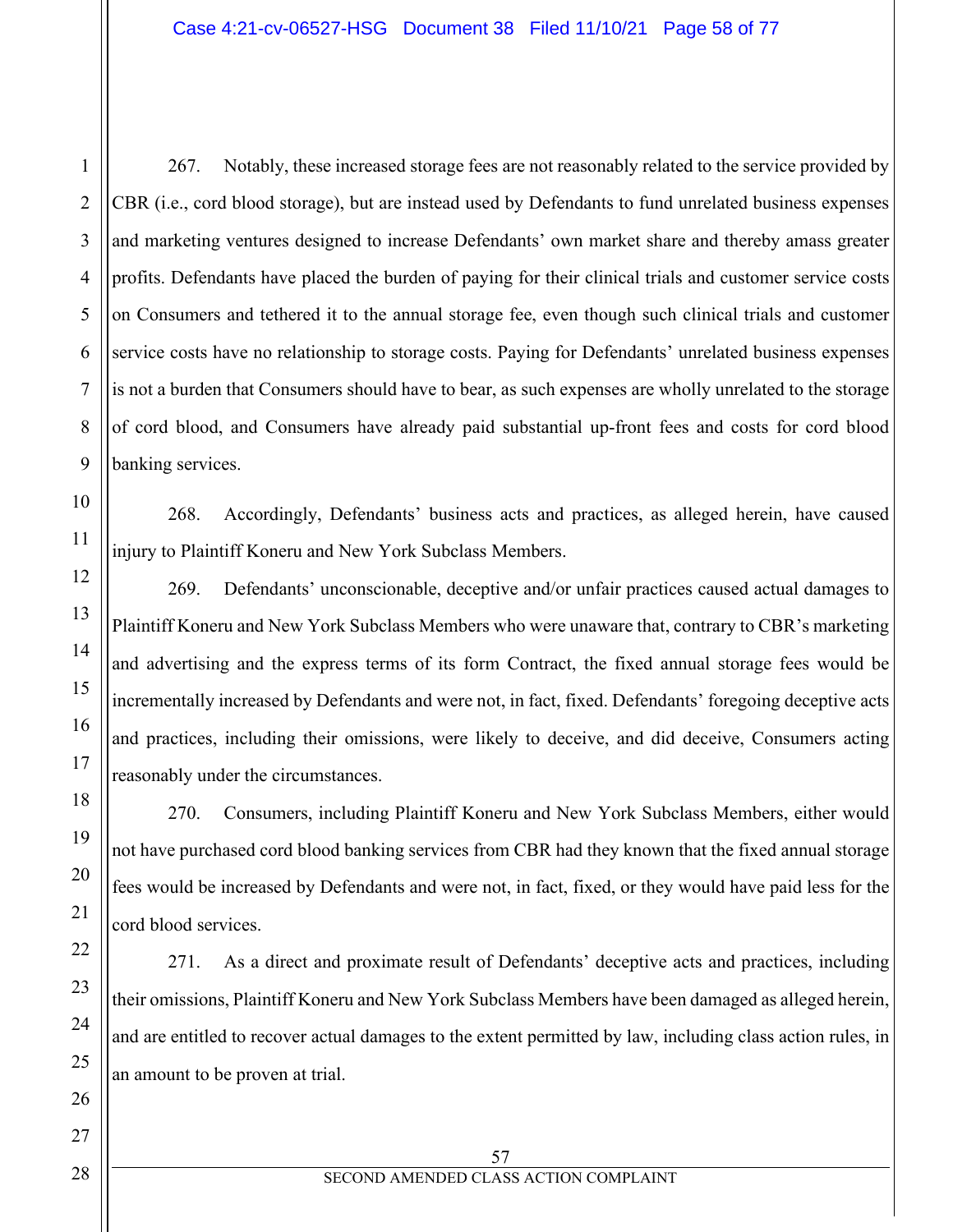267. Notably, these increased storage fees are not reasonably related to the service provided by CBR (i.e., cord blood storage), but are instead used by Defendants to fund unrelated business expenses and marketing ventures designed to increase Defendants' own market share and thereby amass greater profits. Defendants have placed the burden of paying for their clinical trials and customer service costs on Consumers and tethered it to the annual storage fee, even though such clinical trials and customer service costs have no relationship to storage costs. Paying for Defendants' unrelated business expenses is not a burden that Consumers should have to bear, as such expenses are wholly unrelated to the storage of cord blood, and Consumers have already paid substantial up-front fees and costs for cord blood banking services.

268. Accordingly, Defendants' business acts and practices, as alleged herein, have caused injury to Plaintiff Koneru and New York Subclass Members.

269. Defendants' unconscionable, deceptive and/or unfair practices caused actual damages to Plaintiff Koneru and New York Subclass Members who were unaware that, contrary to CBR's marketing and advertising and the express terms of its form Contract, the fixed annual storage fees would be incrementally increased by Defendants and were not, in fact, fixed. Defendants' foregoing deceptive acts and practices, including their omissions, were likely to deceive, and did deceive, Consumers acting reasonably under the circumstances.

270. Consumers, including Plaintiff Koneru and New York Subclass Members, either would not have purchased cord blood banking services from CBR had they known that the fixed annual storage fees would be increased by Defendants and were not, in fact, fixed, or they would have paid less for the cord blood services.

271. As a direct and proximate result of Defendants' deceptive acts and practices, including their omissions, Plaintiff Koneru and New York Subclass Members have been damaged as alleged herein, and are entitled to recover actual damages to the extent permitted by law, including class action rules, in an amount to be proven at trial.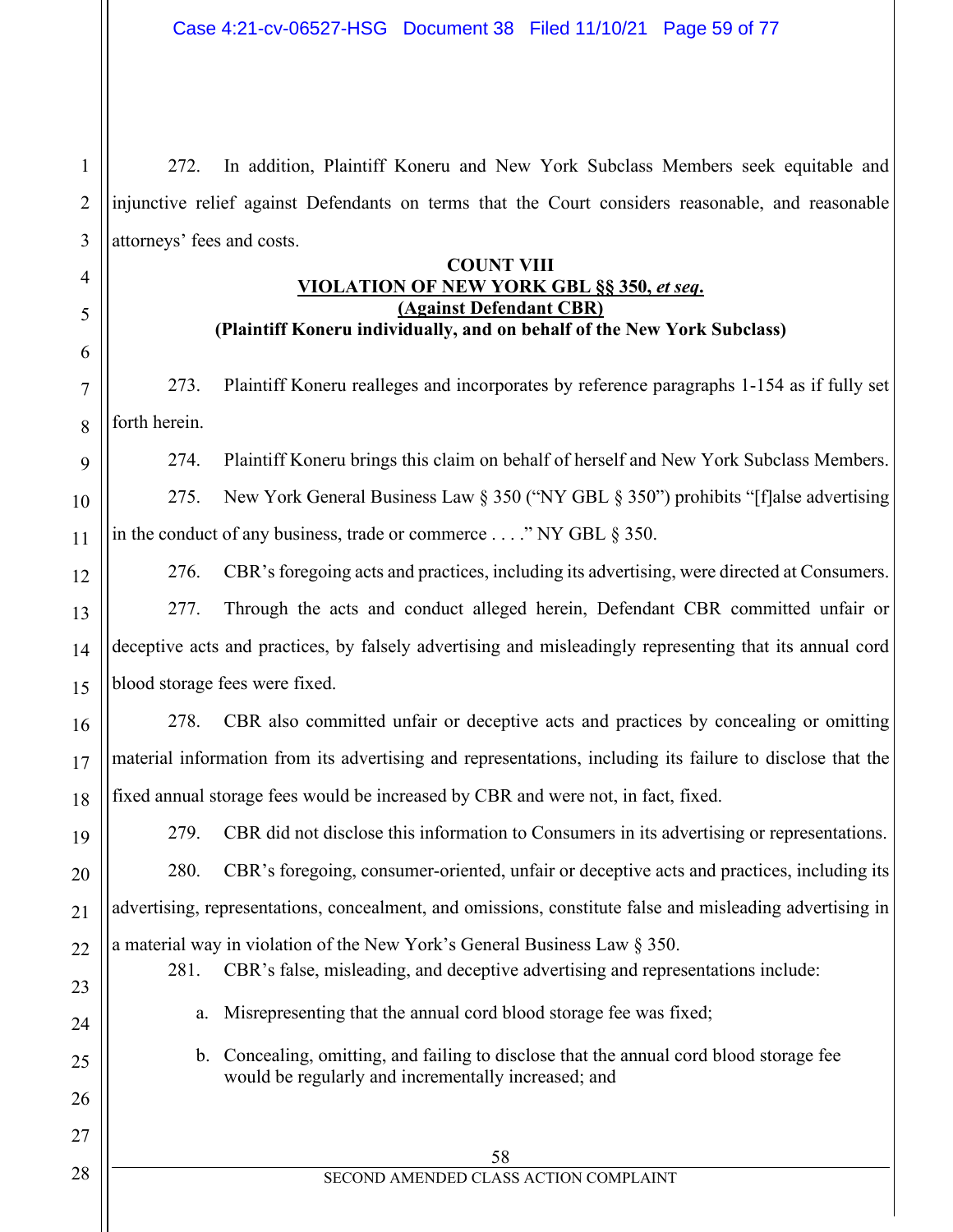272. In addition, Plaintiff Koneru and New York Subclass Members seek equitable and injunctive relief against Defendants on terms that the Court considers reasonable, and reasonable attorneys' fees and costs.

**COUNT VIII**
**VIOLATION OF NEW YORK GBL §§ 350, *et seq.***
**(Against Defendant CBR)**
**(Plaintiff Koneru individually, and on behalf of the New York Subclass)**

273. Plaintiff Koneru realleges and incorporates by reference paragraphs 1-154 as if fully set forth herein.

274. Plaintiff Koneru brings this claim on behalf of herself and New York Subclass Members.

275. New York General Business Law § 350 ("NY GBL § 350") prohibits "[f]alse advertising in the conduct of any business, trade or commerce . . . ." NY GBL § 350.

276. CBR's foregoing acts and practices, including its advertising, were directed at Consumers.

277. Through the acts and conduct alleged herein, Defendant CBR committed unfair or deceptive acts and practices, by falsely advertising and misleadingly representing that its annual cord blood storage fees were fixed.

278. CBR also committed unfair or deceptive acts and practices by concealing or omitting material information from its advertising and representations, including its failure to disclose that the fixed annual storage fees would be increased by CBR and were not, in fact, fixed.

279. CBR did not disclose this information to Consumers in its advertising or representations.

280. CBR's foregoing, consumer-oriented, unfair or deceptive acts and practices, including its advertising, representations, concealment, and omissions, constitute false and misleading advertising in a material way in violation of the New York's General Business Law § 350.

281. CBR's false, misleading, and deceptive advertising and representations include:

a. Misrepresenting that the annual cord blood storage fee was fixed;

b. Concealing, omitting, and failing to disclose that the annual cord blood storage fee would be regularly and incrementally increased; and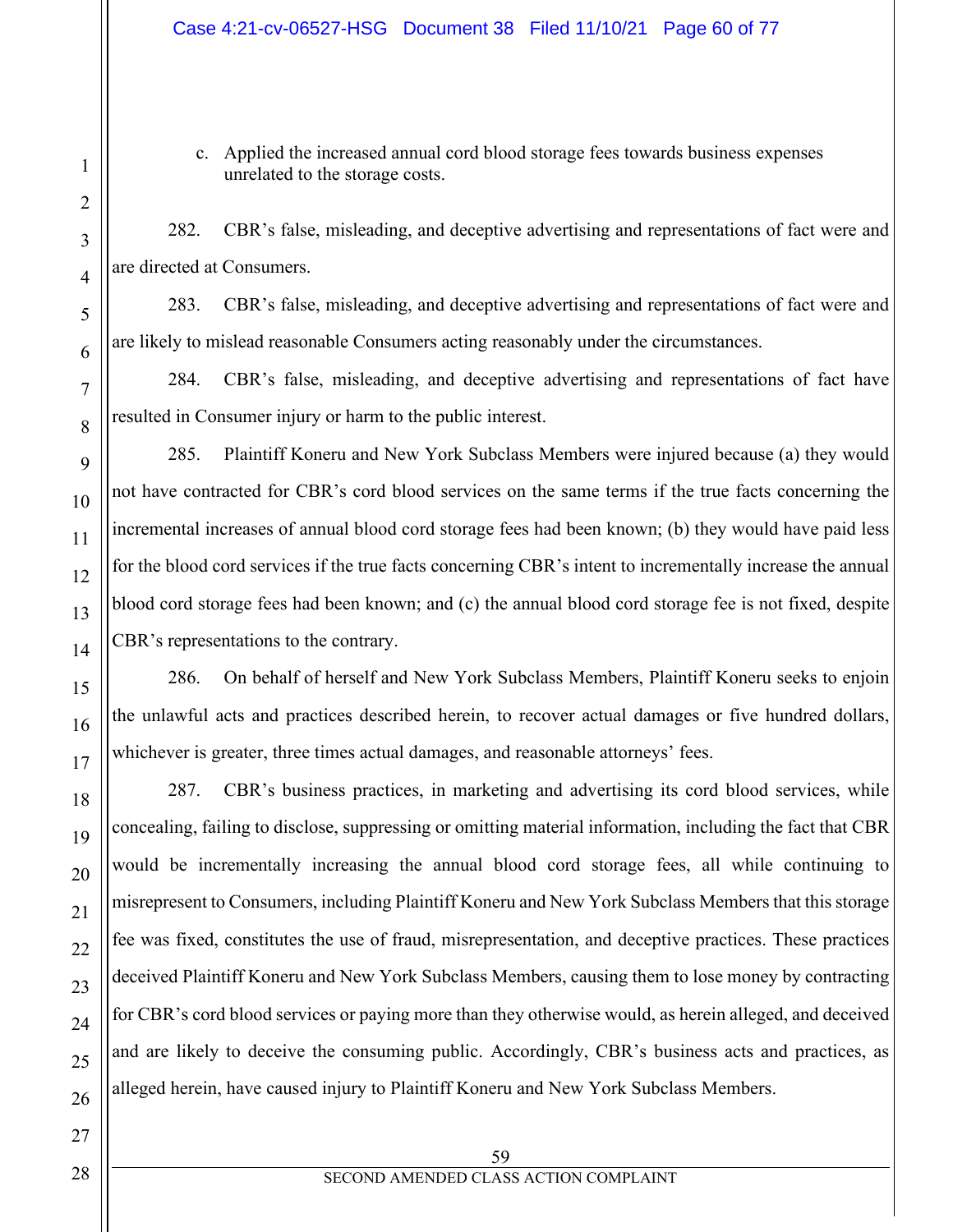c. Applied the increased annual cord blood storage fees towards business expenses unrelated to the storage costs.

282. CBR's false, misleading, and deceptive advertising and representations of fact were and are directed at Consumers.

283. CBR's false, misleading, and deceptive advertising and representations of fact were and are likely to mislead reasonable Consumers acting reasonably under the circumstances.

284. CBR's false, misleading, and deceptive advertising and representations of fact have resulted in Consumer injury or harm to the public interest.

285. Plaintiff Koneru and New York Subclass Members were injured because (a) they would not have contracted for CBR's cord blood services on the same terms if the true facts concerning the incremental increases of annual blood cord storage fees had been known; (b) they would have paid less for the blood cord services if the true facts concerning CBR's intent to incrementally increase the annual blood cord storage fees had been known; and (c) the annual blood cord storage fee is not fixed, despite CBR's representations to the contrary.

286. On behalf of herself and New York Subclass Members, Plaintiff Koneru seeks to enjoin the unlawful acts and practices described herein, to recover actual damages or five hundred dollars, whichever is greater, three times actual damages, and reasonable attorneys' fees.

287. CBR's business practices, in marketing and advertising its cord blood services, while concealing, failing to disclose, suppressing or omitting material information, including the fact that CBR would be incrementally increasing the annual blood cord storage fees, all while continuing to misrepresent to Consumers, including Plaintiff Koneru and New York Subclass Members that this storage fee was fixed, constitutes the use of fraud, misrepresentation, and deceptive practices. These practices deceived Plaintiff Koneru and New York Subclass Members, causing them to lose money by contracting for CBR's cord blood services or paying more than they otherwise would, as herein alleged, and deceived and are likely to deceive the consuming public. Accordingly, CBR's business acts and practices, as alleged herein, have caused injury to Plaintiff Koneru and New York Subclass Members.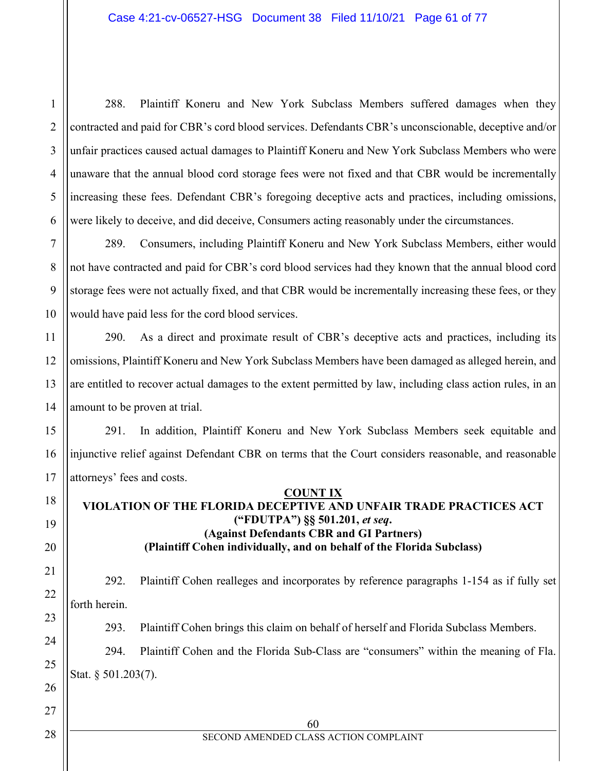288. Plaintiff Koneru and New York Subclass Members suffered damages when they contracted and paid for CBR's cord blood services. Defendants CBR's unconscionable, deceptive and/or unfair practices caused actual damages to Plaintiff Koneru and New York Subclass Members who were unaware that the annual blood cord storage fees were not fixed and that CBR would be incrementally increasing these fees. Defendant CBR's foregoing deceptive acts and practices, including omissions, were likely to deceive, and did deceive, Consumers acting reasonably under the circumstances.

289. Consumers, including Plaintiff Koneru and New York Subclass Members, either would not have contracted and paid for CBR's cord blood services had they known that the annual blood cord storage fees were not actually fixed, and that CBR would be incrementally increasing these fees, or they would have paid less for the cord blood services.

290. As a direct and proximate result of CBR's deceptive acts and practices, including its omissions, Plaintiff Koneru and New York Subclass Members have been damaged as alleged herein, and are entitled to recover actual damages to the extent permitted by law, including class action rules, in an amount to be proven at trial.

291. In addition, Plaintiff Koneru and New York Subclass Members seek equitable and injunctive relief against Defendant CBR on terms that the Court considers reasonable, and reasonable attorneys' fees and costs.

## COUNT IX
## VIOLATION OF THE FLORIDA DECEPTIVE AND UNFAIR TRADE PRACTICES ACT ("FDUTPA") §§ 501.201, *et seq*.
## (Against Defendants CBR and GI Partners)
## (Plaintiff Cohen individually, and on behalf of the Florida Subclass)

292. Plaintiff Cohen realleges and incorporates by reference paragraphs 1-154 as if fully set forth herein.

293. Plaintiff Cohen brings this claim on behalf of herself and Florida Subclass Members.

294. Plaintiff Cohen and the Florida Sub-Class are "consumers" within the meaning of Fla. Stat. § 501.203(7).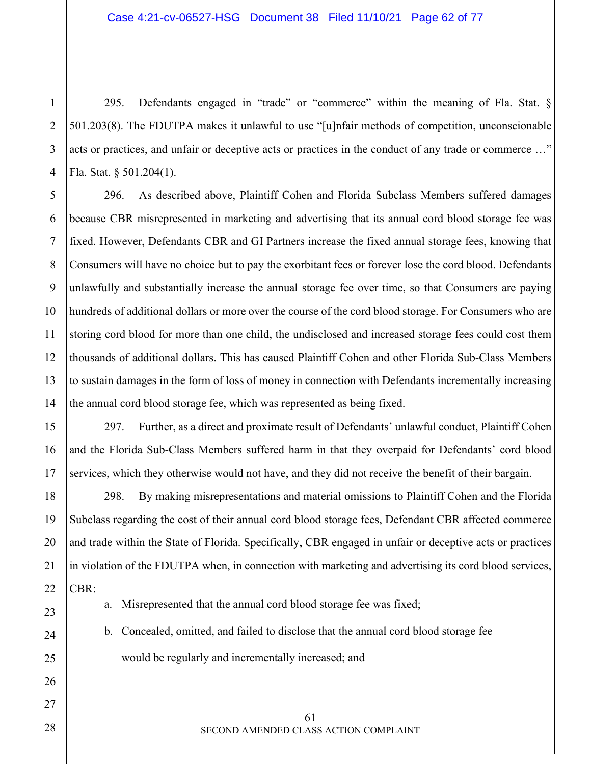295. Defendants engaged in "trade" or "commerce" within the meaning of Fla. Stat. § 501.203(8). The FDUTPA makes it unlawful to use "[u]nfair methods of competition, unconscionable acts or practices, and unfair or deceptive acts or practices in the conduct of any trade or commerce …" Fla. Stat. § 501.204(1).

296. As described above, Plaintiff Cohen and Florida Subclass Members suffered damages because CBR misrepresented in marketing and advertising that its annual cord blood storage fee was fixed. However, Defendants CBR and GI Partners increase the fixed annual storage fees, knowing that Consumers will have no choice but to pay the exorbitant fees or forever lose the cord blood. Defendants unlawfully and substantially increase the annual storage fee over time, so that Consumers are paying hundreds of additional dollars or more over the course of the cord blood storage. For Consumers who are storing cord blood for more than one child, the undisclosed and increased storage fees could cost them thousands of additional dollars. This has caused Plaintiff Cohen and other Florida Sub-Class Members to sustain damages in the form of loss of money in connection with Defendants incrementally increasing the annual cord blood storage fee, which was represented as being fixed.

297. Further, as a direct and proximate result of Defendants' unlawful conduct, Plaintiff Cohen and the Florida Sub-Class Members suffered harm in that they overpaid for Defendants' cord blood services, which they otherwise would not have, and they did not receive the benefit of their bargain.

298. By making misrepresentations and material omissions to Plaintiff Cohen and the Florida Subclass regarding the cost of their annual cord blood storage fees, Defendant CBR affected commerce and trade within the State of Florida. Specifically, CBR engaged in unfair or deceptive acts or practices in violation of the FDUTPA when, in connection with marketing and advertising its cord blood services, CBR:

a. Misrepresented that the annual cord blood storage fee was fixed;

b. Concealed, omitted, and failed to disclose that the annual cord blood storage fee would be regularly and incrementally increased; and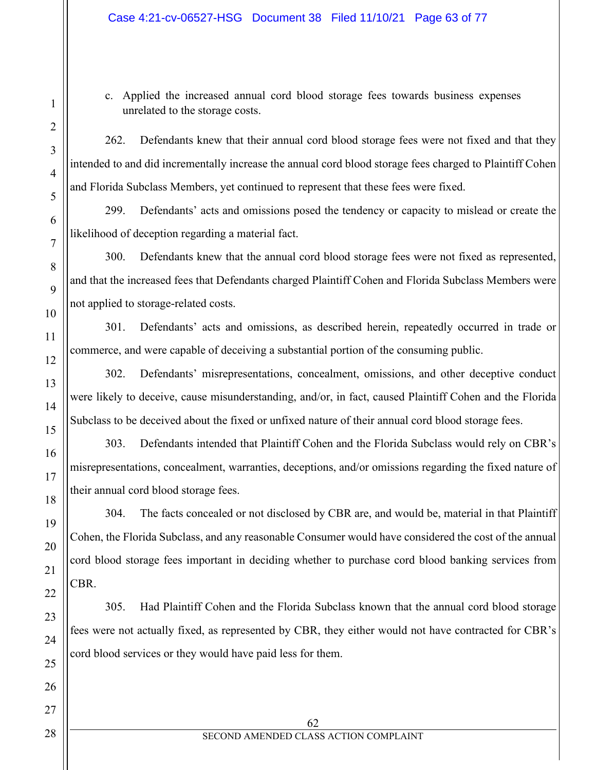c. Applied the increased annual cord blood storage fees towards business expenses unrelated to the storage costs.

262. Defendants knew that their annual cord blood storage fees were not fixed and that they intended to and did incrementally increase the annual cord blood storage fees charged to Plaintiff Cohen and Florida Subclass Members, yet continued to represent that these fees were fixed.

299. Defendants' acts and omissions posed the tendency or capacity to mislead or create the likelihood of deception regarding a material fact.

300. Defendants knew that the annual cord blood storage fees were not fixed as represented, and that the increased fees that Defendants charged Plaintiff Cohen and Florida Subclass Members were not applied to storage-related costs.

301. Defendants' acts and omissions, as described herein, repeatedly occurred in trade or commerce, and were capable of deceiving a substantial portion of the consuming public.

302. Defendants' misrepresentations, concealment, omissions, and other deceptive conduct were likely to deceive, cause misunderstanding, and/or, in fact, caused Plaintiff Cohen and the Florida Subclass to be deceived about the fixed or unfixed nature of their annual cord blood storage fees.

303. Defendants intended that Plaintiff Cohen and the Florida Subclass would rely on CBR's misrepresentations, concealment, warranties, deceptions, and/or omissions regarding the fixed nature of their annual cord blood storage fees.

304. The facts concealed or not disclosed by CBR are, and would be, material in that Plaintiff Cohen, the Florida Subclass, and any reasonable Consumer would have considered the cost of the annual cord blood storage fees important in deciding whether to purchase cord blood banking services from CBR.

305. Had Plaintiff Cohen and the Florida Subclass known that the annual cord blood storage fees were not actually fixed, as represented by CBR, they either would not have contracted for CBR's cord blood services or they would have paid less for them.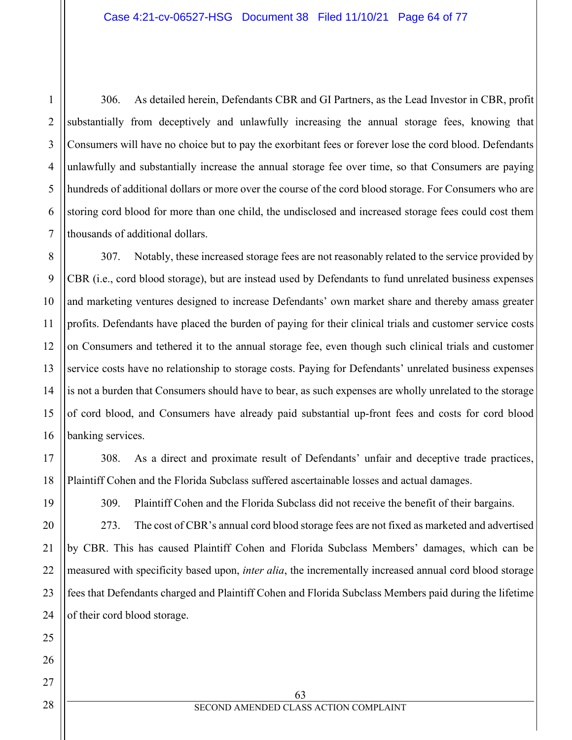306. As detailed herein, Defendants CBR and GI Partners, as the Lead Investor in CBR, profit substantially from deceptively and unlawfully increasing the annual storage fees, knowing that Consumers will have no choice but to pay the exorbitant fees or forever lose the cord blood. Defendants unlawfully and substantially increase the annual storage fee over time, so that Consumers are paying hundreds of additional dollars or more over the course of the cord blood storage. For Consumers who are storing cord blood for more than one child, the undisclosed and increased storage fees could cost them thousands of additional dollars.

307. Notably, these increased storage fees are not reasonably related to the service provided by CBR (i.e., cord blood storage), but are instead used by Defendants to fund unrelated business expenses and marketing ventures designed to increase Defendants' own market share and thereby amass greater profits. Defendants have placed the burden of paying for their clinical trials and customer service costs on Consumers and tethered it to the annual storage fee, even though such clinical trials and customer service costs have no relationship to storage costs. Paying for Defendants' unrelated business expenses is not a burden that Consumers should have to bear, as such expenses are wholly unrelated to the storage of cord blood, and Consumers have already paid substantial up-front fees and costs for cord blood banking services.

308. As a direct and proximate result of Defendants' unfair and deceptive trade practices, Plaintiff Cohen and the Florida Subclass suffered ascertainable losses and actual damages.

309. Plaintiff Cohen and the Florida Subclass did not receive the benefit of their bargains.

273. The cost of CBR's annual cord blood storage fees are not fixed as marketed and advertised by CBR. This has caused Plaintiff Cohen and Florida Subclass Members' damages, which can be measured with specificity based upon, *inter alia*, the incrementally increased annual cord blood storage fees that Defendants charged and Plaintiff Cohen and Florida Subclass Members paid during the lifetime of their cord blood storage.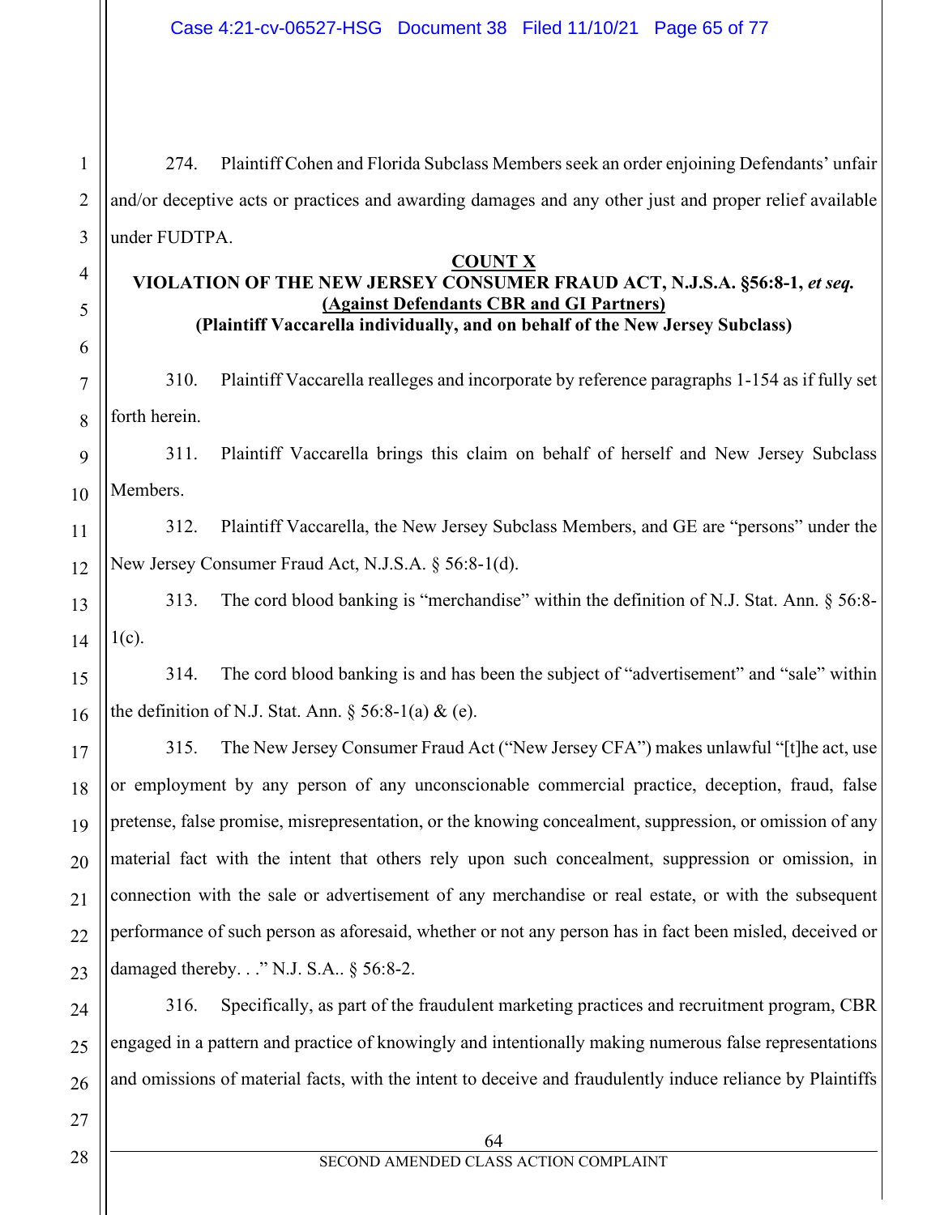274. Plaintiff Cohen and Florida Subclass Members seek an order enjoining Defendants' unfair and/or deceptive acts or practices and awarding damages and any other just and proper relief available under FUDTPA.

**COUNT X**

**VIOLATION OF THE NEW JERSEY CONSUMER FRAUD ACT, N.J.S.A. §56:8-1, *et seq.***

**(Against Defendants CBR and GI Partners)**

**(Plaintiff Vaccarella individually, and on behalf of the New Jersey Subclass)**

310. Plaintiff Vaccarella realleges and incorporate by reference paragraphs 1-154 as if fully set forth herein.

311. Plaintiff Vaccarella brings this claim on behalf of herself and New Jersey Subclass Members.

312. Plaintiff Vaccarella, the New Jersey Subclass Members, and GE are "persons" under the New Jersey Consumer Fraud Act, N.J.S.A. § 56:8-1(d).

313. The cord blood banking is "merchandise" within the definition of N.J. Stat. Ann. § 56:8-1(c).

314. The cord blood banking is and has been the subject of "advertisement" and "sale" within the definition of N.J. Stat. Ann. § 56:8-1(a) & (e).

315. The New Jersey Consumer Fraud Act ("New Jersey CFA") makes unlawful "[t]he act, use or employment by any person of any unconscionable commercial practice, deception, fraud, false pretense, false promise, misrepresentation, or the knowing concealment, suppression, or omission of any material fact with the intent that others rely upon such concealment, suppression or omission, in connection with the sale or advertisement of any merchandise or real estate, or with the subsequent performance of such person as aforesaid, whether or not any person has in fact been misled, deceived or damaged thereby. . ." N.J. S.A.. § 56:8-2.

316. Specifically, as part of the fraudulent marketing practices and recruitment program, CBR engaged in a pattern and practice of knowingly and intentionally making numerous false representations and omissions of material facts, with the intent to deceive and fraudulently induce reliance by Plaintiffs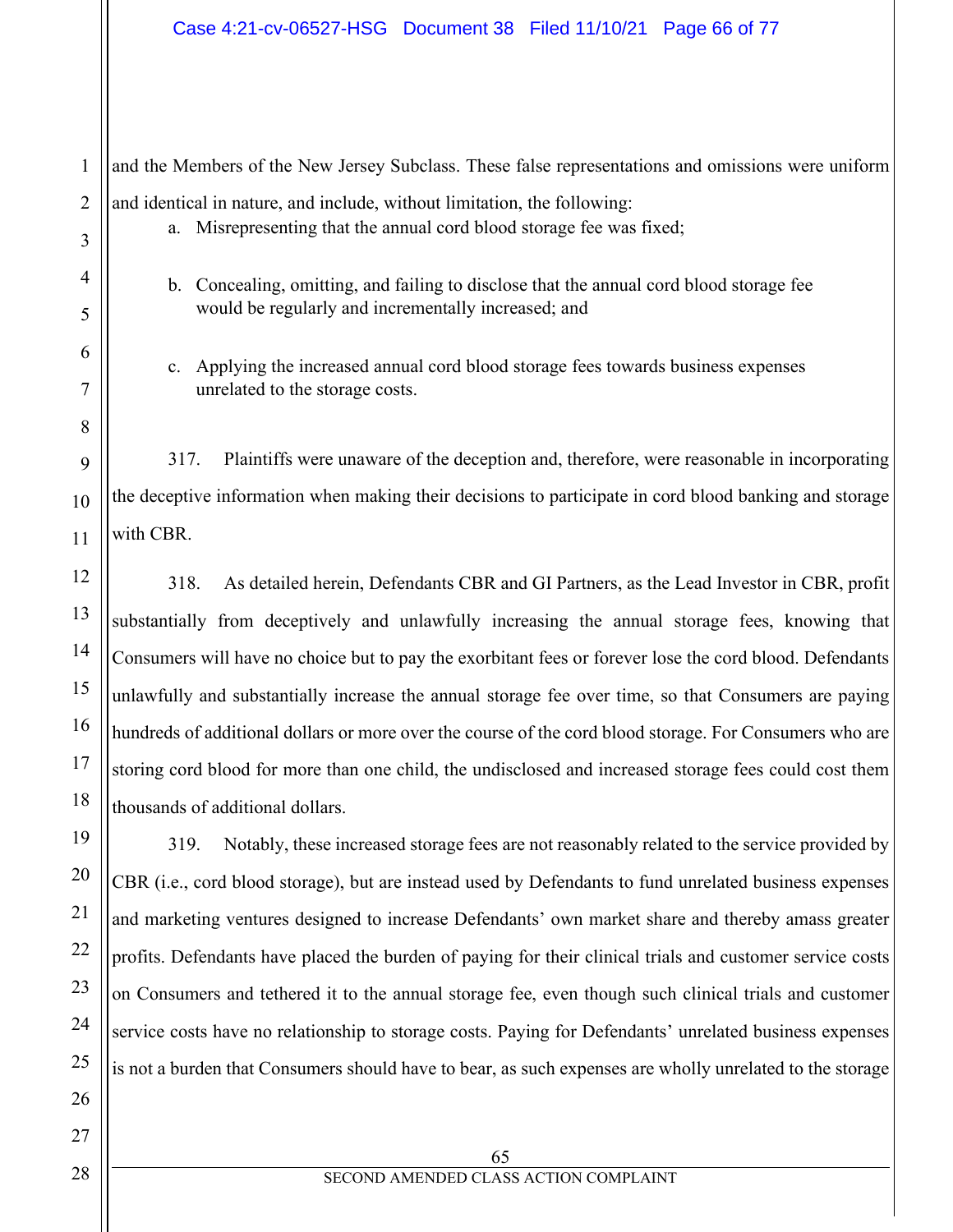and the Members of the New Jersey Subclass. These false representations and omissions were uniform and identical in nature, and include, without limitation, the following:

a. Misrepresenting that the annual cord blood storage fee was fixed;

b. Concealing, omitting, and failing to disclose that the annual cord blood storage fee would be regularly and incrementally increased; and

c. Applying the increased annual cord blood storage fees towards business expenses unrelated to the storage costs.

317. Plaintiffs were unaware of the deception and, therefore, were reasonable in incorporating the deceptive information when making their decisions to participate in cord blood banking and storage with CBR.

318. As detailed herein, Defendants CBR and GI Partners, as the Lead Investor in CBR, profit substantially from deceptively and unlawfully increasing the annual storage fees, knowing that Consumers will have no choice but to pay the exorbitant fees or forever lose the cord blood. Defendants unlawfully and substantially increase the annual storage fee over time, so that Consumers are paying hundreds of additional dollars or more over the course of the cord blood storage. For Consumers who are storing cord blood for more than one child, the undisclosed and increased storage fees could cost them thousands of additional dollars.

319. Notably, these increased storage fees are not reasonably related to the service provided by CBR (i.e., cord blood storage), but are instead used by Defendants to fund unrelated business expenses and marketing ventures designed to increase Defendants' own market share and thereby amass greater profits. Defendants have placed the burden of paying for their clinical trials and customer service costs on Consumers and tethered it to the annual storage fee, even though such clinical trials and customer service costs have no relationship to storage costs. Paying for Defendants' unrelated business expenses is not a burden that Consumers should have to bear, as such expenses are wholly unrelated to the storage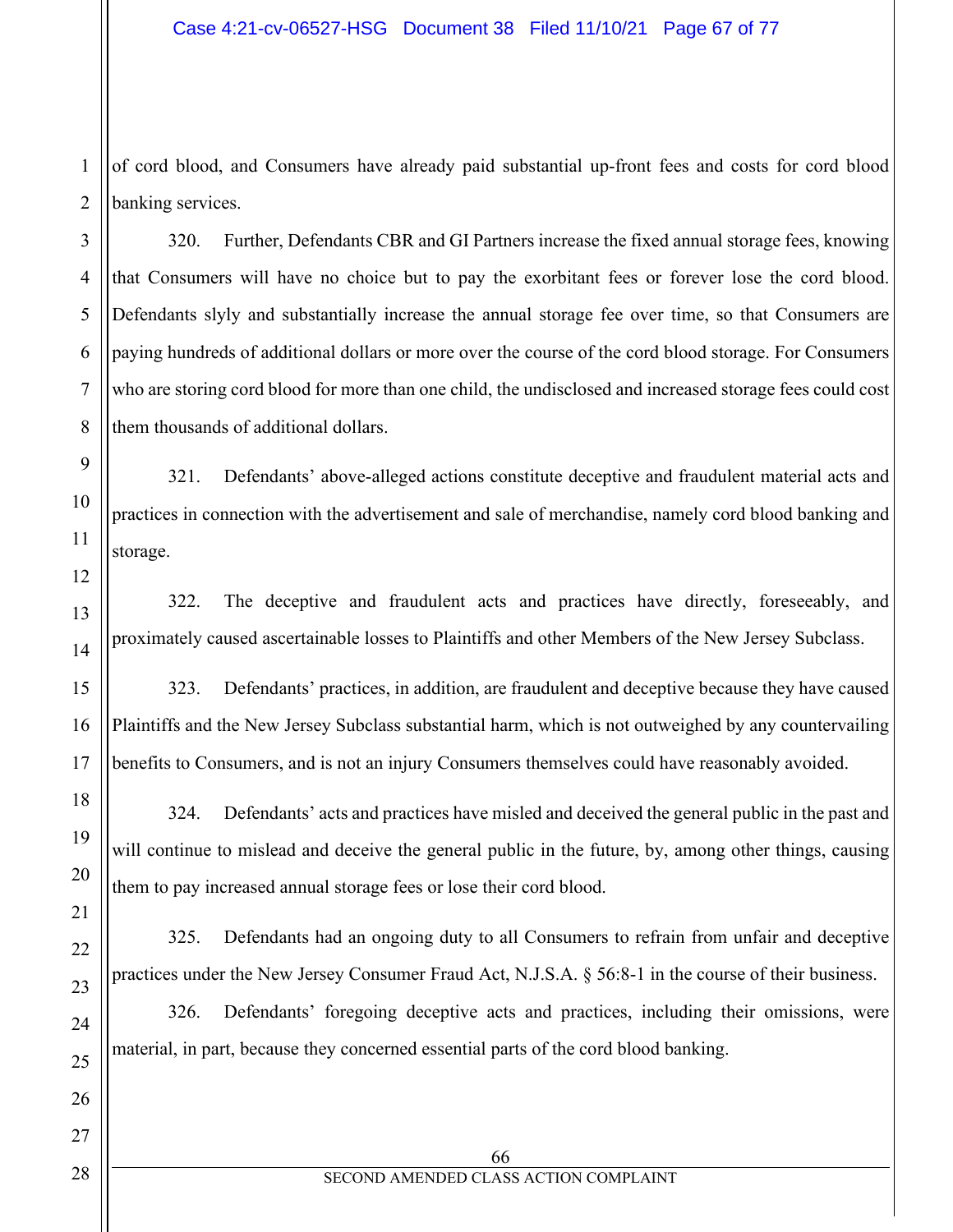of cord blood, and Consumers have already paid substantial up-front fees and costs for cord blood banking services.

320. Further, Defendants CBR and GI Partners increase the fixed annual storage fees, knowing that Consumers will have no choice but to pay the exorbitant fees or forever lose the cord blood. Defendants slyly and substantially increase the annual storage fee over time, so that Consumers are paying hundreds of additional dollars or more over the course of the cord blood storage. For Consumers who are storing cord blood for more than one child, the undisclosed and increased storage fees could cost them thousands of additional dollars.

321. Defendants' above-alleged actions constitute deceptive and fraudulent material acts and practices in connection with the advertisement and sale of merchandise, namely cord blood banking and storage.

322. The deceptive and fraudulent acts and practices have directly, foreseeably, and proximately caused ascertainable losses to Plaintiffs and other Members of the New Jersey Subclass.

323. Defendants' practices, in addition, are fraudulent and deceptive because they have caused Plaintiffs and the New Jersey Subclass substantial harm, which is not outweighed by any countervailing benefits to Consumers, and is not an injury Consumers themselves could have reasonably avoided.

324. Defendants' acts and practices have misled and deceived the general public in the past and will continue to mislead and deceive the general public in the future, by, among other things, causing them to pay increased annual storage fees or lose their cord blood.

325. Defendants had an ongoing duty to all Consumers to refrain from unfair and deceptive practices under the New Jersey Consumer Fraud Act, N.J.S.A. § 56:8-1 in the course of their business.

326. Defendants' foregoing deceptive acts and practices, including their omissions, were material, in part, because they concerned essential parts of the cord blood banking.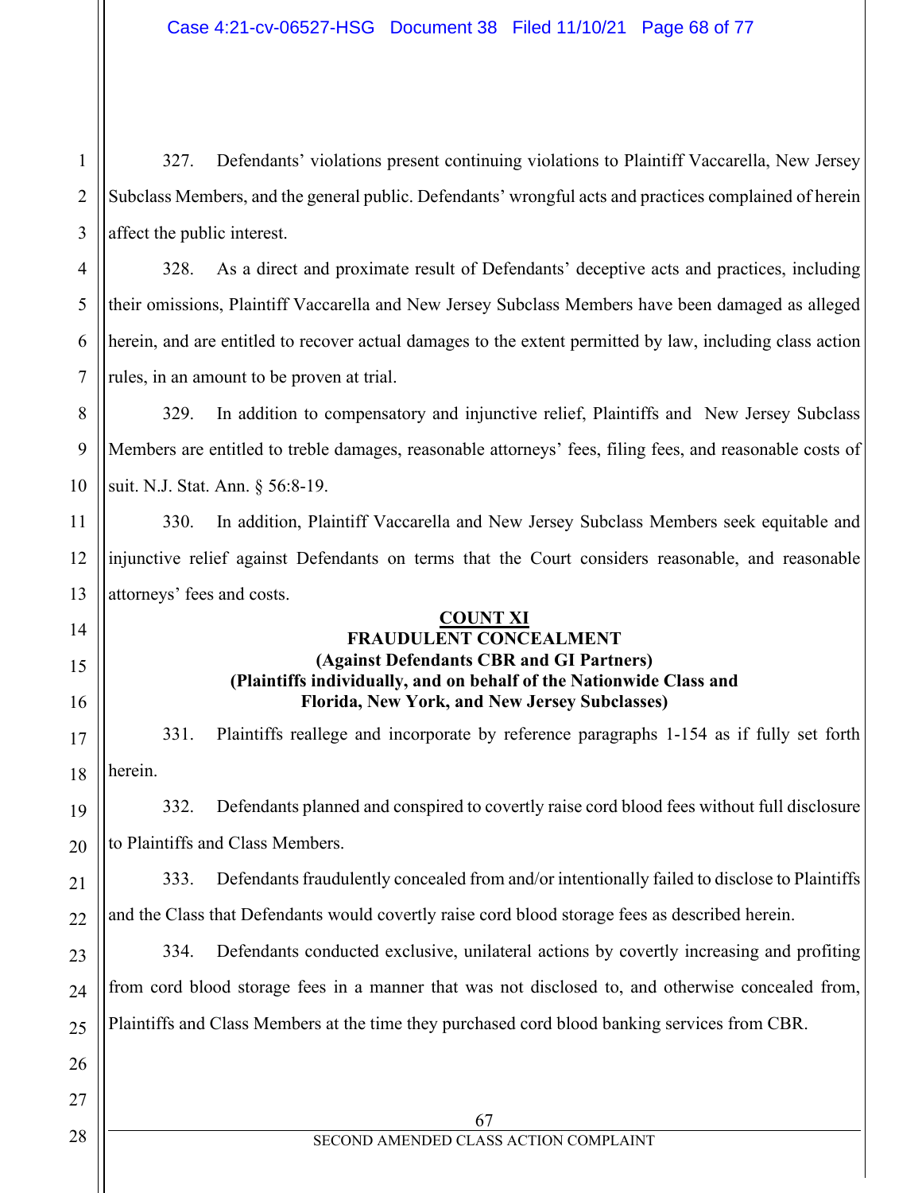327. Defendants' violations present continuing violations to Plaintiff Vaccarella, New Jersey Subclass Members, and the general public. Defendants' wrongful acts and practices complained of herein affect the public interest.

328. As a direct and proximate result of Defendants' deceptive acts and practices, including their omissions, Plaintiff Vaccarella and New Jersey Subclass Members have been damaged as alleged herein, and are entitled to recover actual damages to the extent permitted by law, including class action rules, in an amount to be proven at trial.

329. In addition to compensatory and injunctive relief, Plaintiffs and New Jersey Subclass Members are entitled to treble damages, reasonable attorneys' fees, filing fees, and reasonable costs of suit. N.J. Stat. Ann. § 56:8-19.

330. In addition, Plaintiff Vaccarella and New Jersey Subclass Members seek equitable and injunctive relief against Defendants on terms that the Court considers reasonable, and reasonable attorneys' fees and costs.

**COUNT XI**
**FRAUDULENT CONCEALMENT**
**(Against Defendants CBR and GI Partners)**
**(Plaintiffs individually, and on behalf of the Nationwide Class and Florida, New York, and New Jersey Subclasses)**

331. Plaintiffs reallege and incorporate by reference paragraphs 1-154 as if fully set forth herein.

332. Defendants planned and conspired to covertly raise cord blood fees without full disclosure to Plaintiffs and Class Members.

333. Defendants fraudulently concealed from and/or intentionally failed to disclose to Plaintiffs and the Class that Defendants would covertly raise cord blood storage fees as described herein.

334. Defendants conducted exclusive, unilateral actions by covertly increasing and profiting from cord blood storage fees in a manner that was not disclosed to, and otherwise concealed from, Plaintiffs and Class Members at the time they purchased cord blood banking services from CBR.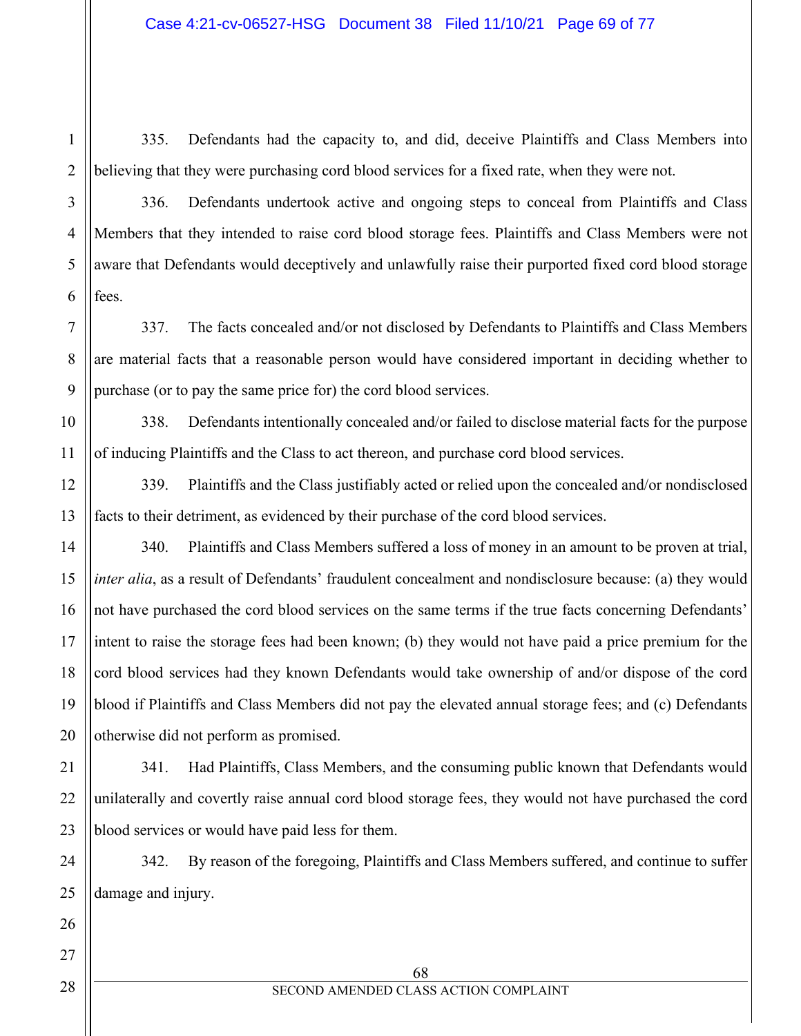335. Defendants had the capacity to, and did, deceive Plaintiffs and Class Members into believing that they were purchasing cord blood services for a fixed rate, when they were not.

336. Defendants undertook active and ongoing steps to conceal from Plaintiffs and Class Members that they intended to raise cord blood storage fees. Plaintiffs and Class Members were not aware that Defendants would deceptively and unlawfully raise their purported fixed cord blood storage fees.

337. The facts concealed and/or not disclosed by Defendants to Plaintiffs and Class Members are material facts that a reasonable person would have considered important in deciding whether to purchase (or to pay the same price for) the cord blood services.

338. Defendants intentionally concealed and/or failed to disclose material facts for the purpose of inducing Plaintiffs and the Class to act thereon, and purchase cord blood services.

339. Plaintiffs and the Class justifiably acted or relied upon the concealed and/or nondisclosed facts to their detriment, as evidenced by their purchase of the cord blood services.

340. Plaintiffs and Class Members suffered a loss of money in an amount to be proven at trial, *inter alia*, as a result of Defendants' fraudulent concealment and nondisclosure because: (a) they would not have purchased the cord blood services on the same terms if the true facts concerning Defendants' intent to raise the storage fees had been known; (b) they would not have paid a price premium for the cord blood services had they known Defendants would take ownership of and/or dispose of the cord blood if Plaintiffs and Class Members did not pay the elevated annual storage fees; and (c) Defendants otherwise did not perform as promised.

341. Had Plaintiffs, Class Members, and the consuming public known that Defendants would unilaterally and covertly raise annual cord blood storage fees, they would not have purchased the cord blood services or would have paid less for them.

342. By reason of the foregoing, Plaintiffs and Class Members suffered, and continue to suffer damage and injury.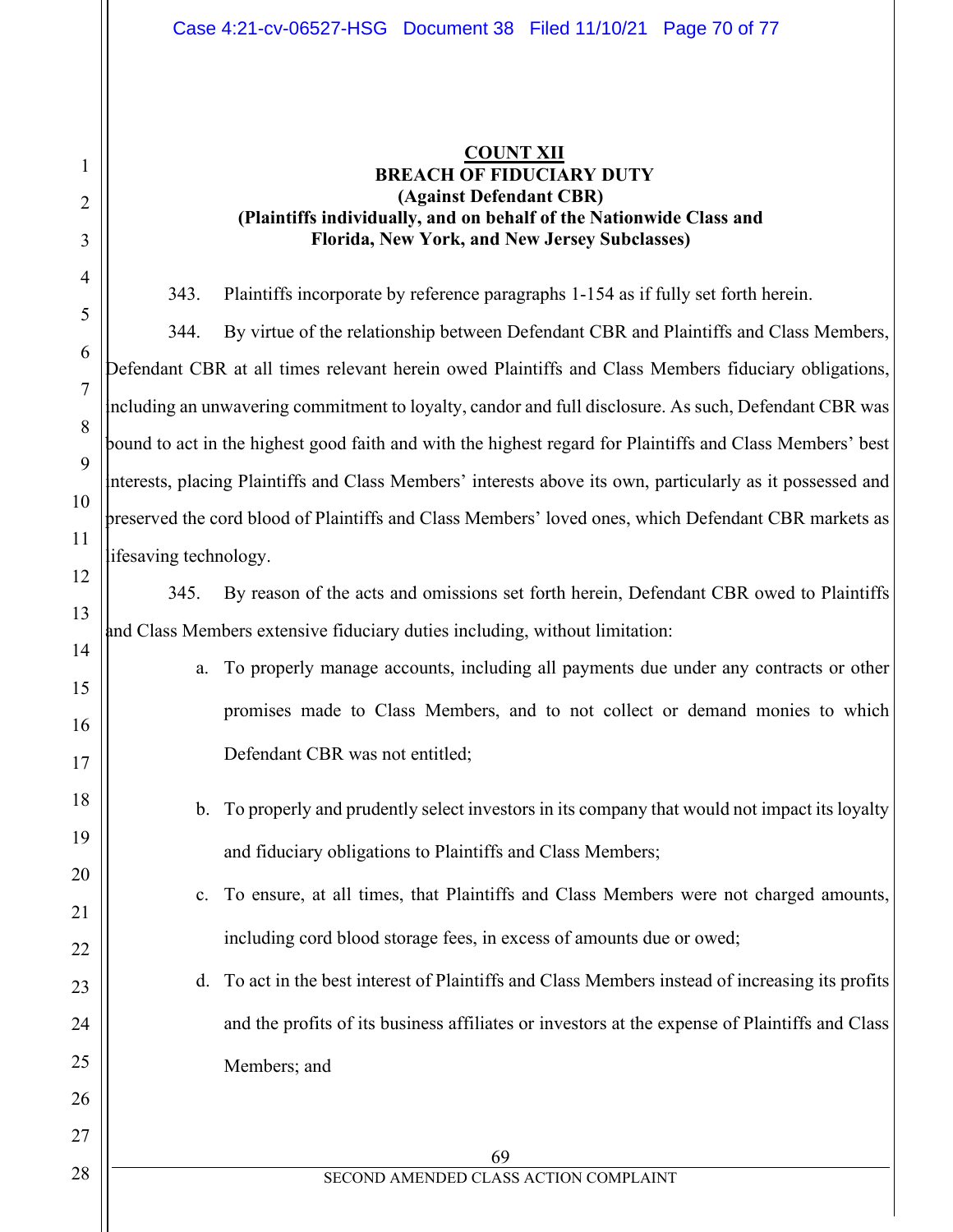**COUNT XII**

**BREACH OF FIDUCIARY DUTY**

**(Against Defendant CBR)**

**(Plaintiffs individually, and on behalf of the Nationwide Class and Florida, New York, and New Jersey Subclasses)**

343. Plaintiffs incorporate by reference paragraphs 1-154 as if fully set forth herein.

344. By virtue of the relationship between Defendant CBR and Plaintiffs and Class Members, Defendant CBR at all times relevant herein owed Plaintiffs and Class Members fiduciary obligations, including an unwavering commitment to loyalty, candor and full disclosure. As such, Defendant CBR was bound to act in the highest good faith and with the highest regard for Plaintiffs and Class Members' best interests, placing Plaintiffs and Class Members' interests above its own, particularly as it possessed and preserved the cord blood of Plaintiffs and Class Members' loved ones, which Defendant CBR markets as lifesaving technology.

345. By reason of the acts and omissions set forth herein, Defendant CBR owed to Plaintiffs and Class Members extensive fiduciary duties including, without limitation:

a. To properly manage accounts, including all payments due under any contracts or other promises made to Class Members, and to not collect or demand monies to which Defendant CBR was not entitled;

b. To properly and prudently select investors in its company that would not impact its loyalty and fiduciary obligations to Plaintiffs and Class Members;

c. To ensure, at all times, that Plaintiffs and Class Members were not charged amounts, including cord blood storage fees, in excess of amounts due or owed;

d. To act in the best interest of Plaintiffs and Class Members instead of increasing its profits and the profits of its business affiliates or investors at the expense of Plaintiffs and Class Members; and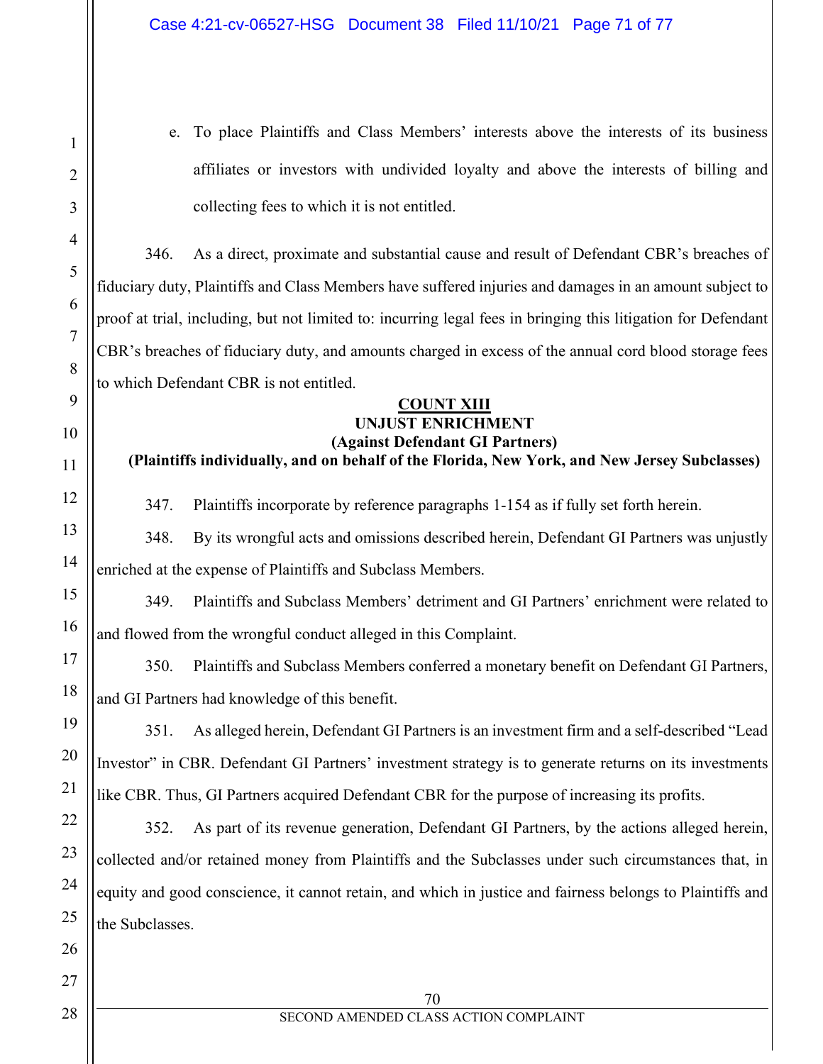e. To place Plaintiffs and Class Members' interests above the interests of its business affiliates or investors with undivided loyalty and above the interests of billing and collecting fees to which it is not entitled.

346. As a direct, proximate and substantial cause and result of Defendant CBR's breaches of fiduciary duty, Plaintiffs and Class Members have suffered injuries and damages in an amount subject to proof at trial, including, but not limited to: incurring legal fees in bringing this litigation for Defendant CBR's breaches of fiduciary duty, and amounts charged in excess of the annual cord blood storage fees to which Defendant CBR is not entitled.

**COUNT XIII**
**UNJUST ENRICHMENT**
**(Against Defendant GI Partners)**
**(Plaintiffs individually, and on behalf of the Florida, New York, and New Jersey Subclasses)**

347. Plaintiffs incorporate by reference paragraphs 1-154 as if fully set forth herein.

348. By its wrongful acts and omissions described herein, Defendant GI Partners was unjustly enriched at the expense of Plaintiffs and Subclass Members.

349. Plaintiffs and Subclass Members' detriment and GI Partners' enrichment were related to and flowed from the wrongful conduct alleged in this Complaint.

350. Plaintiffs and Subclass Members conferred a monetary benefit on Defendant GI Partners, and GI Partners had knowledge of this benefit.

351. As alleged herein, Defendant GI Partners is an investment firm and a self-described "Lead Investor" in CBR. Defendant GI Partners' investment strategy is to generate returns on its investments like CBR. Thus, GI Partners acquired Defendant CBR for the purpose of increasing its profits.

352. As part of its revenue generation, Defendant GI Partners, by the actions alleged herein, collected and/or retained money from Plaintiffs and the Subclasses under such circumstances that, in equity and good conscience, it cannot retain, and which in justice and fairness belongs to Plaintiffs and the Subclasses.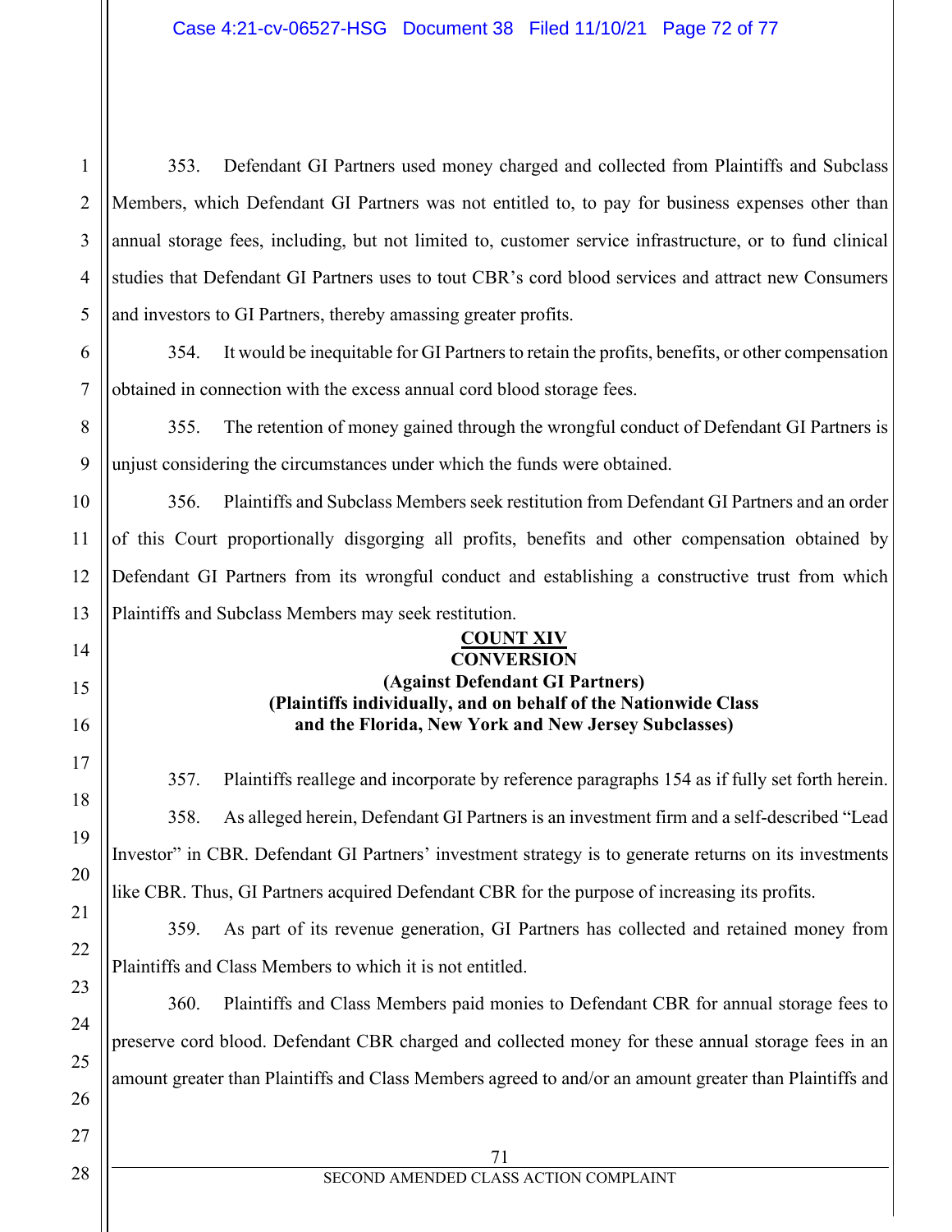353. Defendant GI Partners used money charged and collected from Plaintiffs and Subclass Members, which Defendant GI Partners was not entitled to, to pay for business expenses other than annual storage fees, including, but not limited to, customer service infrastructure, or to fund clinical studies that Defendant GI Partners uses to tout CBR's cord blood services and attract new Consumers and investors to GI Partners, thereby amassing greater profits.

354. It would be inequitable for GI Partners to retain the profits, benefits, or other compensation obtained in connection with the excess annual cord blood storage fees.

355. The retention of money gained through the wrongful conduct of Defendant GI Partners is unjust considering the circumstances under which the funds were obtained.

356. Plaintiffs and Subclass Members seek restitution from Defendant GI Partners and an order of this Court proportionally disgorging all profits, benefits and other compensation obtained by Defendant GI Partners from its wrongful conduct and establishing a constructive trust from which Plaintiffs and Subclass Members may seek restitution.

**COUNT XIV**
**CONVERSION**
**(Against Defendant GI Partners)**
**(Plaintiffs individually, and on behalf of the Nationwide Class and the Florida, New York and New Jersey Subclasses)**

357. Plaintiffs reallege and incorporate by reference paragraphs 154 as if fully set forth herein.

358. As alleged herein, Defendant GI Partners is an investment firm and a self-described "Lead Investor" in CBR. Defendant GI Partners' investment strategy is to generate returns on its investments like CBR. Thus, GI Partners acquired Defendant CBR for the purpose of increasing its profits.

359. As part of its revenue generation, GI Partners has collected and retained money from Plaintiffs and Class Members to which it is not entitled.

360. Plaintiffs and Class Members paid monies to Defendant CBR for annual storage fees to preserve cord blood. Defendant CBR charged and collected money for these annual storage fees in an amount greater than Plaintiffs and Class Members agreed to and/or an amount greater than Plaintiffs and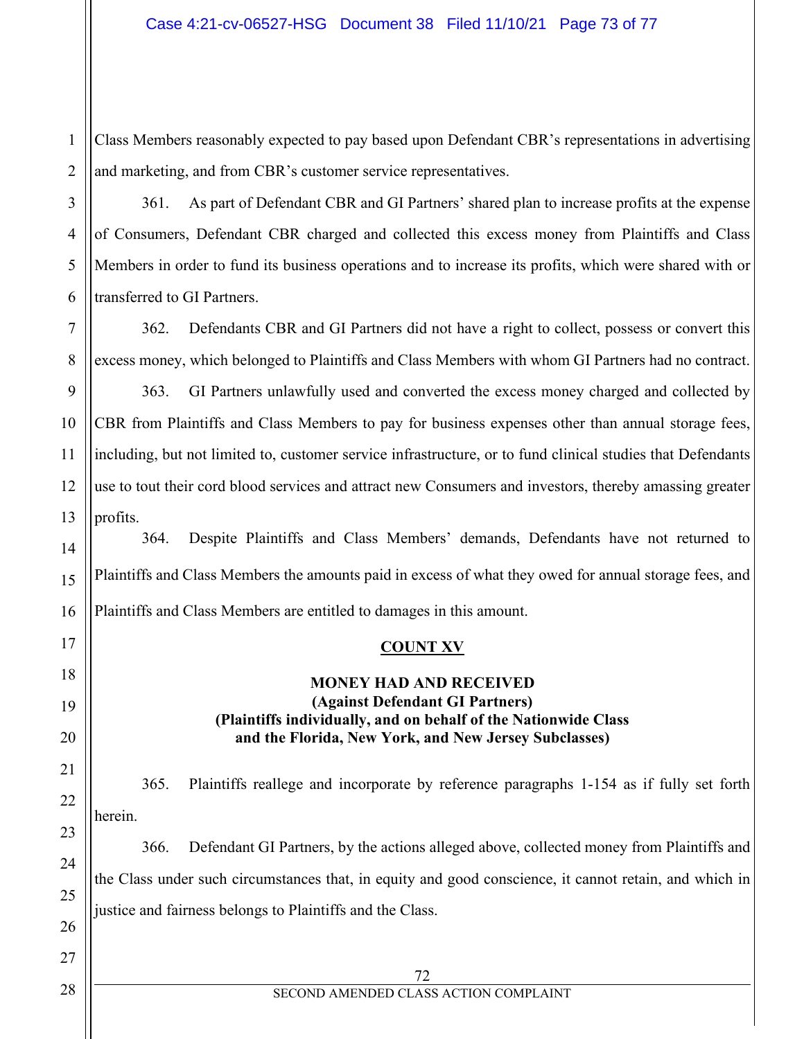Class Members reasonably expected to pay based upon Defendant CBR's representations in advertising and marketing, and from CBR's customer service representatives.

361. As part of Defendant CBR and GI Partners' shared plan to increase profits at the expense of Consumers, Defendant CBR charged and collected this excess money from Plaintiffs and Class Members in order to fund its business operations and to increase its profits, which were shared with or transferred to GI Partners.

362. Defendants CBR and GI Partners did not have a right to collect, possess or convert this excess money, which belonged to Plaintiffs and Class Members with whom GI Partners had no contract.

363. GI Partners unlawfully used and converted the excess money charged and collected by CBR from Plaintiffs and Class Members to pay for business expenses other than annual storage fees, including, but not limited to, customer service infrastructure, or to fund clinical studies that Defendants use to tout their cord blood services and attract new Consumers and investors, thereby amassing greater profits.

364. Despite Plaintiffs and Class Members' demands, Defendants have not returned to Plaintiffs and Class Members the amounts paid in excess of what they owed for annual storage fees, and Plaintiffs and Class Members are entitled to damages in this amount.

**COUNT XV**

**MONEY HAD AND RECEIVED**
**(Against Defendant GI Partners)**
**(Plaintiffs individually, and on behalf of the Nationwide Class and the Florida, New York, and New Jersey Subclasses)**

365. Plaintiffs reallege and incorporate by reference paragraphs 1-154 as if fully set forth herein.

366. Defendant GI Partners, by the actions alleged above, collected money from Plaintiffs and the Class under such circumstances that, in equity and good conscience, it cannot retain, and which in justice and fairness belongs to Plaintiffs and the Class.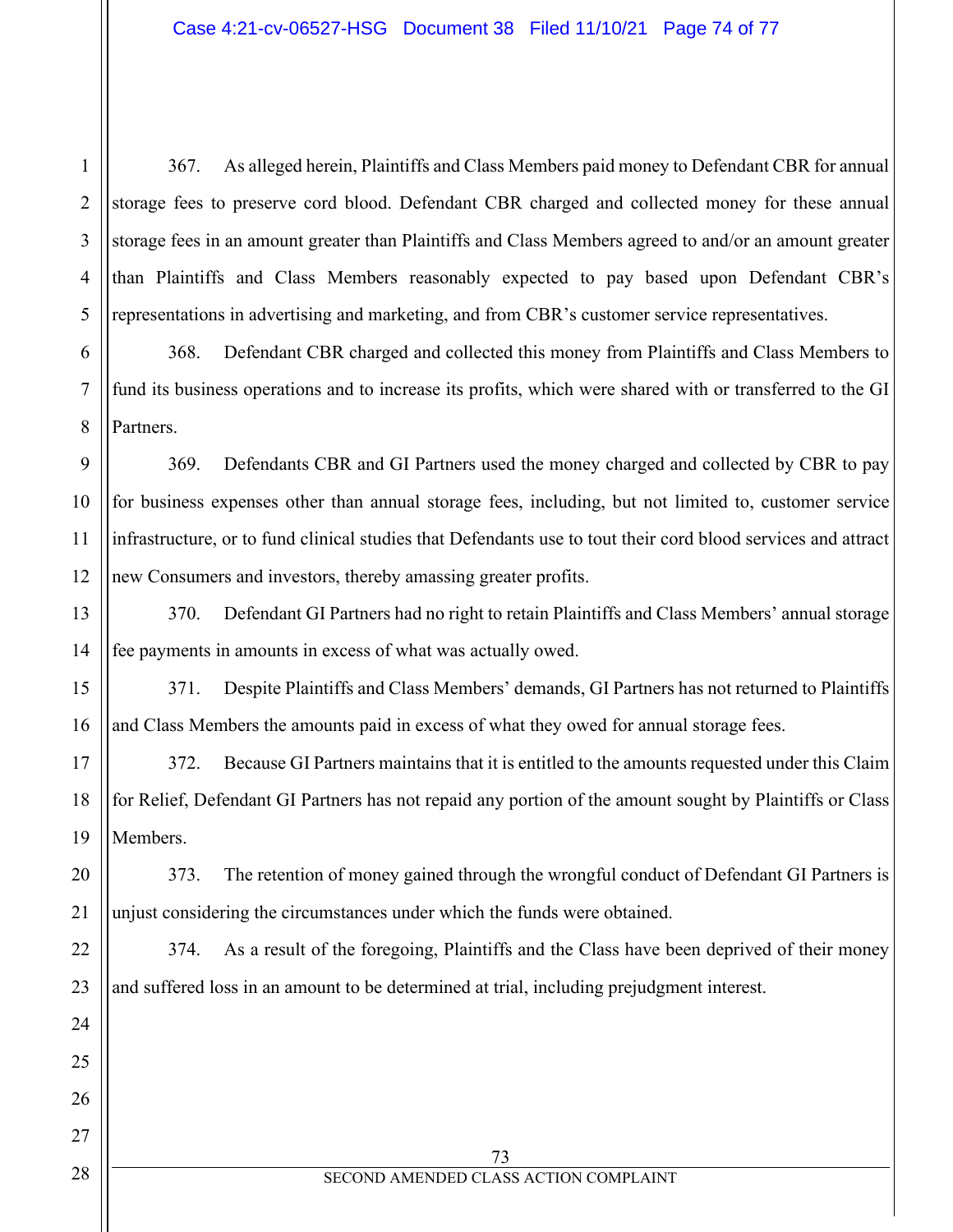367. As alleged herein, Plaintiffs and Class Members paid money to Defendant CBR for annual storage fees to preserve cord blood. Defendant CBR charged and collected money for these annual storage fees in an amount greater than Plaintiffs and Class Members agreed to and/or an amount greater than Plaintiffs and Class Members reasonably expected to pay based upon Defendant CBR's representations in advertising and marketing, and from CBR's customer service representatives.

368. Defendant CBR charged and collected this money from Plaintiffs and Class Members to fund its business operations and to increase its profits, which were shared with or transferred to the GI Partners.

369. Defendants CBR and GI Partners used the money charged and collected by CBR to pay for business expenses other than annual storage fees, including, but not limited to, customer service infrastructure, or to fund clinical studies that Defendants use to tout their cord blood services and attract new Consumers and investors, thereby amassing greater profits.

370. Defendant GI Partners had no right to retain Plaintiffs and Class Members' annual storage fee payments in amounts in excess of what was actually owed.

371. Despite Plaintiffs and Class Members' demands, GI Partners has not returned to Plaintiffs and Class Members the amounts paid in excess of what they owed for annual storage fees.

372. Because GI Partners maintains that it is entitled to the amounts requested under this Claim for Relief, Defendant GI Partners has not repaid any portion of the amount sought by Plaintiffs or Class Members.

373. The retention of money gained through the wrongful conduct of Defendant GI Partners is unjust considering the circumstances under which the funds were obtained.

374. As a result of the foregoing, Plaintiffs and the Class have been deprived of their money and suffered loss in an amount to be determined at trial, including prejudgment interest.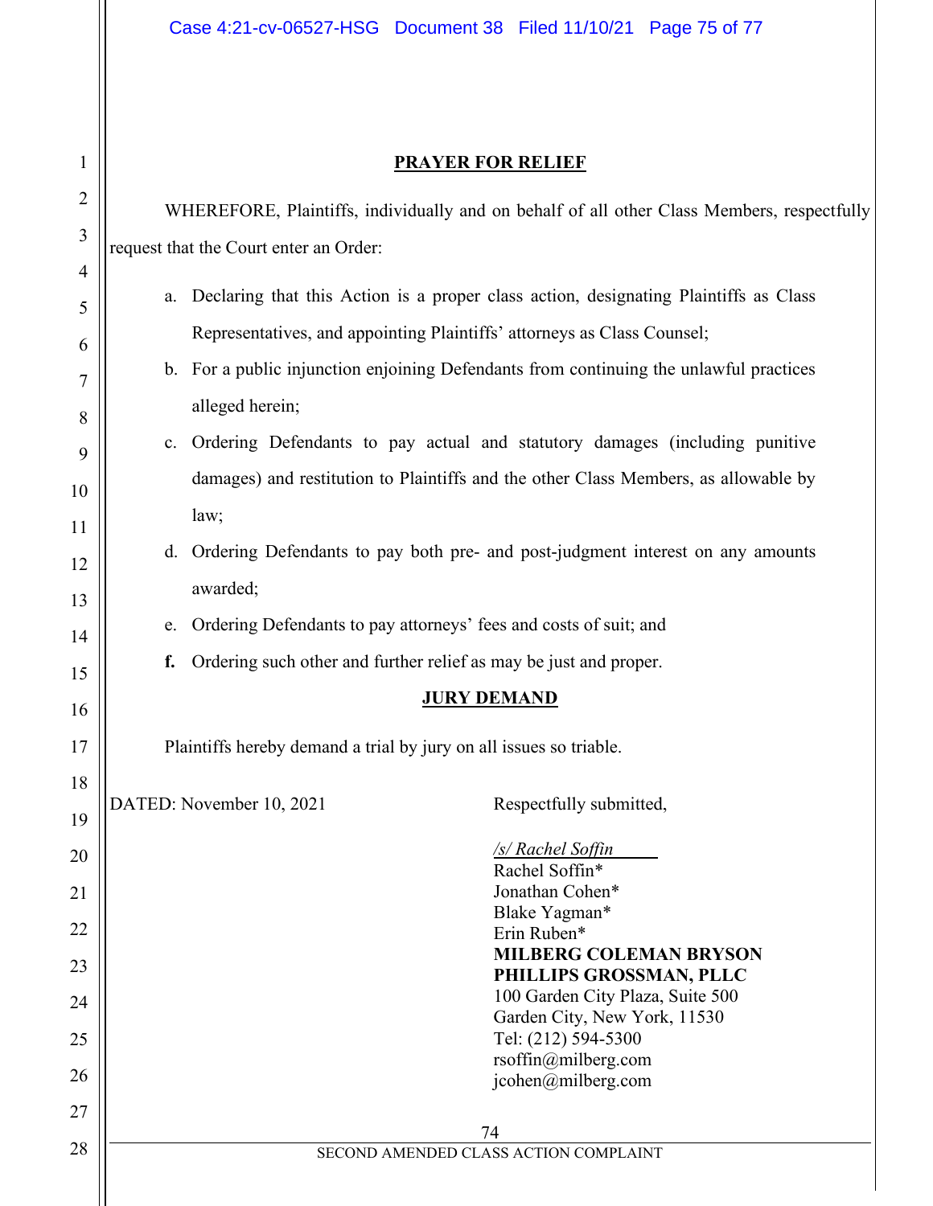## PRAYER FOR RELIEF

WHEREFORE, Plaintiffs, individually and on behalf of all other Class Members, respectfully request that the Court enter an Order:

a. Declaring that this Action is a proper class action, designating Plaintiffs as Class Representatives, and appointing Plaintiffs' attorneys as Class Counsel;

b. For a public injunction enjoining Defendants from continuing the unlawful practices alleged herein;

c. Ordering Defendants to pay actual and statutory damages (including punitive damages) and restitution to Plaintiffs and the other Class Members, as allowable by law;

d. Ordering Defendants to pay both pre- and post-judgment interest on any amounts awarded;

e. Ordering Defendants to pay attorneys' fees and costs of suit; and

**f.** Ordering such other and further relief as may be just and proper.

## JURY DEMAND

Plaintiffs hereby demand a trial by jury on all issues so triable.

DATED: November 10, 2021

Respectfully submitted,

*/s/ Rachel Soffin*
Rachel Soffin*
Jonathan Cohen*
Blake Yagman*
Erin Ruben*
**MILBERG COLEMAN BRYSON PHILLIPS GROSSMAN, PLLC**
100 Garden City Plaza, Suite 500
Garden City, New York, 11530
Tel: (212) 594-5300
rsoffin@milberg.com
jcohen@milberg.com

SECOND AMENDED CLASS ACTION COMPLAINT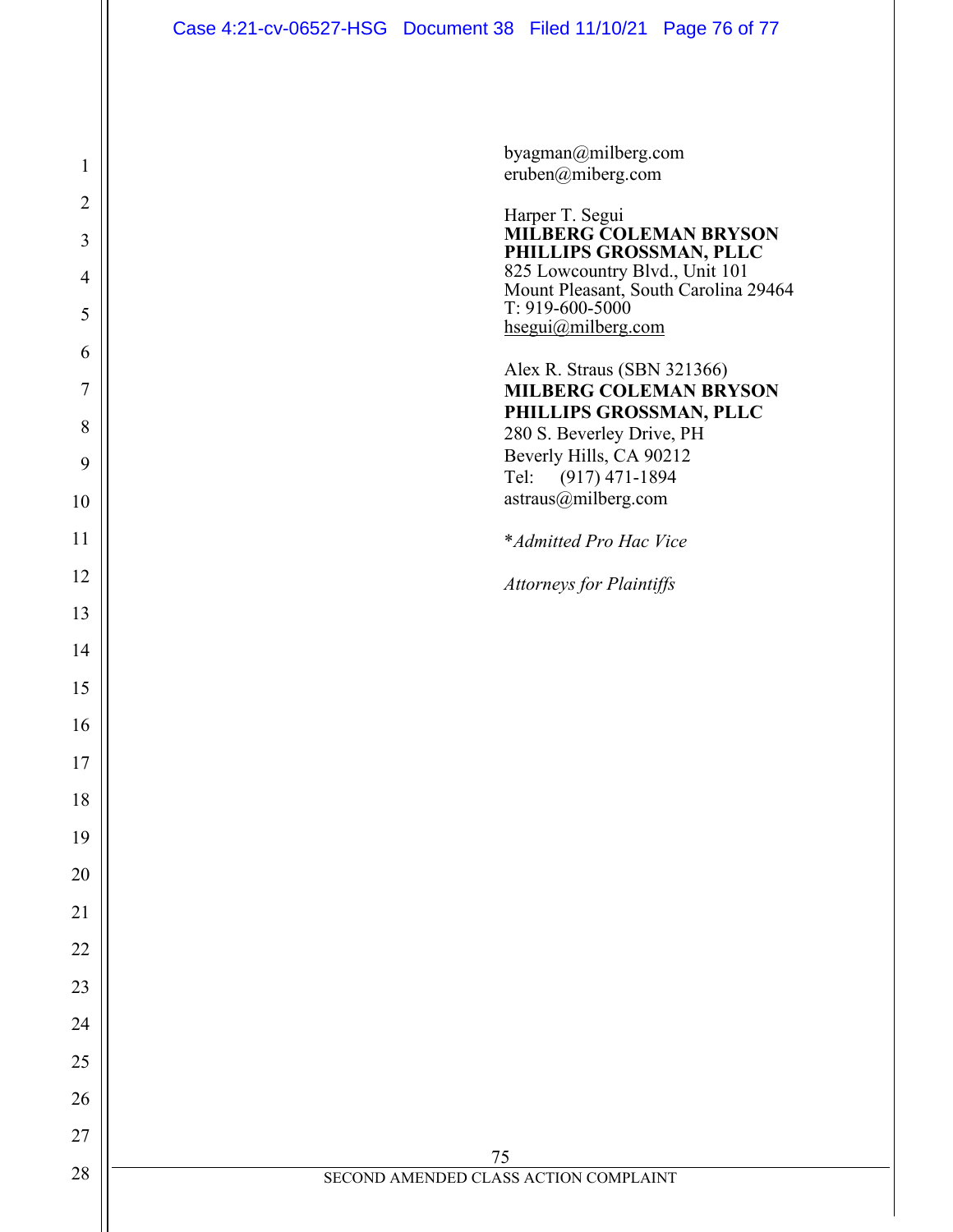byagman@milberg.com
eruben@miberg.com

Harper T. Segui
**MILBERG COLEMAN BRYSON PHILLIPS GROSSMAN, PLLC**
825 Lowcountry Blvd., Unit 101
Mount Pleasant, South Carolina 29464
T: 919-600-5000
hsegui@milberg.com

Alex R. Straus (SBN 321366)
**MILBERG COLEMAN BRYSON PHILLIPS GROSSMAN, PLLC**
280 S. Beverley Drive, PH
Beverly Hills, CA 90212
Tel: (917) 471-1894
astraus@milberg.com

**Admitted Pro Hac Vice*

*Attorneys for Plaintiffs*

SECOND AMENDED CLASS ACTION COMPLAINT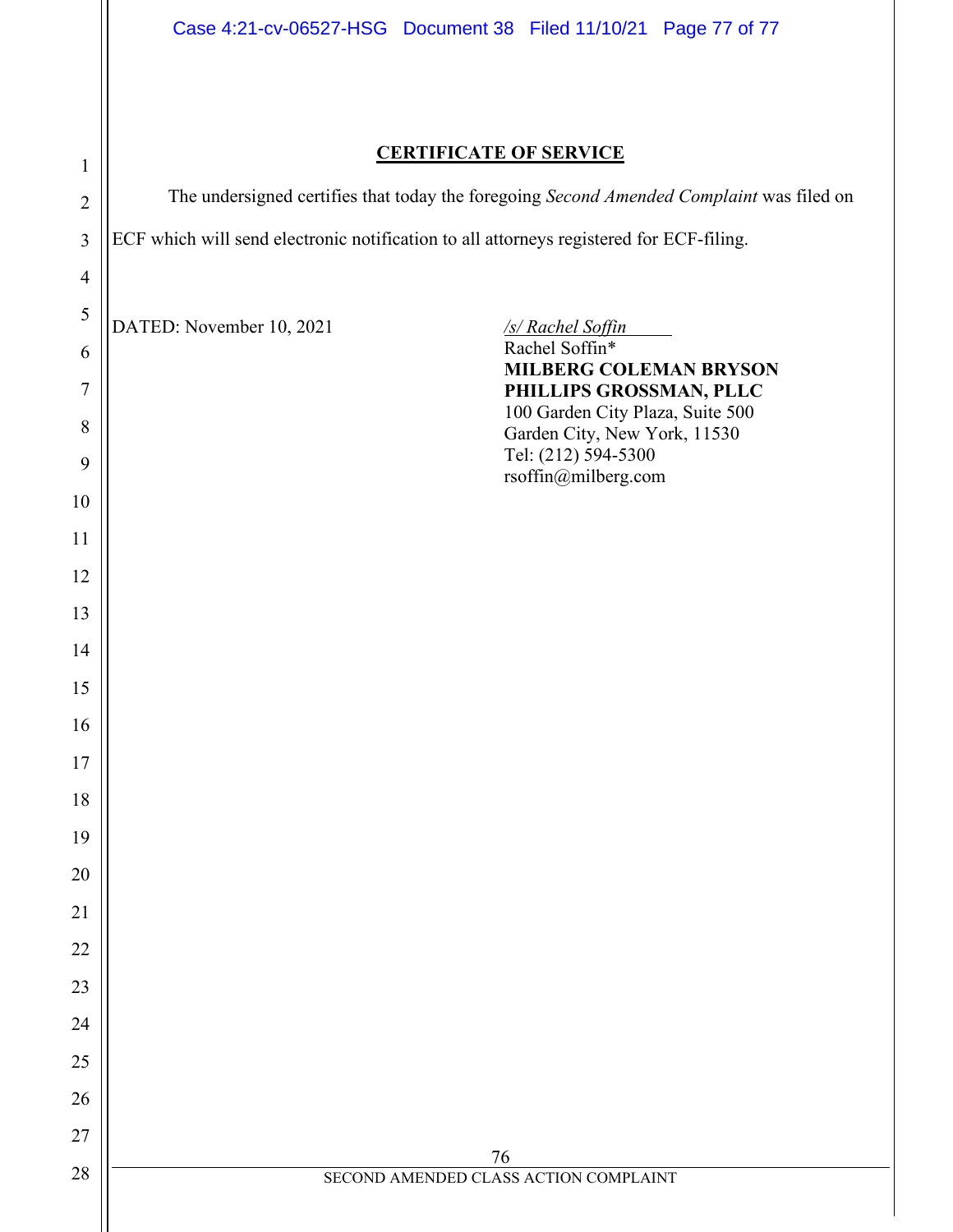## CERTIFICATE OF SERVICE

The undersigned certifies that today the foregoing *Second Amended Complaint* was filed on ECF which will send electronic notification to all attorneys registered for ECF-filing.

DATED: November 10, 2021

*/s/ Rachel Soffin*
Rachel Soffin*
**MILBERG COLEMAN BRYSON PHILLIPS GROSSMAN, PLLC**
100 Garden City Plaza, Suite 500
Garden City, New York, 11530
Tel: (212) 594-5300
rsoffin@milberg.com